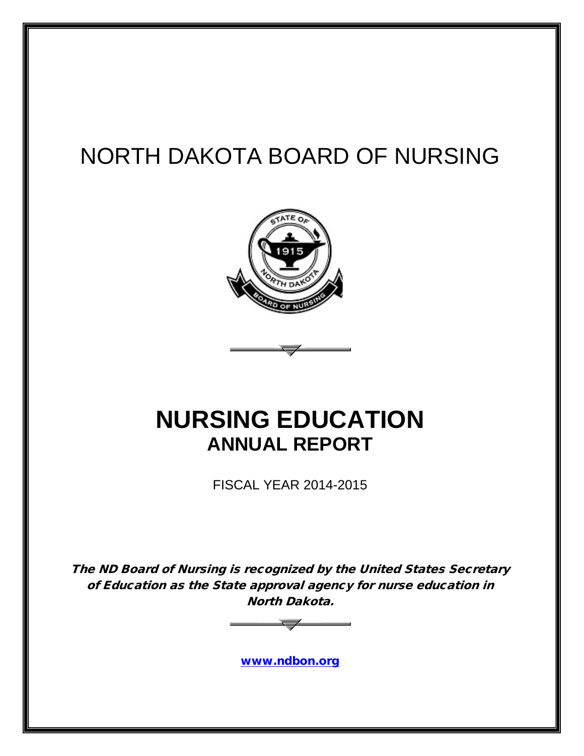# NORTH DAKOTA BOARD OF NURSING

# NURSING EDUCATION

## ANNUAL REPORT

FISCAL YEAR 2014-2015

***The ND Board of Nursing is recognized by the United States Secretary of Education as the State approval agency for nurse education in North Dakota.***

www.ndbon.org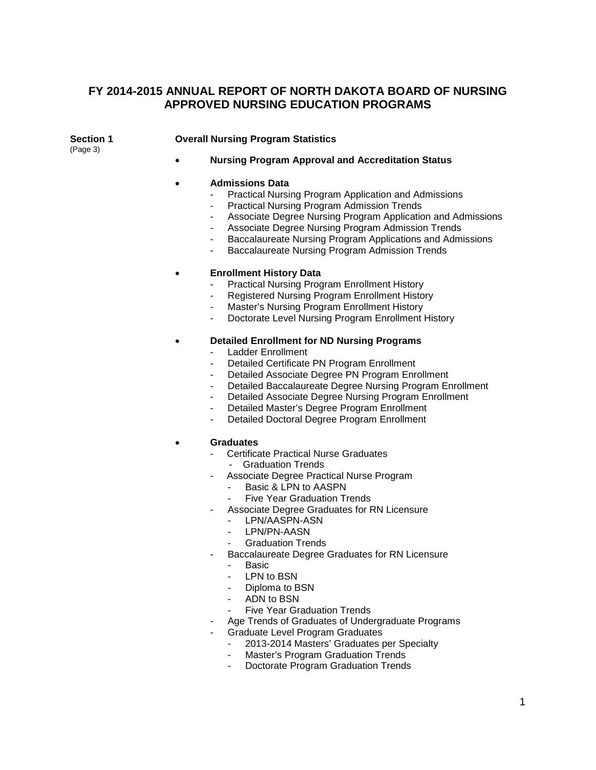# FY 2014-2015 ANNUAL REPORT OF NORTH DAKOTA BOARD OF NURSING APPROVED NURSING EDUCATION PROGRAMS

**Section 1** (Page 3) **Overall Nursing Program Statistics**

- **Nursing Program Approval and Accreditation Status**

- **Admissions Data**
  - Practical Nursing Program Application and Admissions
  - Practical Nursing Program Admission Trends
  - Associate Degree Nursing Program Application and Admissions
  - Associate Degree Nursing Program Admission Trends
  - Baccalaureate Nursing Program Applications and Admissions
  - Baccalaureate Nursing Program Admission Trends

- **Enrollment History Data**
  - Practical Nursing Program Enrollment History
  - Registered Nursing Program Enrollment History
  - Master's Nursing Program Enrollment History
  - Doctorate Level Nursing Program Enrollment History

- **Detailed Enrollment for ND Nursing Programs**
  - Ladder Enrollment
  - Detailed Certificate PN Program Enrollment
  - Detailed Associate Degree PN Program Enrollment
  - Detailed Baccalaureate Degree Nursing Program Enrollment
  - Detailed Associate Degree Nursing Program Enrollment
  - Detailed Master's Degree Program Enrollment
  - Detailed Doctoral Degree Program Enrollment

- **Graduates**
  - Certificate Practical Nurse Graduates
    - Graduation Trends
  - Associate Degree Practical Nurse Program
    - Basic & LPN to AASPN
    - Five Year Graduation Trends
  - Associate Degree Graduates for RN Licensure
    - LPN/AASPN-ASN
    - LPN/PN-AASN
    - Graduation Trends
  - Baccalaureate Degree Graduates for RN Licensure
    - Basic
    - LPN to BSN
    - Diploma to BSN
    - ADN to BSN
    - Five Year Graduation Trends
  - Age Trends of Graduates of Undergraduate Programs
  - Graduate Level Program Graduates
    - 2013-2014 Masters' Graduates per Specialty
    - Master's Program Graduation Trends
    - Doctorate Program Graduation Trends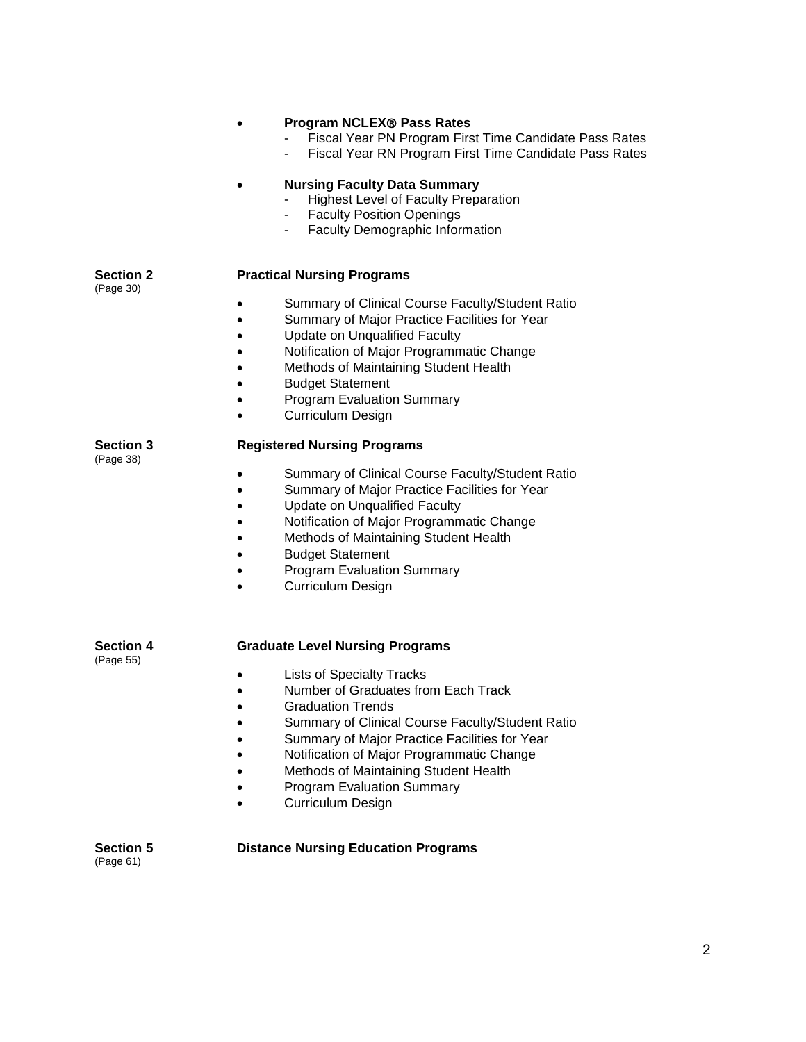- **Program NCLEX® Pass Rates**
  - Fiscal Year PN Program First Time Candidate Pass Rates
  - Fiscal Year RN Program First Time Candidate Pass Rates

- **Nursing Faculty Data Summary**
  - Highest Level of Faculty Preparation
  - Faculty Position Openings
  - Faculty Demographic Information

**Section 2** (Page 30) **Practical Nursing Programs**

- Summary of Clinical Course Faculty/Student Ratio
- Summary of Major Practice Facilities for Year
- Update on Unqualified Faculty
- Notification of Major Programmatic Change
- Methods of Maintaining Student Health
- Budget Statement
- Program Evaluation Summary
- Curriculum Design

**Section 3** (Page 38) **Registered Nursing Programs**

- Summary of Clinical Course Faculty/Student Ratio
- Summary of Major Practice Facilities for Year
- Update on Unqualified Faculty
- Notification of Major Programmatic Change
- Methods of Maintaining Student Health
- Budget Statement
- Program Evaluation Summary
- Curriculum Design

**Section 4** (Page 55) **Graduate Level Nursing Programs**

- Lists of Specialty Tracks
- Number of Graduates from Each Track
- Graduation Trends
- Summary of Clinical Course Faculty/Student Ratio
- Summary of Major Practice Facilities for Year
- Notification of Major Programmatic Change
- Methods of Maintaining Student Health
- Program Evaluation Summary
- Curriculum Design

**Section 5** (Page 61) **Distance Nursing Education Programs**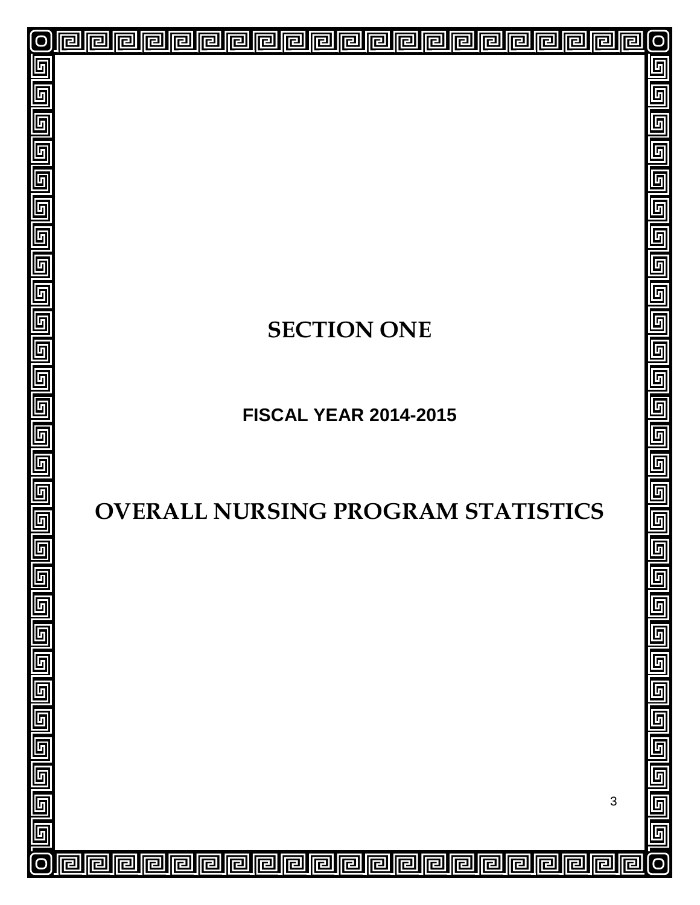# SECTION ONE

## FISCAL YEAR 2014-2015

# OVERALL NURSING PROGRAM STATISTICS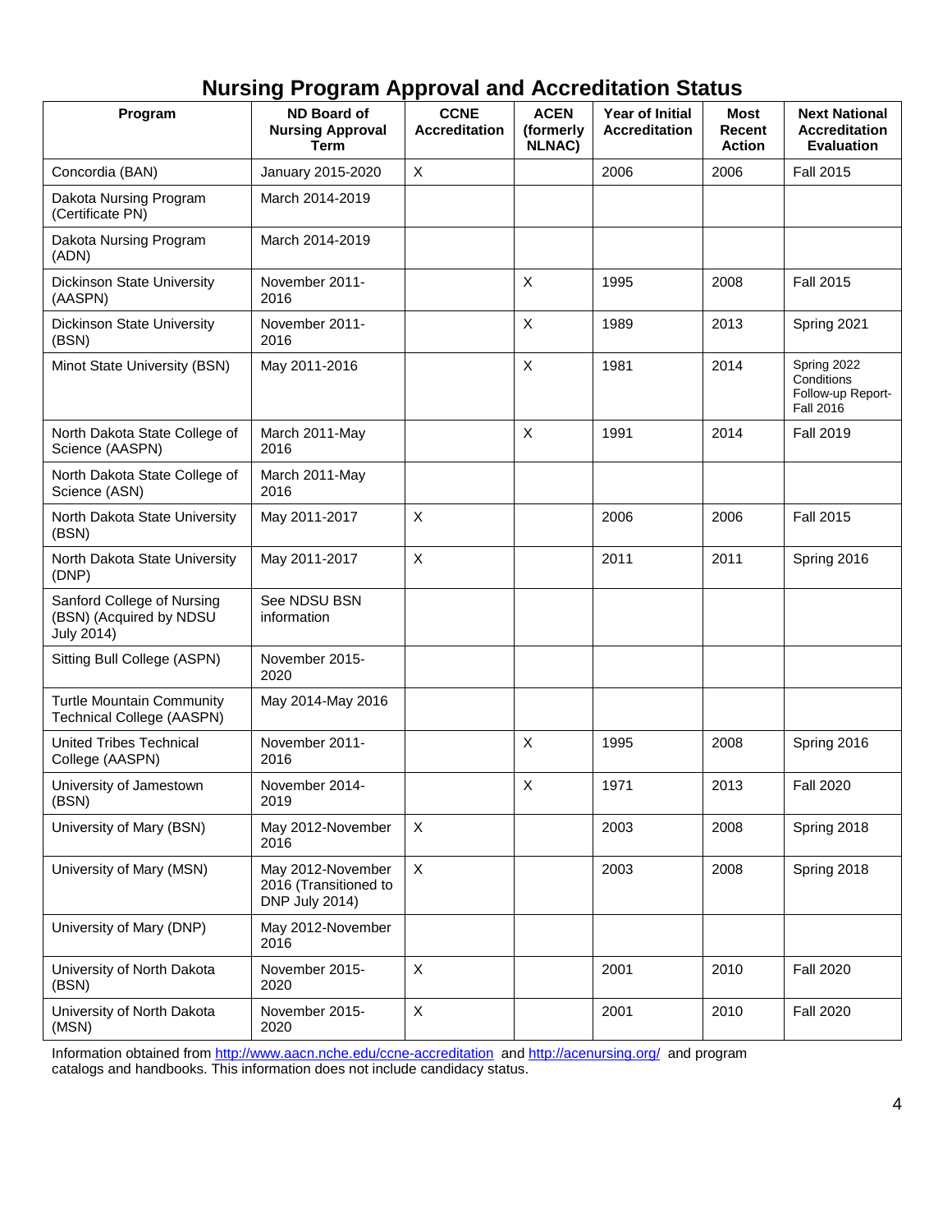# Nursing Program Approval and Accreditation Status

| Program | ND Board of Nursing Approval Term | CCNE Accreditation | ACEN (formerly NLNAC) | Year of Initial Accreditation | Most Recent Action | Next National Accreditation Evaluation |
|---|---|---|---|---|---|---|
| Concordia (BAN) | January 2015-2020 | X | | 2006 | 2006 | Fall 2015 |
| Dakota Nursing Program (Certificate PN) | March 2014-2019 | | | | | |
| Dakota Nursing Program (ADN) | March 2014-2019 | | | | | |
| Dickinson State University (AASPN) | November 2011-2016 | | X | 1995 | 2008 | Fall 2015 |
| Dickinson State University (BSN) | November 2011-2016 | | X | 1989 | 2013 | Spring 2021 |
| Minot State University (BSN) | May 2011-2016 | | X | 1981 | 2014 | Spring 2022 Conditions Follow-up Report-Fall 2016 |
| North Dakota State College of Science (AASPN) | March 2011-May 2016 | | X | 1991 | 2014 | Fall 2019 |
| North Dakota State College of Science (ASN) | March 2011-May 2016 | | | | | |
| North Dakota State University (BSN) | May 2011-2017 | X | | 2006 | 2006 | Fall 2015 |
| North Dakota State University (DNP) | May 2011-2017 | X | | 2011 | 2011 | Spring 2016 |
| Sanford College of Nursing (BSN) (Acquired by NDSU July 2014) | See NDSU BSN information | | | | | |
| Sitting Bull College (ASPN) | November 2015-2020 | | | | | |
| Turtle Mountain Community Technical College (AASPN) | May 2014-May 2016 | | | | | |
| United Tribes Technical College (AASPN) | November 2011-2016 | | X | 1995 | 2008 | Spring 2016 |
| University of Jamestown (BSN) | November 2014-2019 | | X | 1971 | 2013 | Fall 2020 |
| University of Mary (BSN) | May 2012-November 2016 | X | | 2003 | 2008 | Spring 2018 |
| University of Mary (MSN) | May 2012-November 2016 (Transitioned to DNP July 2014) | X | | 2003 | 2008 | Spring 2018 |
| University of Mary (DNP) | May 2012-November 2016 | | | | | |
| University of North Dakota (BSN) | November 2015-2020 | X | | 2001 | 2010 | Fall 2020 |
| University of North Dakota (MSN) | November 2015-2020 | X | | 2001 | 2010 | Fall 2020 |

Information obtained from http://www.aacn.nche.edu/ccne-accreditation and http://acenursing.org/ and program catalogs and handbooks. This information does not include candidacy status.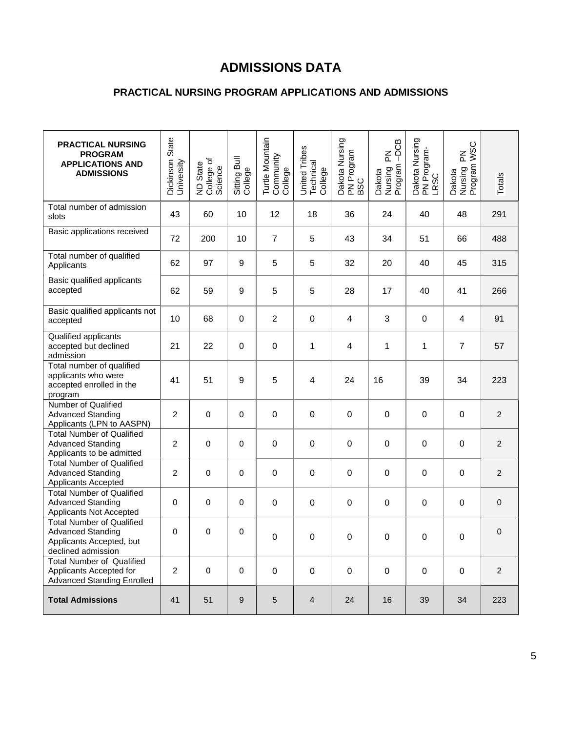# ADMISSIONS DATA

## PRACTICAL NURSING PROGRAM APPLICATIONS AND ADMISSIONS

| PRACTICAL NURSING PROGRAM APPLICATIONS AND ADMISSIONS | Dickinson State University | ND State College of Science | Sitting Bull College | Turtle Mountain Community College | United Tribes Technical College | Dakota Nursing PN Program BSC | Dakota Nursing PN Program –DCB | Dakota Nursing PN Program-LRSC | Dakota Nursing PN Program WSC | Totals |
|---|---|---|---|---|---|---|---|---|---|---|
| Total number of admission slots | 43 | 60 | 10 | 12 | 18 | 36 | 24 | 40 | 48 | 291 |
| Basic applications received | 72 | 200 | 10 | 7 | 5 | 43 | 34 | 51 | 66 | 488 |
| Total number of qualified Applicants | 62 | 97 | 9 | 5 | 5 | 32 | 20 | 40 | 45 | 315 |
| Basic qualified applicants accepted | 62 | 59 | 9 | 5 | 5 | 28 | 17 | 40 | 41 | 266 |
| Basic qualified applicants not accepted | 10 | 68 | 0 | 2 | 0 | 4 | 3 | 0 | 4 | 91 |
| Qualified applicants accepted but declined admission | 21 | 22 | 0 | 0 | 1 | 4 | 1 | 1 | 7 | 57 |
| Total number of qualified applicants who were accepted enrolled in the program | 41 | 51 | 9 | 5 | 4 | 24 | 16 | 39 | 34 | 223 |
| Number of Qualified Advanced Standing Applicants (LPN to AASPN) | 2 | 0 | 0 | 0 | 0 | 0 | 0 | 0 | 0 | 2 |
| Total Number of Qualified Advanced Standing Applicants to be admitted | 2 | 0 | 0 | 0 | 0 | 0 | 0 | 0 | 0 | 2 |
| Total Number of Qualified Advanced Standing Applicants Accepted | 2 | 0 | 0 | 0 | 0 | 0 | 0 | 0 | 0 | 2 |
| Total Number of Qualified Advanced Standing Applicants Not Accepted | 0 | 0 | 0 | 0 | 0 | 0 | 0 | 0 | 0 | 0 |
| Total Number of Qualified Advanced Standing Applicants Accepted, but declined admission | 0 | 0 | 0 | 0 | 0 | 0 | 0 | 0 | 0 | 0 |
| Total Number of Qualified Applicants Accepted for Advanced Standing Enrolled | 2 | 0 | 0 | 0 | 0 | 0 | 0 | 0 | 0 | 2 |
| **Total Admissions** | 41 | 51 | 9 | 5 | 4 | 24 | 16 | 39 | 34 | 223 |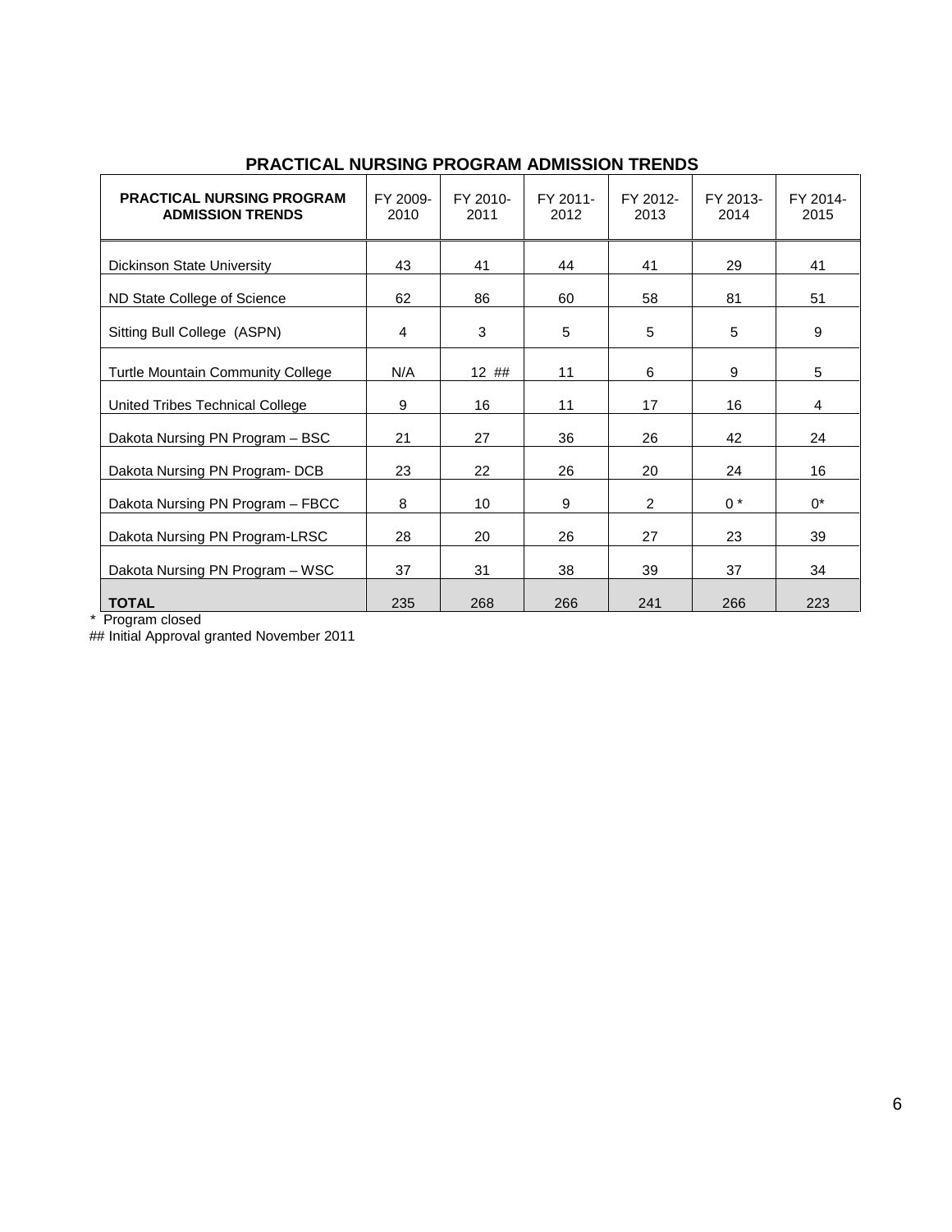## PRACTICAL NURSING PROGRAM ADMISSION TRENDS

| PRACTICAL NURSING PROGRAM ADMISSION TRENDS | FY 2009-2010 | FY 2010-2011 | FY 2011-2012 | FY 2012-2013 | FY 2013-2014 | FY 2014-2015 |
|---|---|---|---|---|---|---|
| Dickinson State University | 43 | 41 | 44 | 41 | 29 | 41 |
| ND State College of Science | 62 | 86 | 60 | 58 | 81 | 51 |
| Sitting Bull College (ASPN) | 4 | 3 | 5 | 5 | 5 | 9 |
| Turtle Mountain Community College | N/A | 12 ## | 11 | 6 | 9 | 5 |
| United Tribes Technical College | 9 | 16 | 11 | 17 | 16 | 4 |
| Dakota Nursing PN Program – BSC | 21 | 27 | 36 | 26 | 42 | 24 |
| Dakota Nursing PN Program- DCB | 23 | 22 | 26 | 20 | 24 | 16 |
| Dakota Nursing PN Program – FBCC | 8 | 10 | 9 | 2 | 0 * | 0* |
| Dakota Nursing PN Program-LRSC | 28 | 20 | 26 | 27 | 23 | 39 |
| Dakota Nursing PN Program – WSC | 37 | 31 | 38 | 39 | 37 | 34 |
| **TOTAL** | 235 | 268 | 266 | 241 | 266 | 223 |

\* Program closed

## Initial Approval granted November 2011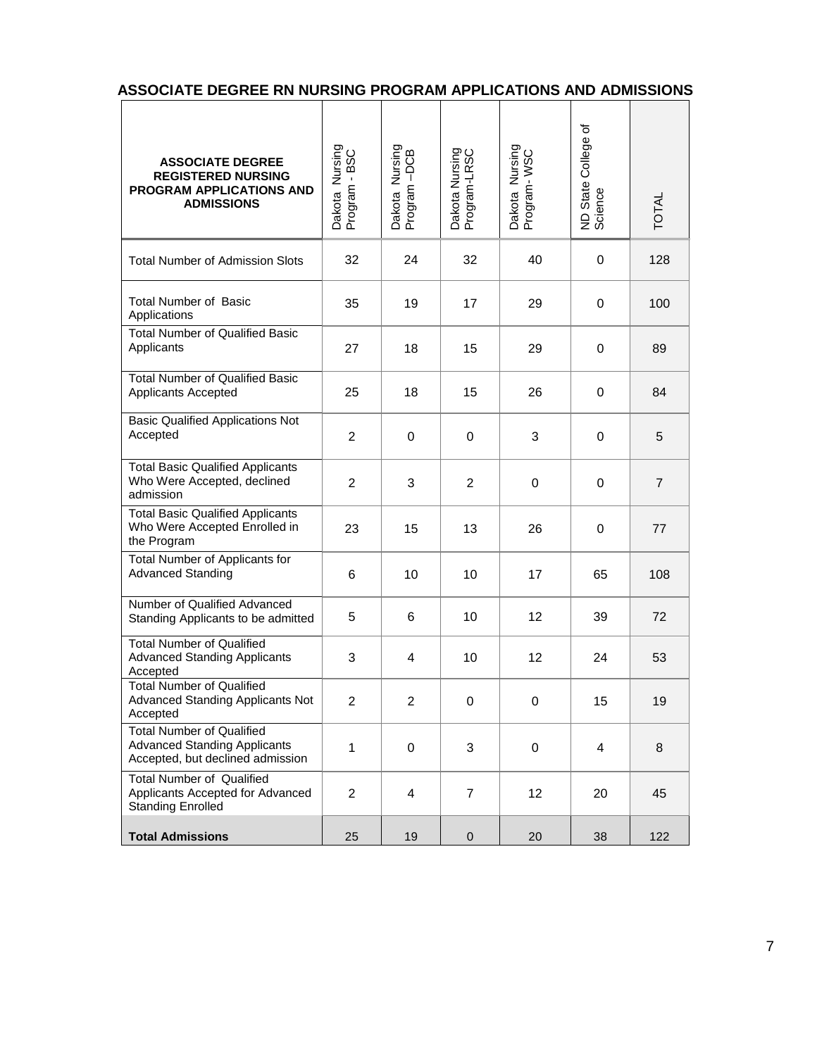## ASSOCIATE DEGREE RN NURSING PROGRAM APPLICATIONS AND ADMISSIONS

| ASSOCIATE DEGREE REGISTERED NURSING PROGRAM APPLICATIONS AND ADMISSIONS | Dakota Nursing Program - BSC | Dakota Nursing Program –DCB | Dakota Nursing Program-LRSC | Dakota Nursing Program- WSC | ND State College of Science | TOTAL |
|---|---|---|---|---|---|---|
| Total Number of Admission Slots | 32 | 24 | 32 | 40 | 0 | 128 |
| Total Number of Basic Applications | 35 | 19 | 17 | 29 | 0 | 100 |
| Total Number of Qualified Basic Applicants | 27 | 18 | 15 | 29 | 0 | 89 |
| Total Number of Qualified Basic Applicants Accepted | 25 | 18 | 15 | 26 | 0 | 84 |
| Basic Qualified Applications Not Accepted | 2 | 0 | 0 | 3 | 0 | 5 |
| Total Basic Qualified Applicants Who Were Accepted, declined admission | 2 | 3 | 2 | 0 | 0 | 7 |
| Total Basic Qualified Applicants Who Were Accepted Enrolled in the Program | 23 | 15 | 13 | 26 | 0 | 77 |
| Total Number of Applicants for Advanced Standing | 6 | 10 | 10 | 17 | 65 | 108 |
| Number of Qualified Advanced Standing Applicants to be admitted | 5 | 6 | 10 | 12 | 39 | 72 |
| Total Number of Qualified Advanced Standing Applicants Accepted | 3 | 4 | 10 | 12 | 24 | 53 |
| Total Number of Qualified Advanced Standing Applicants Not Accepted | 2 | 2 | 0 | 0 | 15 | 19 |
| Total Number of Qualified Advanced Standing Applicants Accepted, but declined admission | 1 | 0 | 3 | 0 | 4 | 8 |
| Total Number of Qualified Applicants Accepted for Advanced Standing Enrolled | 2 | 4 | 7 | 12 | 20 | 45 |
| **Total Admissions** | 25 | 19 | 0 | 20 | 38 | 122 |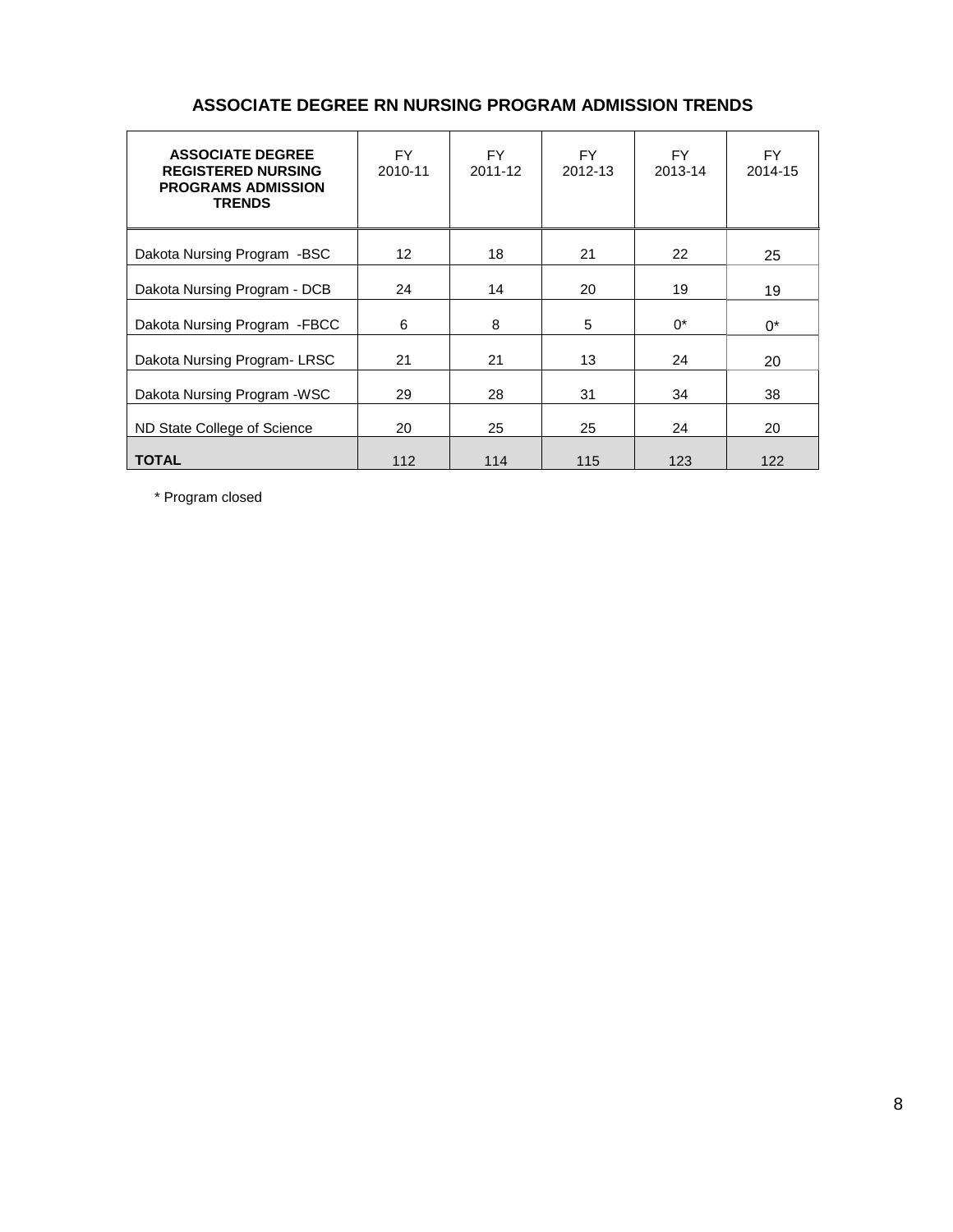## ASSOCIATE DEGREE RN NURSING PROGRAM ADMISSION TRENDS

| ASSOCIATE DEGREE REGISTERED NURSING PROGRAMS ADMISSION TRENDS | FY 2010-11 | FY 2011-12 | FY 2012-13 | FY 2013-14 | FY 2014-15 |
|---|---|---|---|---|---|
| Dakota Nursing Program -BSC | 12 | 18 | 21 | 22 | 25 |
| Dakota Nursing Program - DCB | 24 | 14 | 20 | 19 | 19 |
| Dakota Nursing Program -FBCC | 6 | 8 | 5 | 0* | 0* |
| Dakota Nursing Program- LRSC | 21 | 21 | 13 | 24 | 20 |
| Dakota Nursing Program -WSC | 29 | 28 | 31 | 34 | 38 |
| ND State College of Science | 20 | 25 | 25 | 24 | 20 |
| **TOTAL** | 112 | 114 | 115 | 123 | 122 |

* Program closed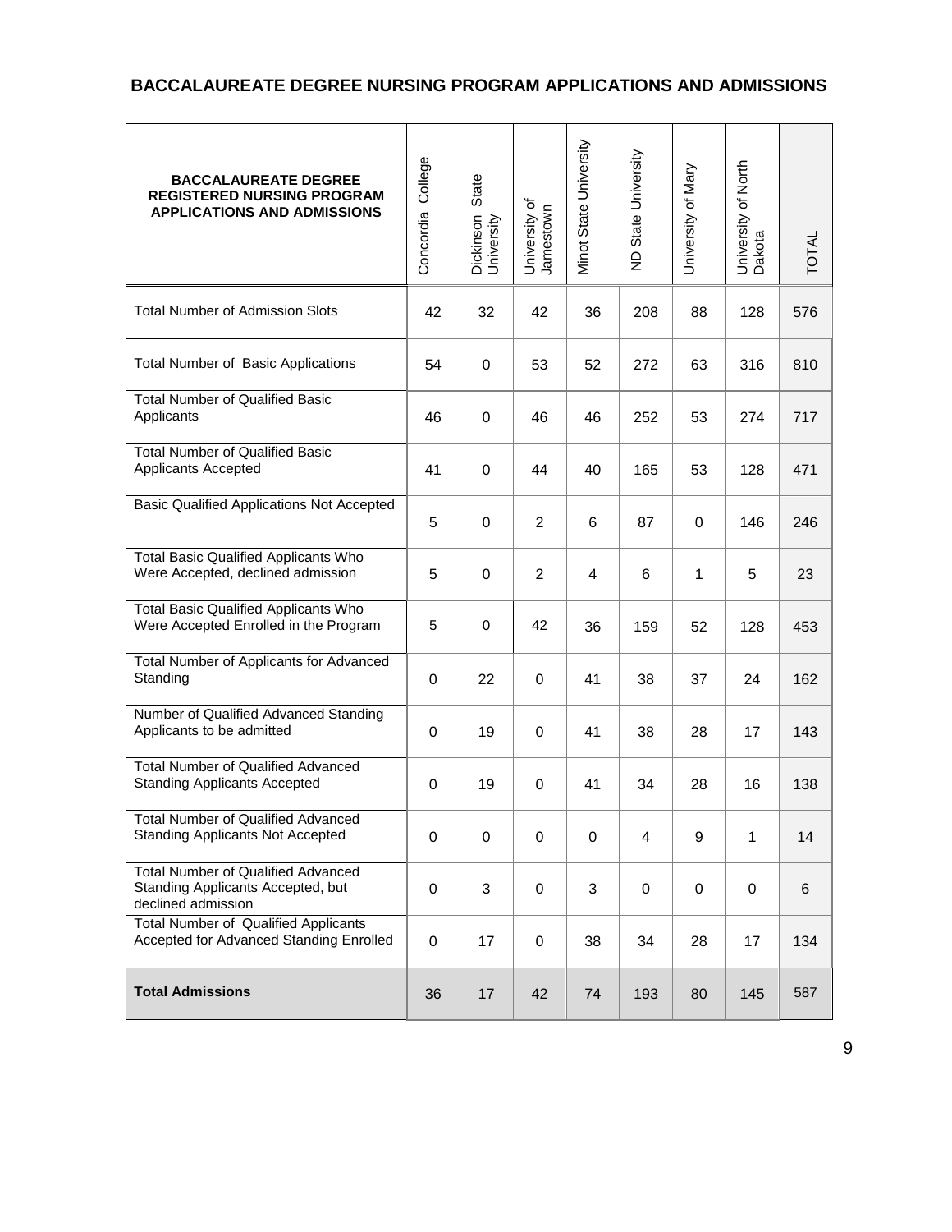## BACCALAUREATE DEGREE NURSING PROGRAM APPLICATIONS AND ADMISSIONS

| **BACCALAUREATE DEGREE REGISTERED NURSING PROGRAM APPLICATIONS AND ADMISSIONS** | Concordia College | Dickinson State University | University of Jamestown | Minot State University | ND State University | University of Mary | University of North Dakota | TOTAL |
|---|---|---|---|---|---|---|---|---|
| Total Number of Admission Slots | 42 | 32 | 42 | 36 | 208 | 88 | 128 | 576 |
| Total Number of Basic Applications | 54 | 0 | 53 | 52 | 272 | 63 | 316 | 810 |
| Total Number of Qualified Basic Applicants | 46 | 0 | 46 | 46 | 252 | 53 | 274 | 717 |
| Total Number of Qualified Basic Applicants Accepted | 41 | 0 | 44 | 40 | 165 | 53 | 128 | 471 |
| Basic Qualified Applications Not Accepted | 5 | 0 | 2 | 6 | 87 | 0 | 146 | 246 |
| Total Basic Qualified Applicants Who Were Accepted, declined admission | 5 | 0 | 2 | 4 | 6 | 1 | 5 | 23 |
| Total Basic Qualified Applicants Who Were Accepted Enrolled in the Program | 5 | 0 | 42 | 36 | 159 | 52 | 128 | 453 |
| Total Number of Applicants for Advanced Standing | 0 | 22 | 0 | 41 | 38 | 37 | 24 | 162 |
| Number of Qualified Advanced Standing Applicants to be admitted | 0 | 19 | 0 | 41 | 38 | 28 | 17 | 143 |
| Total Number of Qualified Advanced Standing Applicants Accepted | 0 | 19 | 0 | 41 | 34 | 28 | 16 | 138 |
| Total Number of Qualified Advanced Standing Applicants Not Accepted | 0 | 0 | 0 | 0 | 4 | 9 | 1 | 14 |
| Total Number of Qualified Advanced Standing Applicants Accepted, but declined admission | 0 | 3 | 0 | 3 | 0 | 0 | 0 | 6 |
| Total Number of Qualified Applicants Accepted for Advanced Standing Enrolled | 0 | 17 | 0 | 38 | 34 | 28 | 17 | 134 |
| **Total Admissions** | 36 | 17 | 42 | 74 | 193 | 80 | 145 | 587 |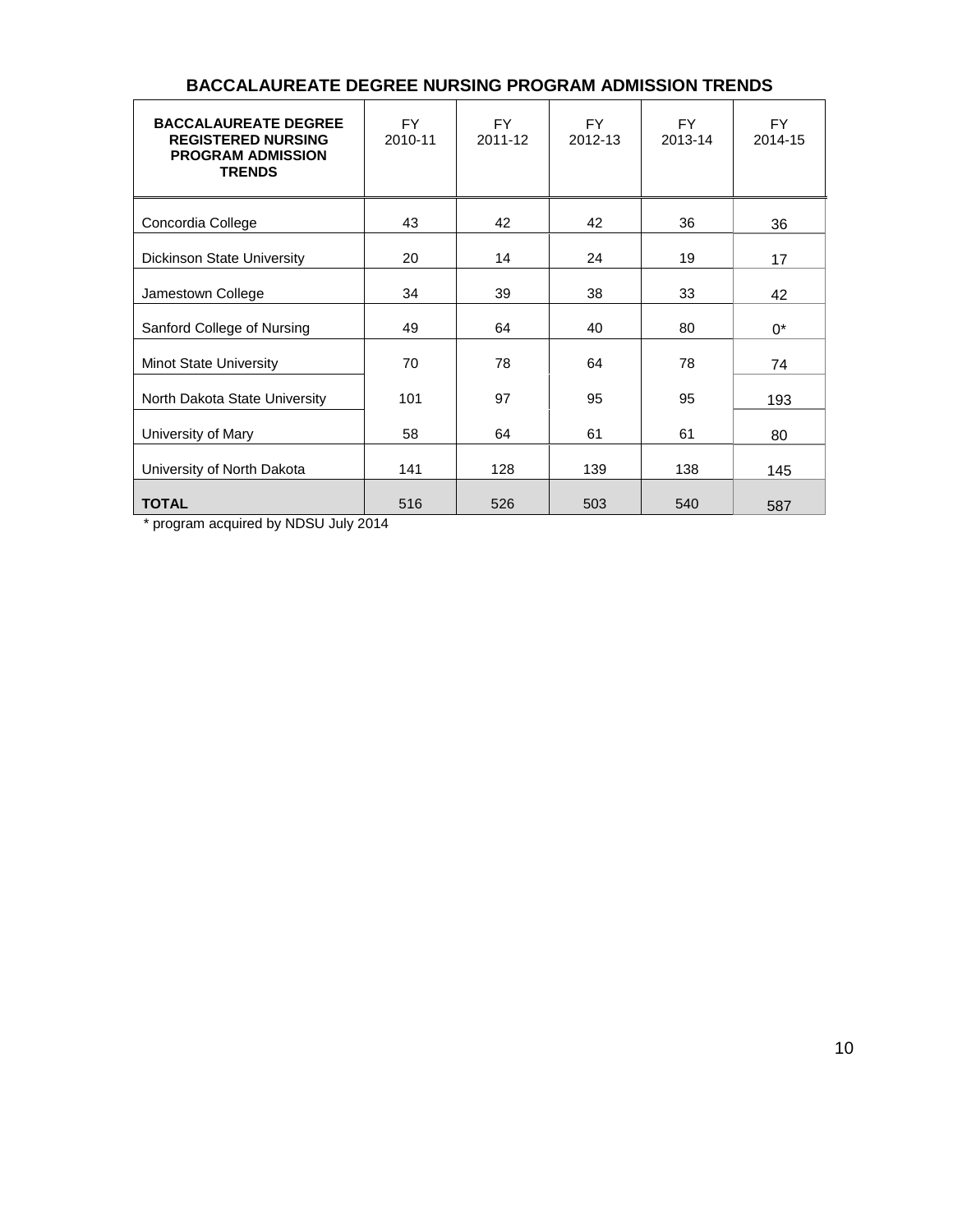## BACCALAUREATE DEGREE NURSING PROGRAM ADMISSION TRENDS

| **BACCALAUREATE DEGREE REGISTERED NURSING PROGRAM ADMISSION TRENDS** | FY 2010-11 | FY 2011-12 | FY 2012-13 | FY 2013-14 | FY 2014-15 |
|---|---|---|---|---|---|
| Concordia College | 43 | 42 | 42 | 36 | 36 |
| Dickinson State University | 20 | 14 | 24 | 19 | 17 |
| Jamestown College | 34 | 39 | 38 | 33 | 42 |
| Sanford College of Nursing | 49 | 64 | 40 | 80 | 0* |
| Minot State University | 70 | 78 | 64 | 78 | 74 |
| North Dakota State University | 101 | 97 | 95 | 95 | 193 |
| University of Mary | 58 | 64 | 61 | 61 | 80 |
| University of North Dakota | 141 | 128 | 139 | 138 | 145 |
| **TOTAL** | 516 | 526 | 503 | 540 | 587 |

* program acquired by NDSU July 2014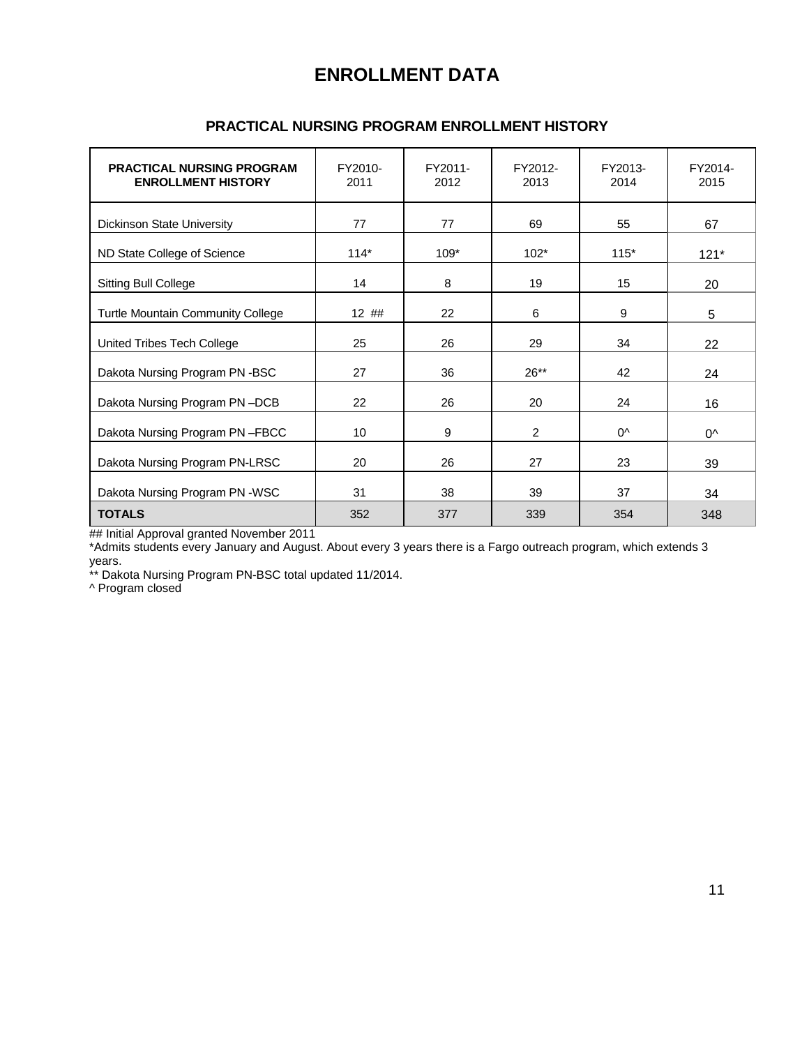# ENROLLMENT DATA

## PRACTICAL NURSING PROGRAM ENROLLMENT HISTORY

| PRACTICAL NURSING PROGRAM ENROLLMENT HISTORY | FY2010-2011 | FY2011-2012 | FY2012-2013 | FY2013-2014 | FY2014-2015 |
|---|---|---|---|---|---|
| Dickinson State University | 77 | 77 | 69 | 55 | 67 |
| ND State College of Science | 114* | 109* | 102* | 115* | 121* |
| Sitting Bull College | 14 | 8 | 19 | 15 | 20 |
| Turtle Mountain Community College | 12 ## | 22 | 6 | 9 | 5 |
| United Tribes Tech College | 25 | 26 | 29 | 34 | 22 |
| Dakota Nursing Program PN -BSC | 27 | 36 | 26** | 42 | 24 |
| Dakota Nursing Program PN –DCB | 22 | 26 | 20 | 24 | 16 |
| Dakota Nursing Program PN –FBCC | 10 | 9 | 2 | 0^ | 0^ |
| Dakota Nursing Program PN-LRSC | 20 | 26 | 27 | 23 | 39 |
| Dakota Nursing Program PN -WSC | 31 | 38 | 39 | 37 | 34 |
| **TOTALS** | 352 | 377 | 339 | 354 | 348 |

## Initial Approval granted November 2011

*Admits students every January and August. About every 3 years there is a Fargo outreach program, which extends 3 years.

** Dakota Nursing Program PN-BSC total updated 11/2014.

^ Program closed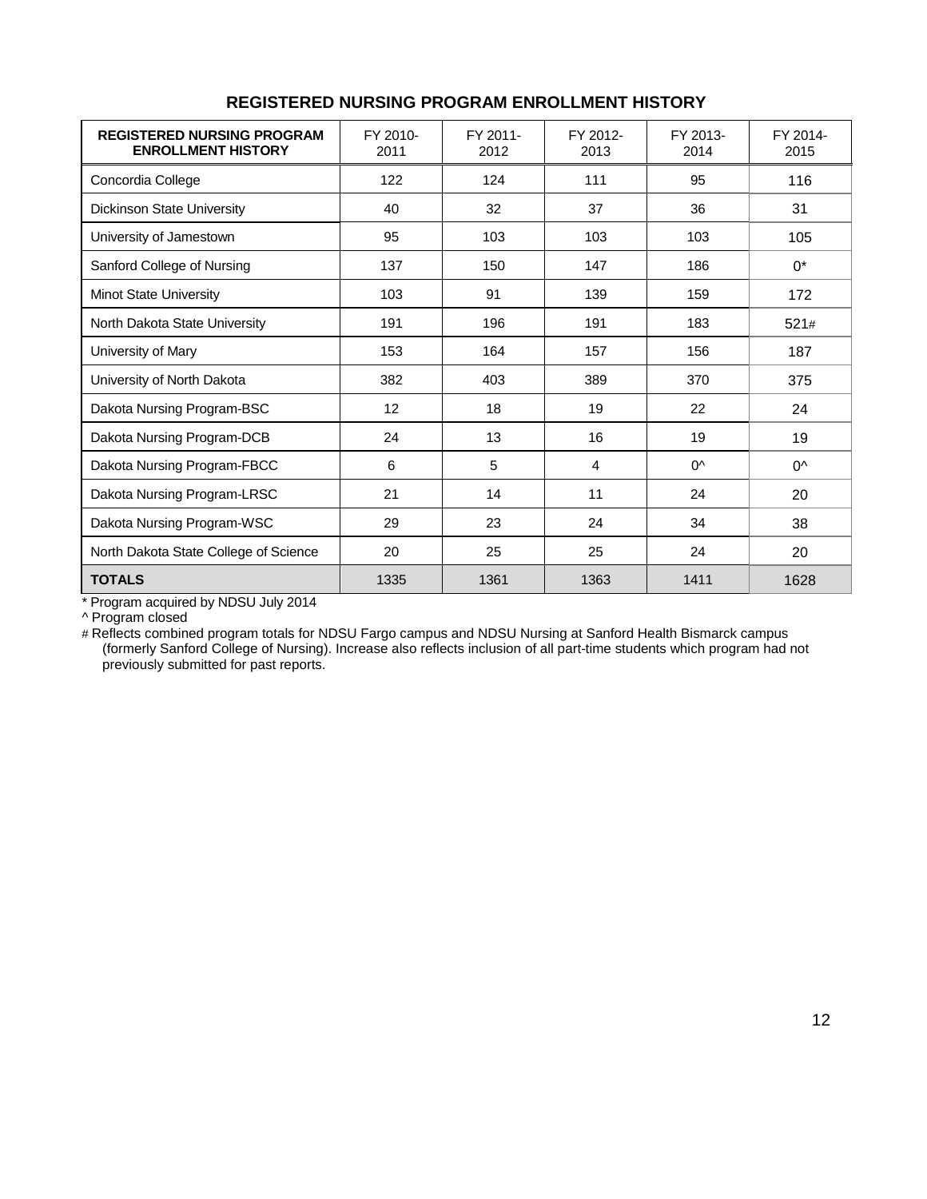## REGISTERED NURSING PROGRAM ENROLLMENT HISTORY

| REGISTERED NURSING PROGRAM ENROLLMENT HISTORY | FY 2010-2011 | FY 2011-2012 | FY 2012-2013 | FY 2013-2014 | FY 2014-2015 |
|---|---|---|---|---|---|
| Concordia College | 122 | 124 | 111 | 95 | 116 |
| Dickinson State University | 40 | 32 | 37 | 36 | 31 |
| University of Jamestown | 95 | 103 | 103 | 103 | 105 |
| Sanford College of Nursing | 137 | 150 | 147 | 186 | 0* |
| Minot State University | 103 | 91 | 139 | 159 | 172 |
| North Dakota State University | 191 | 196 | 191 | 183 | 521# |
| University of Mary | 153 | 164 | 157 | 156 | 187 |
| University of North Dakota | 382 | 403 | 389 | 370 | 375 |
| Dakota Nursing Program-BSC | 12 | 18 | 19 | 22 | 24 |
| Dakota Nursing Program-DCB | 24 | 13 | 16 | 19 | 19 |
| Dakota Nursing Program-FBCC | 6 | 5 | 4 | 0^ | 0^ |
| Dakota Nursing Program-LRSC | 21 | 14 | 11 | 24 | 20 |
| Dakota Nursing Program-WSC | 29 | 23 | 24 | 34 | 38 |
| North Dakota State College of Science | 20 | 25 | 25 | 24 | 20 |
| **TOTALS** | 1335 | 1361 | 1363 | 1411 | 1628 |

\* Program acquired by NDSU July 2014

^ Program closed

\# Reflects combined program totals for NDSU Fargo campus and NDSU Nursing at Sanford Health Bismarck campus (formerly Sanford College of Nursing). Increase also reflects inclusion of all part-time students which program had not previously submitted for past reports.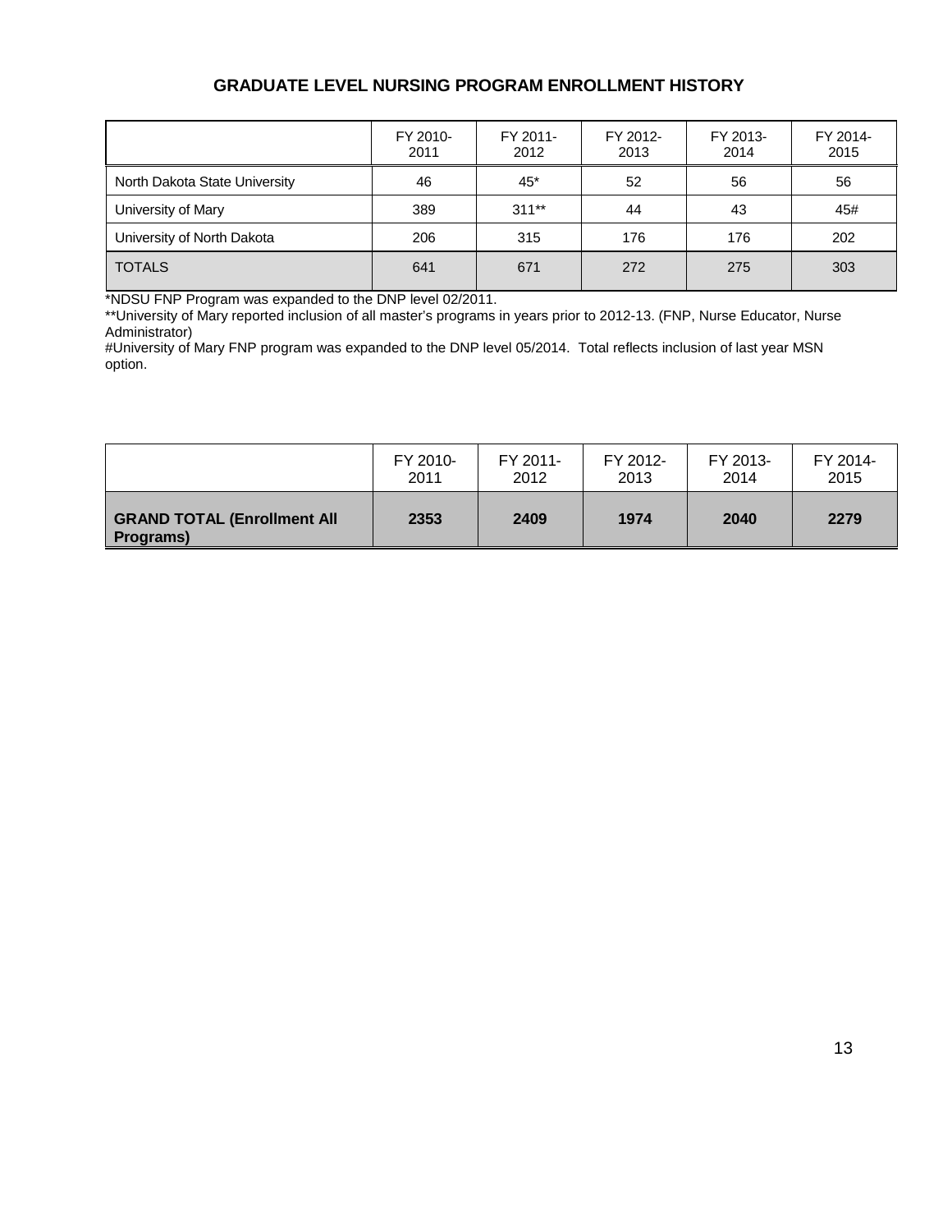## GRADUATE LEVEL NURSING PROGRAM ENROLLMENT HISTORY

| | FY 2010-2011 | FY 2011-2012 | FY 2012-2013 | FY 2013-2014 | FY 2014-2015 |
|---|---|---|---|---|---|
| North Dakota State University | 46 | 45* | 52 | 56 | 56 |
| University of Mary | 389 | 311** | 44 | 43 | 45# |
| University of North Dakota | 206 | 315 | 176 | 176 | 202 |
| TOTALS | 641 | 671 | 272 | 275 | 303 |

*NDSU FNP Program was expanded to the DNP level 02/2011.

**University of Mary reported inclusion of all master's programs in years prior to 2012-13. (FNP, Nurse Educator, Nurse Administrator)

#University of Mary FNP program was expanded to the DNP level 05/2014. Total reflects inclusion of last year MSN option.

| | FY 2010-2011 | FY 2011-2012 | FY 2012-2013 | FY 2013-2014 | FY 2014-2015 |
|---|---|---|---|---|---|
| **GRAND TOTAL (Enrollment All Programs)** | **2353** | **2409** | **1974** | **2040** | **2279** |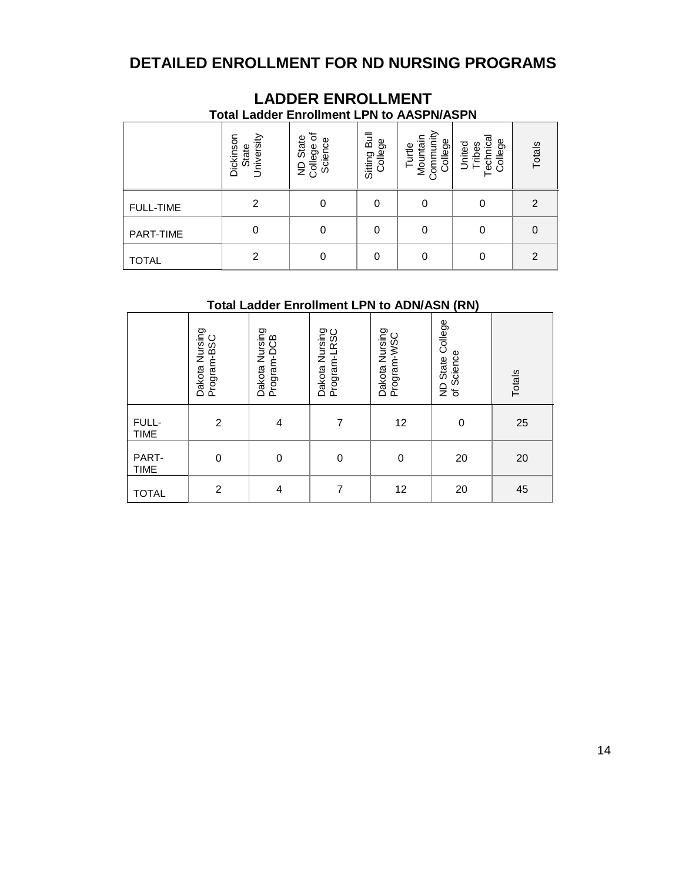# DETAILED ENROLLMENT FOR ND NURSING PROGRAMS

## LADDER ENROLLMENT

### Total Ladder Enrollment LPN to AASPN/ASPN

| | Dickinson State University | ND State College of Science | Sitting Bull College | Turtle Mountain Community College | United Tribes Technical College | Totals |
|---|---|---|---|---|---|---|
| FULL-TIME | 2 | 0 | 0 | 0 | 0 | 2 |
| PART-TIME | 0 | 0 | 0 | 0 | 0 | 0 |
| TOTAL | 2 | 0 | 0 | 0 | 0 | 2 |

### Total Ladder Enrollment LPN to ADN/ASN (RN)

| | Dakota Nursing Program-BSC | Dakota Nursing Program-DCB | Dakota Nursing Program-LRSC | Dakota Nursing Program-WSC | ND State College of Science | Totals |
|---|---|---|---|---|---|---|
| FULL-TIME | 2 | 4 | 7 | 12 | 0 | 25 |
| PART-TIME | 0 | 0 | 0 | 0 | 20 | 20 |
| TOTAL | 2 | 4 | 7 | 12 | 20 | 45 |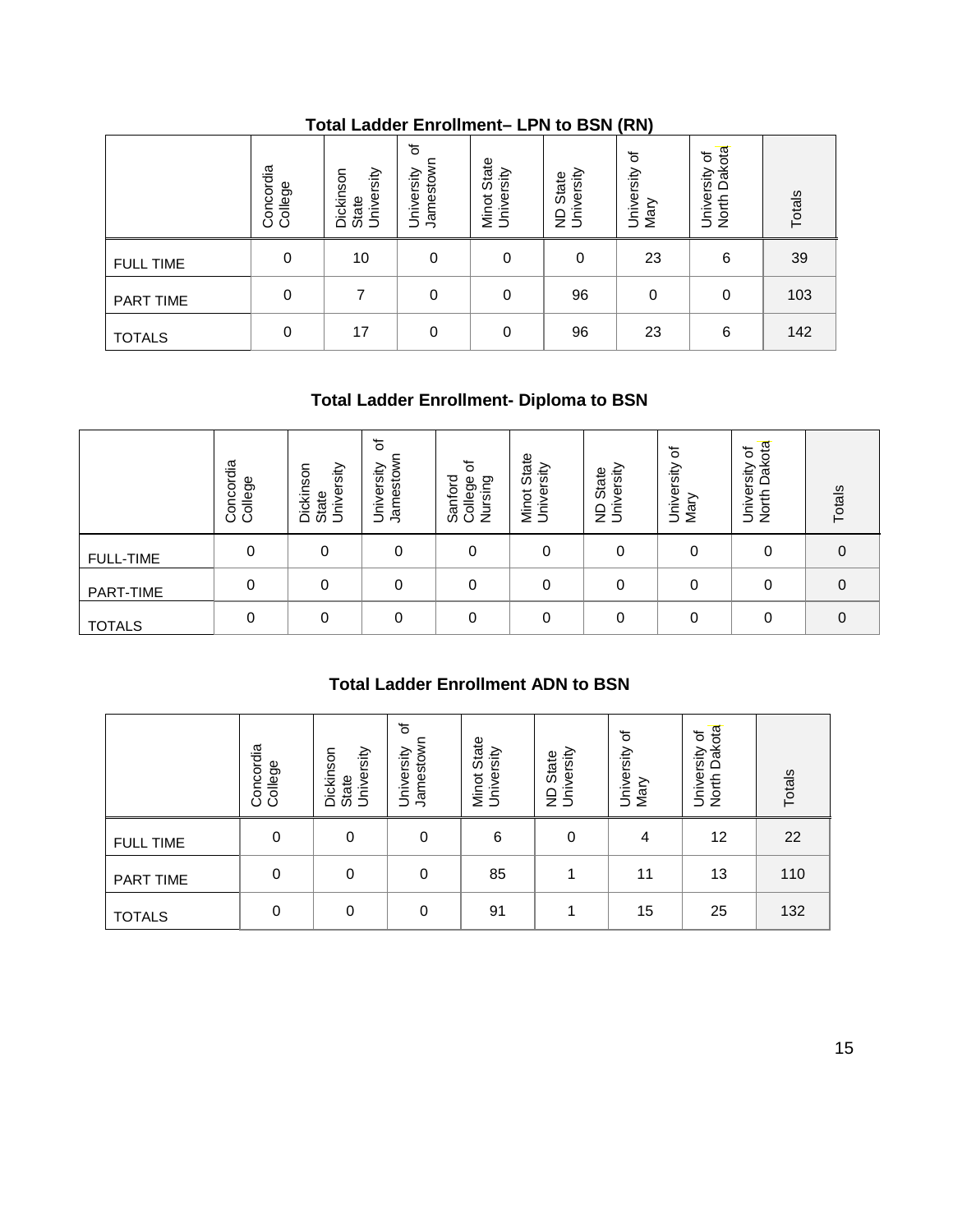## Total Ladder Enrollment– LPN to BSN (RN)

| | Concordia College | Dickinson State University | University of Jamestown | Minot State University | ND State University | University of Mary | University of North Dakota | Totals |
|---|---|---|---|---|---|---|---|---|
| FULL TIME | 0 | 10 | 0 | 0 | 0 | 23 | 6 | 39 |
| PART TIME | 0 | 7 | 0 | 0 | 96 | 0 | 0 | 103 |
| TOTALS | 0 | 17 | 0 | 0 | 96 | 23 | 6 | 142 |

## Total Ladder Enrollment- Diploma to BSN

| | Concordia College | Dickinson State University | University of Jamestown | Sanford College of Nursing | Minot State University | ND State University | University of Mary | University of North Dakota | Totals |
|---|---|---|---|---|---|---|---|---|---|
| FULL-TIME | 0 | 0 | 0 | 0 | 0 | 0 | 0 | 0 | 0 |
| PART-TIME | 0 | 0 | 0 | 0 | 0 | 0 | 0 | 0 | 0 |
| TOTALS | 0 | 0 | 0 | 0 | 0 | 0 | 0 | 0 | 0 |

## Total Ladder Enrollment ADN to BSN

| | Concordia College | Dickinson State University | University of Jamestown | Minot State University | ND State University | University of Mary | University of North Dakota | Totals |
|---|---|---|---|---|---|---|---|---|
| FULL TIME | 0 | 0 | 0 | 6 | 0 | 4 | 12 | 22 |
| PART TIME | 0 | 0 | 0 | 85 | 1 | 11 | 13 | 110 |
| TOTALS | 0 | 0 | 0 | 91 | 1 | 15 | 25 | 132 |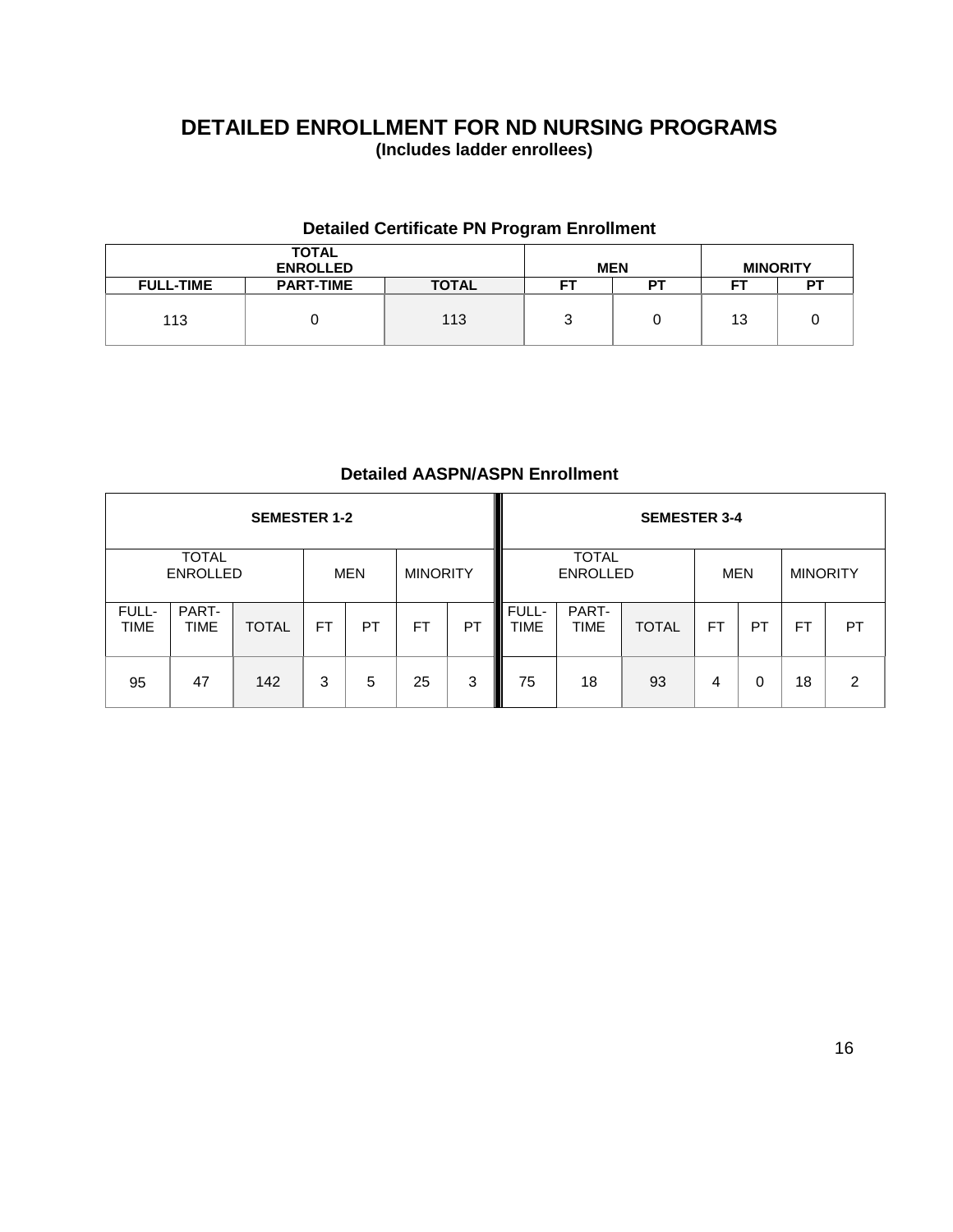# DETAILED ENROLLMENT FOR ND NURSING PROGRAMS

**(Includes ladder enrollees)**

### Detailed Certificate PN Program Enrollment

| TOTAL ENROLLED | | | MEN | | MINORITY | |
|---|---|---|---|---|---|---|
| FULL-TIME | PART-TIME | TOTAL | FT | PT | FT | PT |
| 113 | 0 | 113 | 3 | 0 | 13 | 0 |

### Detailed AASPN/ASPN Enrollment

| SEMESTER 1-2 | | | | | | | SEMESTER 3-4 | | | | | | |
|---|---|---|---|---|---|---|---|---|---|---|---|---|---|
| TOTAL ENROLLED | | | MEN | | MINORITY | | TOTAL ENROLLED | | | MEN | | MINORITY | |
| FULL-TIME | PART-TIME | TOTAL | FT | PT | FT | PT | FULL-TIME | PART-TIME | TOTAL | FT | PT | FT | PT |
| 95 | 47 | 142 | 3 | 5 | 25 | 3 | 75 | 18 | 93 | 4 | 0 | 18 | 2 |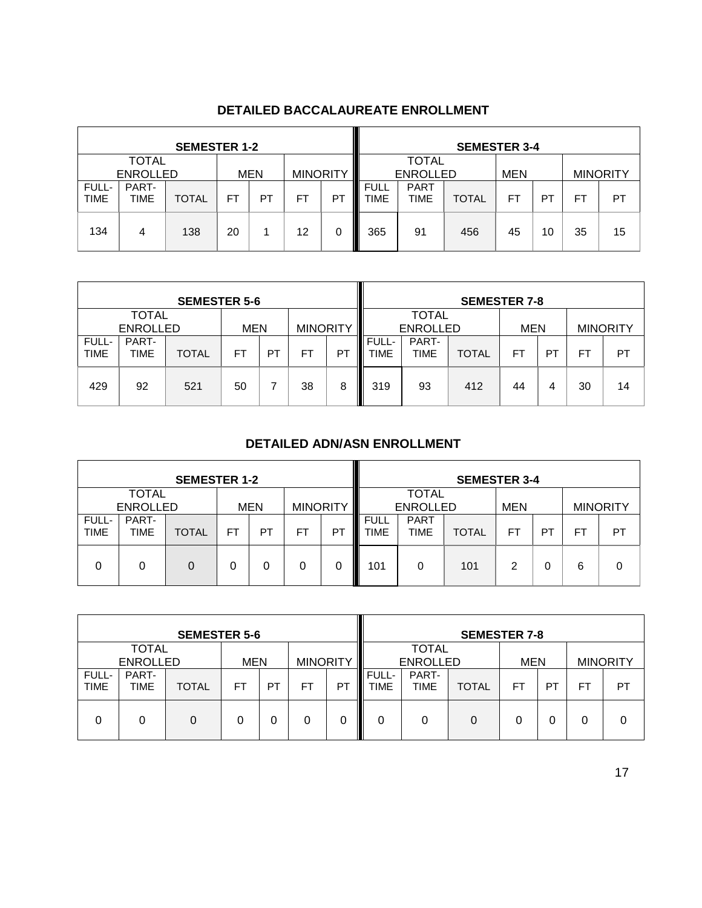## DETAILED BACCALAUREATE ENROLLMENT

| SEMESTER 1-2 | | | | | | | SEMESTER 3-4 | | | | | | |
|---|---|---|---|---|---|---|---|---|---|---|---|---|---|
| TOTAL ENROLLED | | | MEN | | MINORITY | | TOTAL ENROLLED | | | MEN | | MINORITY | |
| FULL-TIME | PART-TIME | TOTAL | FT | PT | FT | PT | FULL TIME | PART TIME | TOTAL | FT | PT | FT | PT |
| 134 | 4 | 138 | 20 | 1 | 12 | 0 | 365 | 91 | 456 | 45 | 10 | 35 | 15 |

| SEMESTER 5-6 | | | | | | | SEMESTER 7-8 | | | | | | |
|---|---|---|---|---|---|---|---|---|---|---|---|---|---|
| TOTAL ENROLLED | | | MEN | | MINORITY | | TOTAL ENROLLED | | | MEN | | MINORITY | |
| FULL-TIME | PART-TIME | TOTAL | FT | PT | FT | PT | FULL-TIME | PART-TIME | TOTAL | FT | PT | FT | PT |
| 429 | 92 | 521 | 50 | 7 | 38 | 8 | 319 | 93 | 412 | 44 | 4 | 30 | 14 |

## DETAILED ADN/ASN ENROLLMENT

| SEMESTER 1-2 | | | | | | | SEMESTER 3-4 | | | | | | |
|---|---|---|---|---|---|---|---|---|---|---|---|---|---|
| TOTAL ENROLLED | | | MEN | | MINORITY | | TOTAL ENROLLED | | | MEN | | MINORITY | |
| FULL-TIME | PART-TIME | TOTAL | FT | PT | FT | PT | FULL TIME | PART TIME | TOTAL | FT | PT | FT | PT |
| 0 | 0 | 0 | 0 | 0 | 0 | 0 | 101 | 0 | 101 | 2 | 0 | 6 | 0 |

| SEMESTER 5-6 | | | | | | | SEMESTER 7-8 | | | | | | |
|---|---|---|---|---|---|---|---|---|---|---|---|---|---|
| TOTAL ENROLLED | | | MEN | | MINORITY | | TOTAL ENROLLED | | | MEN | | MINORITY | |
| FULL-TIME | PART-TIME | TOTAL | FT | PT | FT | PT | FULL-TIME | PART-TIME | TOTAL | FT | PT | FT | PT |
| 0 | 0 | 0 | 0 | 0 | 0 | 0 | 0 | 0 | 0 | 0 | 0 | 0 | 0 |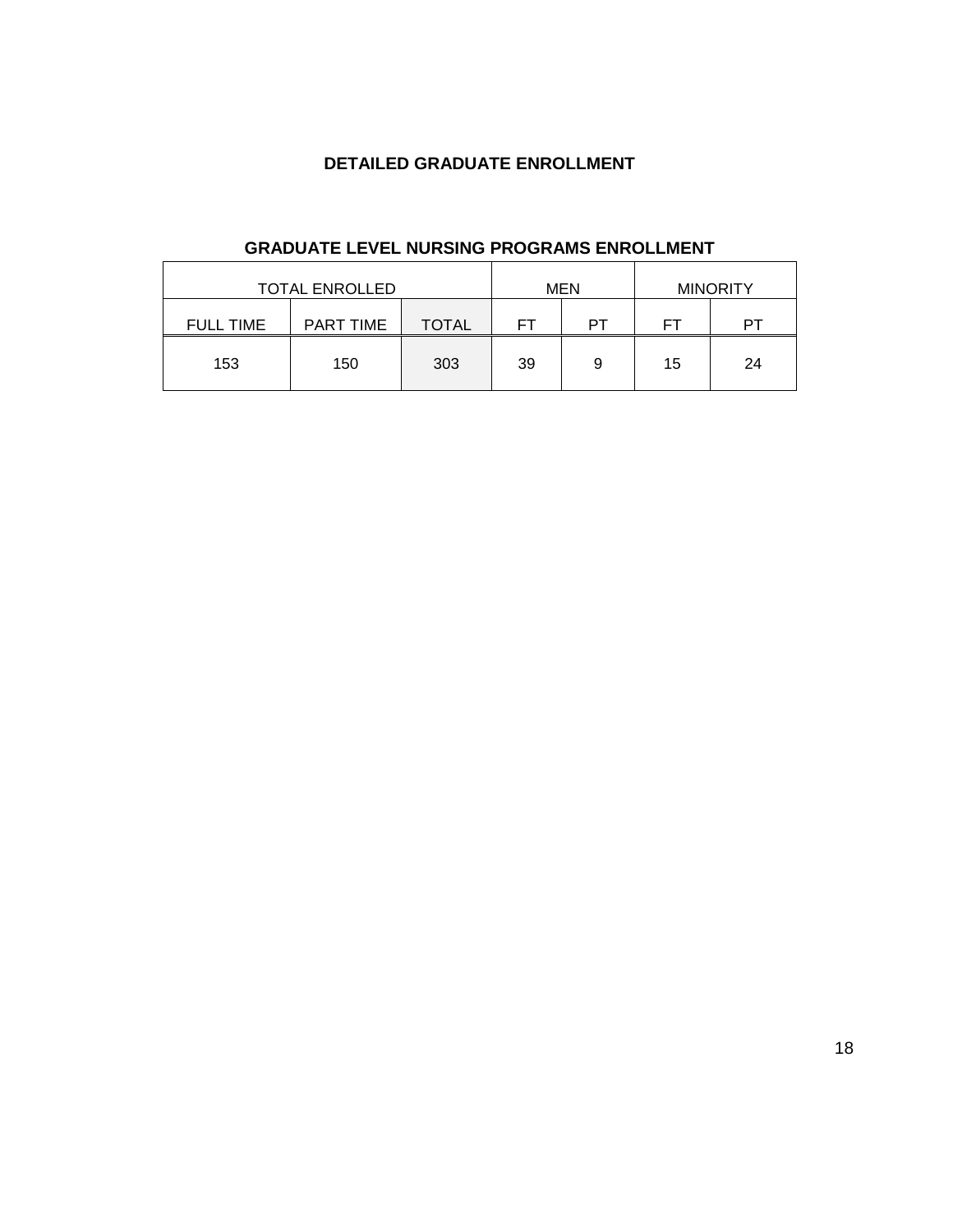# DETAILED GRADUATE ENROLLMENT

## GRADUATE LEVEL NURSING PROGRAMS ENROLLMENT

| TOTAL ENROLLED | | | MEN | | MINORITY | |
|---|---|---|---|---|---|---|
| FULL TIME | PART TIME | TOTAL | FT | PT | FT | PT |
| 153 | 150 | 303 | 39 | 9 | 15 | 24 |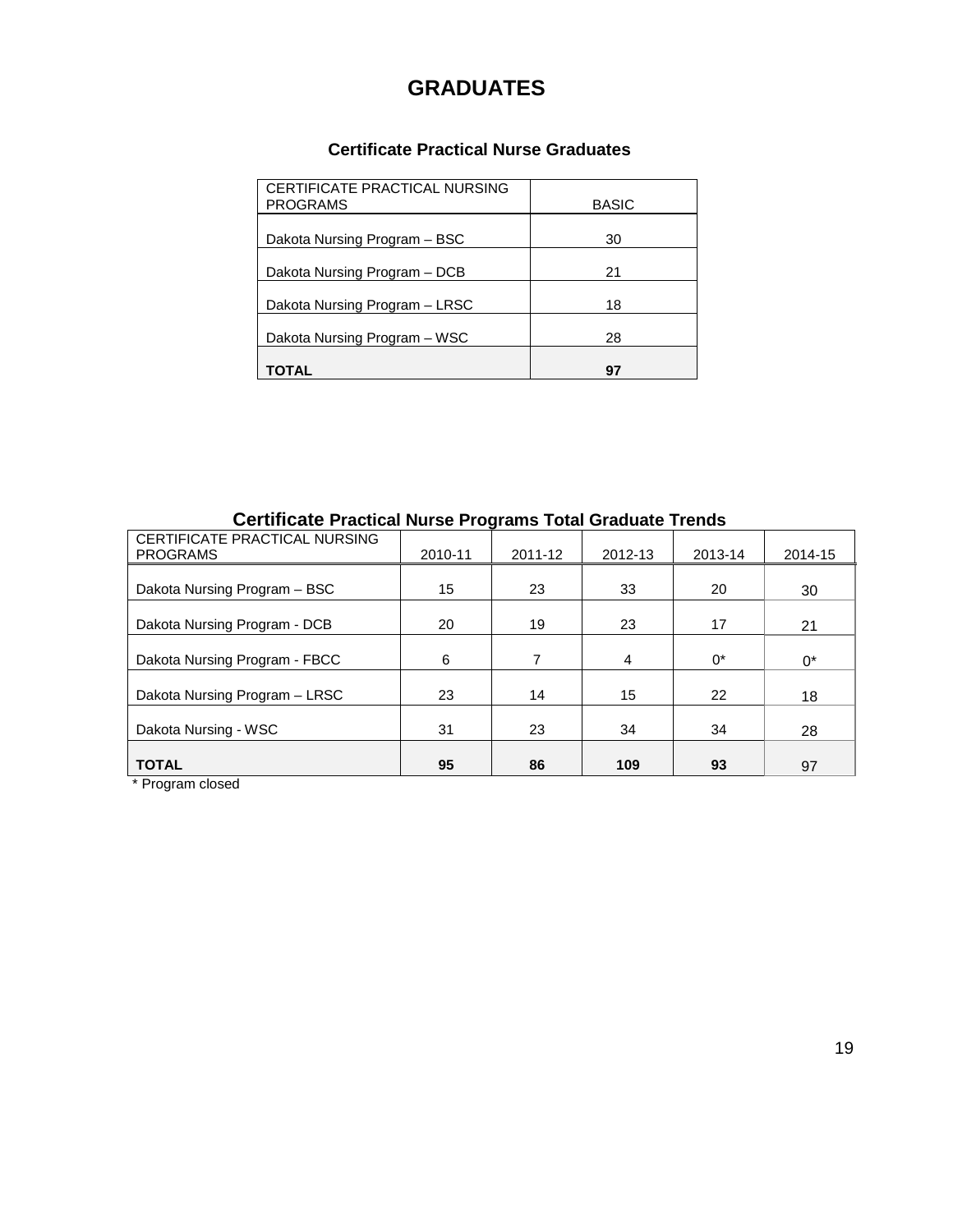# GRADUATES

## Certificate Practical Nurse Graduates

| CERTIFICATE PRACTICAL NURSING PROGRAMS | BASIC |
|---|---|
| Dakota Nursing Program – BSC | 30 |
| Dakota Nursing Program – DCB | 21 |
| Dakota Nursing Program – LRSC | 18 |
| Dakota Nursing Program – WSC | 28 |
| **TOTAL** | **97** |

## Certificate Practical Nurse Programs Total Graduate Trends

| CERTIFICATE PRACTICAL NURSING PROGRAMS | 2010-11 | 2011-12 | 2012-13 | 2013-14 | 2014-15 |
|---|---|---|---|---|---|
| Dakota Nursing Program – BSC | 15 | 23 | 33 | 20 | 30 |
| Dakota Nursing Program - DCB | 20 | 19 | 23 | 17 | 21 |
| Dakota Nursing Program - FBCC | 6 | 7 | 4 | 0* | 0* |
| Dakota Nursing Program – LRSC | 23 | 14 | 15 | 22 | 18 |
| Dakota Nursing - WSC | 31 | 23 | 34 | 34 | 28 |
| **TOTAL** | **95** | **86** | **109** | **93** | 97 |

\* Program closed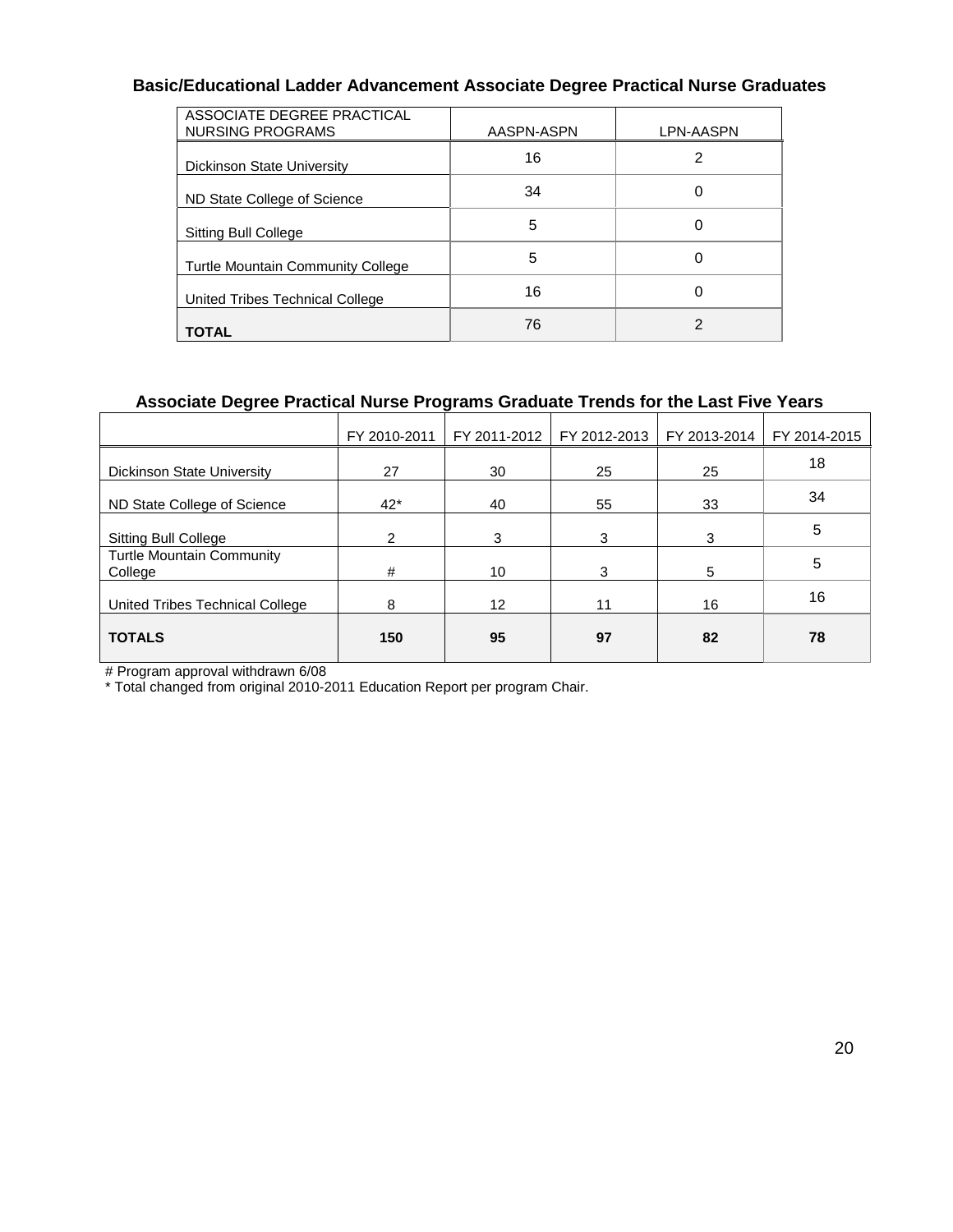## Basic/Educational Ladder Advancement Associate Degree Practical Nurse Graduates

| ASSOCIATE DEGREE PRACTICAL NURSING PROGRAMS | AASPN-ASPN | LPN-AASPN |
|---|---|---|
| Dickinson State University | 16 | 2 |
| ND State College of Science | 34 | 0 |
| Sitting Bull College | 5 | 0 |
| Turtle Mountain Community College | 5 | 0 |
| United Tribes Technical College | 16 | 0 |
| **TOTAL** | 76 | 2 |

## Associate Degree Practical Nurse Programs Graduate Trends for the Last Five Years

| | FY 2010-2011 | FY 2011-2012 | FY 2012-2013 | FY 2013-2014 | FY 2014-2015 |
|---|---|---|---|---|---|
| Dickinson State University | 27 | 30 | 25 | 25 | 18 |
| ND State College of Science | 42* | 40 | 55 | 33 | 34 |
| Sitting Bull College | 2 | 3 | 3 | 3 | 5 |
| Turtle Mountain Community College | # | 10 | 3 | 5 | 5 |
| United Tribes Technical College | 8 | 12 | 11 | 16 | 16 |
| **TOTALS** | **150** | **95** | **97** | **82** | **78** |

# Program approval withdrawn 6/08

* Total changed from original 2010-2011 Education Report per program Chair.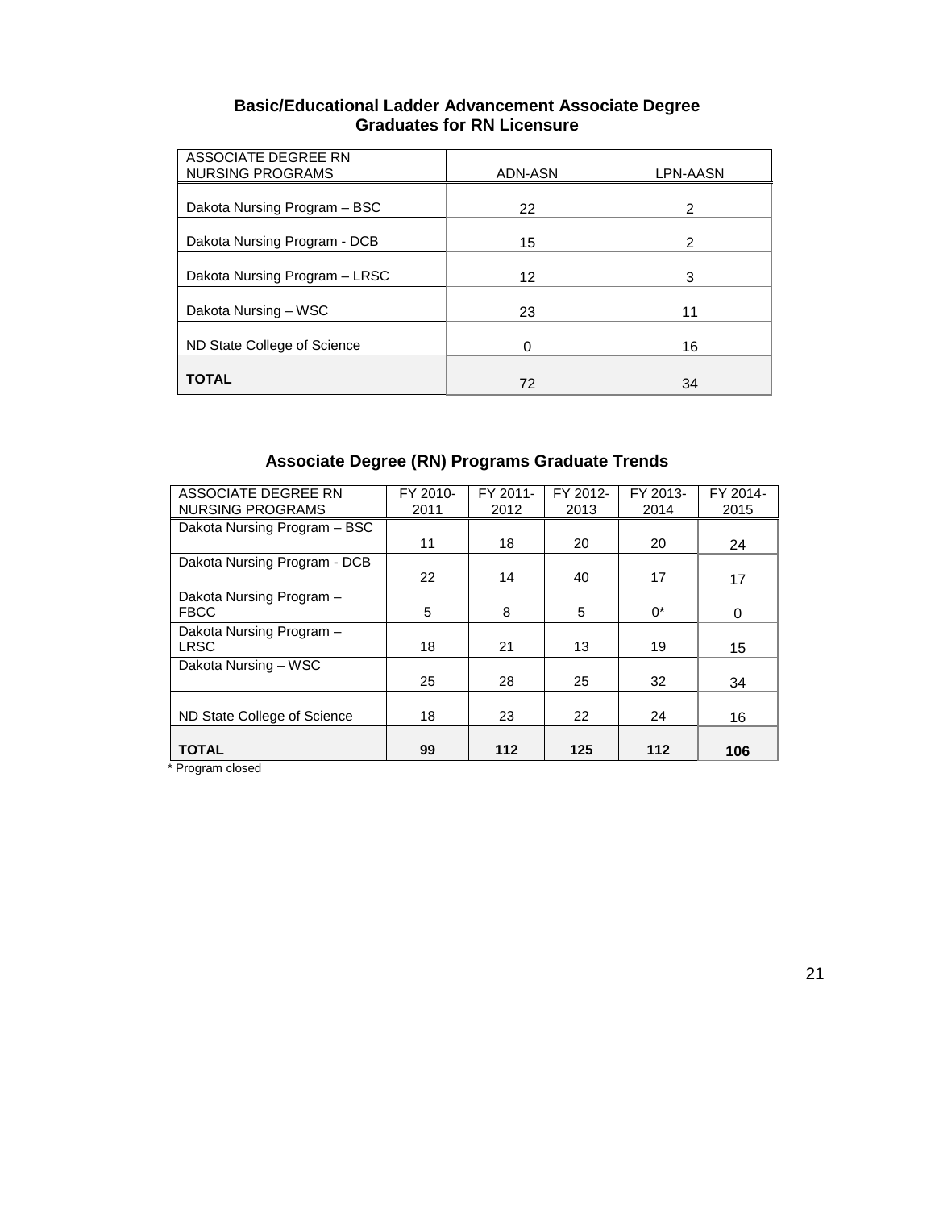## Basic/Educational Ladder Advancement Associate Degree Graduates for RN Licensure

| ASSOCIATE DEGREE RN NURSING PROGRAMS | ADN-ASN | LPN-AASN |
|---|---|---|
| Dakota Nursing Program – BSC | 22 | 2 |
| Dakota Nursing Program - DCB | 15 | 2 |
| Dakota Nursing Program – LRSC | 12 | 3 |
| Dakota Nursing – WSC | 23 | 11 |
| ND State College of Science | 0 | 16 |
| **TOTAL** | 72 | 34 |

## Associate Degree (RN) Programs Graduate Trends

| ASSOCIATE DEGREE RN NURSING PROGRAMS | FY 2010-2011 | FY 2011-2012 | FY 2012-2013 | FY 2013-2014 | FY 2014-2015 |
|---|---|---|---|---|---|
| Dakota Nursing Program – BSC | 11 | 18 | 20 | 20 | 24 |
| Dakota Nursing Program - DCB | 22 | 14 | 40 | 17 | 17 |
| Dakota Nursing Program – FBCC | 5 | 8 | 5 | 0* | 0 |
| Dakota Nursing Program – LRSC | 18 | 21 | 13 | 19 | 15 |
| Dakota Nursing – WSC | 25 | 28 | 25 | 32 | 34 |
| ND State College of Science | 18 | 23 | 22 | 24 | 16 |
| **TOTAL** | **99** | **112** | **125** | **112** | **106** |

* Program closed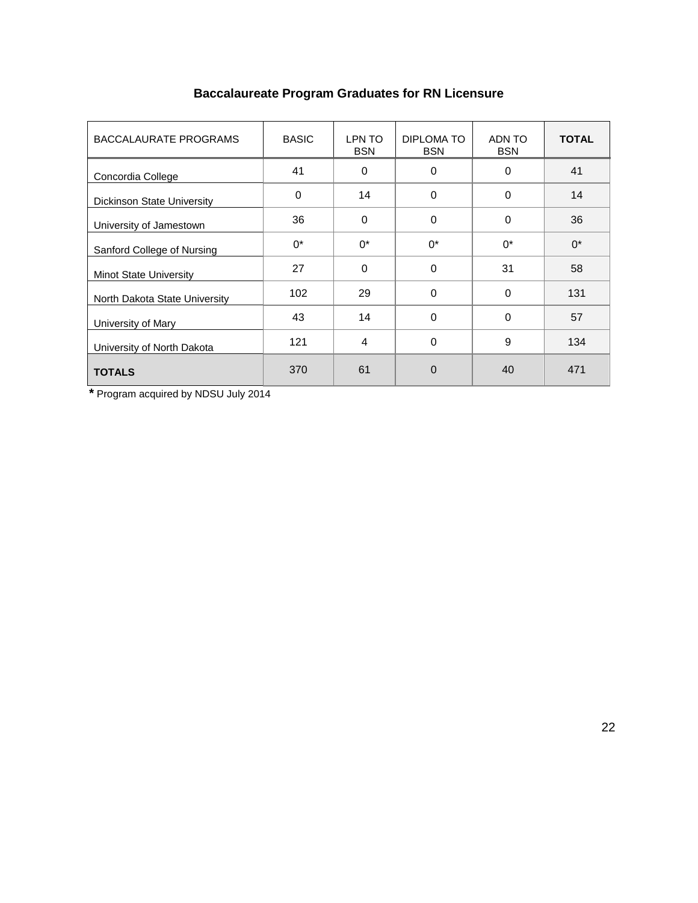## Baccalaureate Program Graduates for RN Licensure

| BACCALAURATE PROGRAMS | BASIC | LPN TO BSN | DIPLOMA TO BSN | ADN TO BSN | **TOTAL** |
|---|---|---|---|---|---|
| Concordia College | 41 | 0 | 0 | 0 | 41 |
| Dickinson State University | 0 | 14 | 0 | 0 | 14 |
| University of Jamestown | 36 | 0 | 0 | 0 | 36 |
| Sanford College of Nursing | 0* | 0* | 0* | 0* | 0* |
| Minot State University | 27 | 0 | 0 | 31 | 58 |
| North Dakota State University | 102 | 29 | 0 | 0 | 131 |
| University of Mary | 43 | 14 | 0 | 0 | 57 |
| University of North Dakota | 121 | 4 | 0 | 9 | 134 |
| **TOTALS** | 370 | 61 | 0 | 40 | 471 |

**\*** Program acquired by NDSU July 2014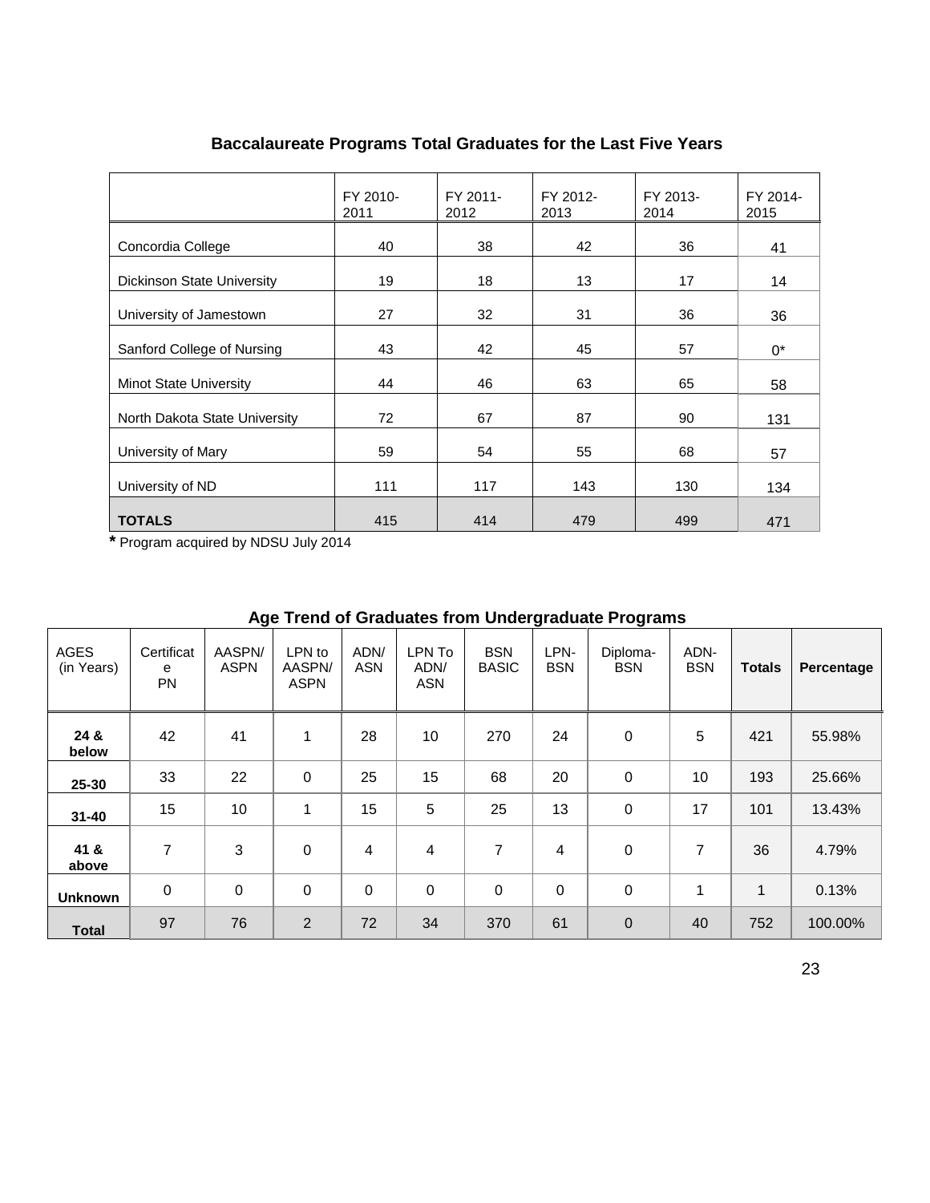### Baccalaureate Programs Total Graduates for the Last Five Years

| | FY 2010-2011 | FY 2011-2012 | FY 2012-2013 | FY 2013-2014 | FY 2014-2015 |
|---|---|---|---|---|---|
| Concordia College | 40 | 38 | 42 | 36 | 41 |
| Dickinson State University | 19 | 18 | 13 | 17 | 14 |
| University of Jamestown | 27 | 32 | 31 | 36 | 36 |
| Sanford College of Nursing | 43 | 42 | 45 | 57 | 0* |
| Minot State University | 44 | 46 | 63 | 65 | 58 |
| North Dakota State University | 72 | 67 | 87 | 90 | 131 |
| University of Mary | 59 | 54 | 55 | 68 | 57 |
| University of ND | 111 | 117 | 143 | 130 | 134 |
| **TOTALS** | 415 | 414 | 479 | 499 | 471 |

**\*** Program acquired by NDSU July 2014

### Age Trend of Graduates from Undergraduate Programs

| AGES (in Years) | Certificate PN | AASPN/ ASPN | LPN to AASPN/ ASPN | ADN/ ASN | LPN To ADN/ ASN | BSN BASIC | LPN-BSN | Diploma-BSN | ADN-BSN | **Totals** | **Percentage** |
|---|---|---|---|---|---|---|---|---|---|---|---|
| **24 & below** | 42 | 41 | 1 | 28 | 10 | 270 | 24 | 0 | 5 | 421 | 55.98% |
| **25-30** | 33 | 22 | 0 | 25 | 15 | 68 | 20 | 0 | 10 | 193 | 25.66% |
| **31-40** | 15 | 10 | 1 | 15 | 5 | 25 | 13 | 0 | 17 | 101 | 13.43% |
| **41 & above** | 7 | 3 | 0 | 4 | 4 | 7 | 4 | 0 | 7 | 36 | 4.79% |
| **Unknown** | 0 | 0 | 0 | 0 | 0 | 0 | 0 | 0 | 1 | 1 | 0.13% |
| **Total** | 97 | 76 | 2 | 72 | 34 | 370 | 61 | 0 | 40 | 752 | 100.00% |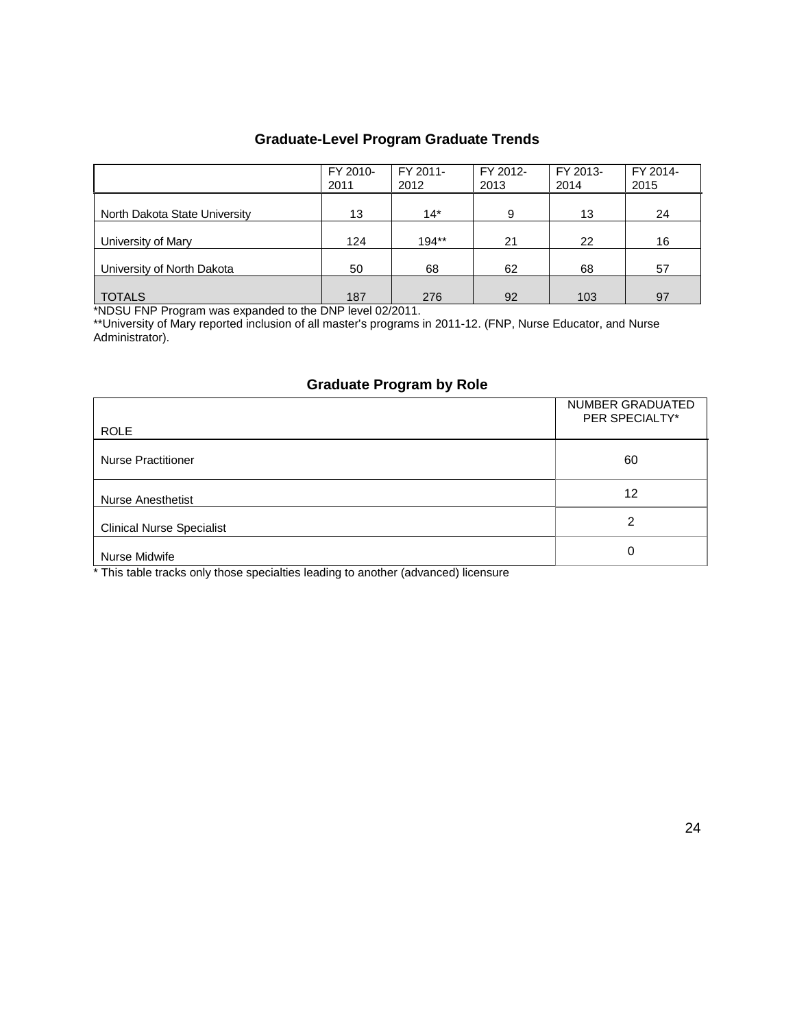## Graduate-Level Program Graduate Trends

| | FY 2010-2011 | FY 2011-2012 | FY 2012-2013 | FY 2013-2014 | FY 2014-2015 |
|---|---|---|---|---|---|
| North Dakota State University | 13 | 14* | 9 | 13 | 24 |
| University of Mary | 124 | 194** | 21 | 22 | 16 |
| University of North Dakota | 50 | 68 | 62 | 68 | 57 |
| TOTALS | 187 | 276 | 92 | 103 | 97 |

*NDSU FNP Program was expanded to the DNP level 02/2011.

**University of Mary reported inclusion of all master's programs in 2011-12. (FNP, Nurse Educator, and Nurse Administrator).

## Graduate Program by Role

| ROLE | NUMBER GRADUATED PER SPECIALTY* |
|---|---|
| Nurse Practitioner | 60 |
| Nurse Anesthetist | 12 |
| Clinical Nurse Specialist | 2 |
| Nurse Midwife | 0 |

* This table tracks only those specialties leading to another (advanced) licensure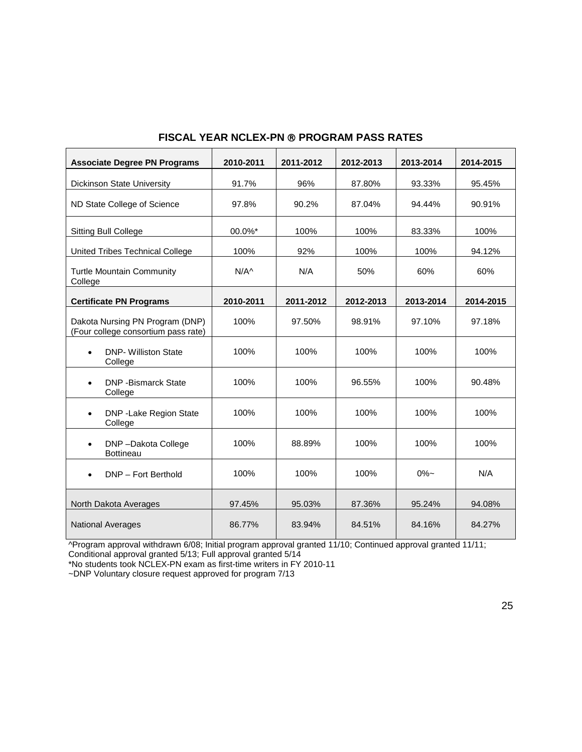## FISCAL YEAR NCLEX-PN ® PROGRAM PASS RATES

| Associate Degree PN Programs | 2010-2011 | 2011-2012 | 2012-2013 | 2013-2014 | 2014-2015 |
|---|---|---|---|---|---|
| Dickinson State University | 91.7% | 96% | 87.80% | 93.33% | 95.45% |
| ND State College of Science | 97.8% | 90.2% | 87.04% | 94.44% | 90.91% |
| Sitting Bull College | 00.0%* | 100% | 100% | 83.33% | 100% |
| United Tribes Technical College | 100% | 92% | 100% | 100% | 94.12% |
| Turtle Mountain Community College | N/A^ | N/A | 50% | 60% | 60% |
| **Certificate PN Programs** | **2010-2011** | **2011-2012** | **2012-2013** | **2013-2014** | **2014-2015** |
| Dakota Nursing PN Program (DNP) (Four college consortium pass rate) | 100% | 97.50% | 98.91% | 97.10% | 97.18% |
| • DNP- Williston State College | 100% | 100% | 100% | 100% | 100% |
| • DNP -Bismarck State College | 100% | 100% | 96.55% | 100% | 90.48% |
| • DNP -Lake Region State College | 100% | 100% | 100% | 100% | 100% |
| • DNP –Dakota College Bottineau | 100% | 88.89% | 100% | 100% | 100% |
| • DNP – Fort Berthold | 100% | 100% | 100% | 0%~ | N/A |
| North Dakota Averages | 97.45% | 95.03% | 87.36% | 95.24% | 94.08% |
| National Averages | 86.77% | 83.94% | 84.51% | 84.16% | 84.27% |

^Program approval withdrawn 6/08; Initial program approval granted 11/10; Continued approval granted 11/11; Conditional approval granted 5/13; Full approval granted 5/14

*No students took NCLEX-PN exam as first-time writers in FY 2010-11

~DNP Voluntary closure request approved for program 7/13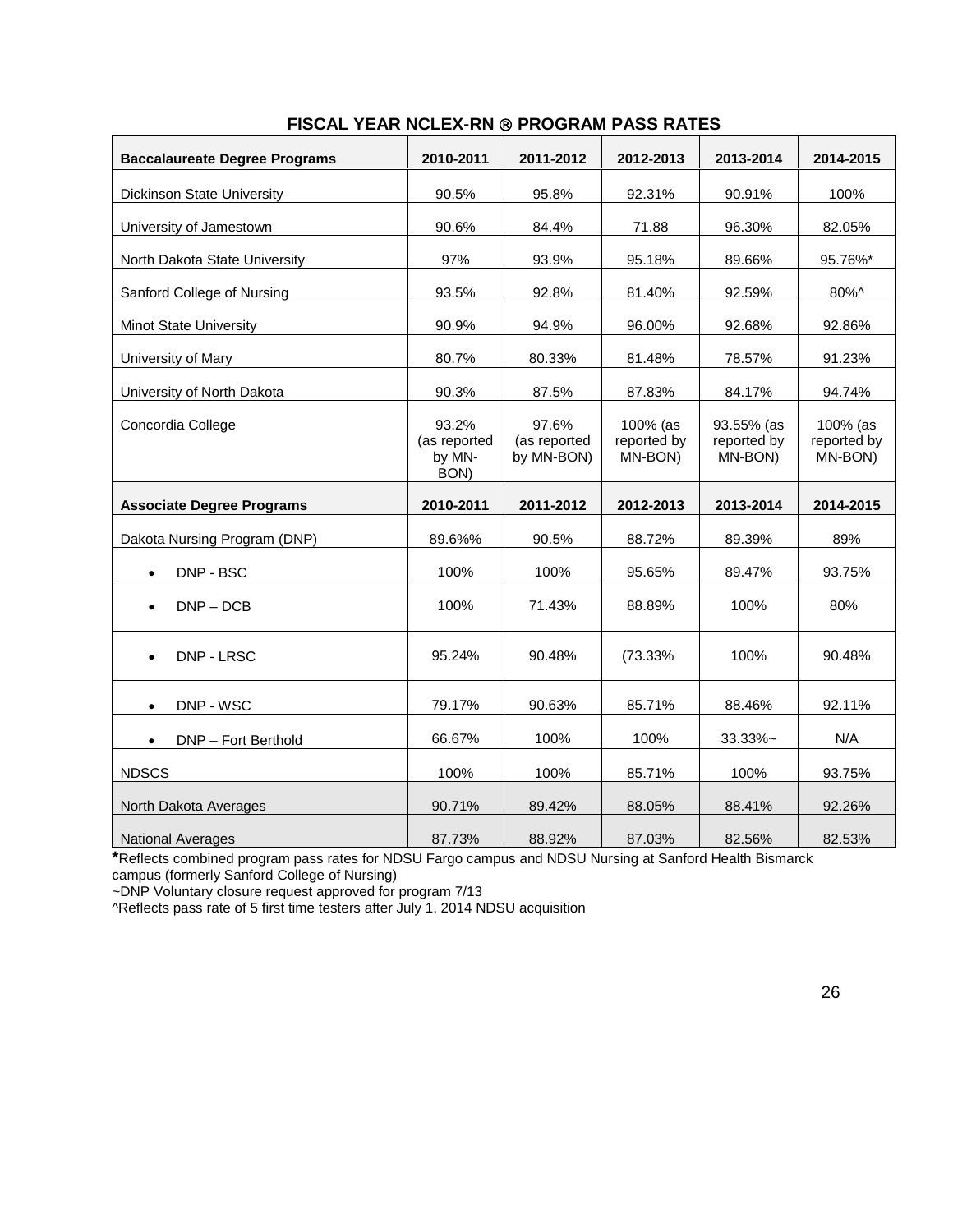## FISCAL YEAR NCLEX-RN ® PROGRAM PASS RATES

| **Baccalaureate Degree Programs** | **2010-2011** | **2011-2012** | **2012-2013** | **2013-2014** | **2014-2015** |
|---|---|---|---|---|---|
| Dickinson State University | 90.5% | 95.8% | 92.31% | 90.91% | 100% |
| University of Jamestown | 90.6% | 84.4% | 71.88 | 96.30% | 82.05% |
| North Dakota State University | 97% | 93.9% | 95.18% | 89.66% | 95.76%* |
| Sanford College of Nursing | 93.5% | 92.8% | 81.40% | 92.59% | 80%^ |
| Minot State University | 90.9% | 94.9% | 96.00% | 92.68% | 92.86% |
| University of Mary | 80.7% | 80.33% | 81.48% | 78.57% | 91.23% |
| University of North Dakota | 90.3% | 87.5% | 87.83% | 84.17% | 94.74% |
| Concordia College | 93.2% (as reported by MN-BON) | 97.6% (as reported by MN-BON) | 100% (as reported by MN-BON) | 93.55% (as reported by MN-BON) | 100% (as reported by MN-BON) |
| **Associate Degree Programs** | **2010-2011** | **2011-2012** | **2012-2013** | **2013-2014** | **2014-2015** |
| Dakota Nursing Program (DNP) | 89.6%% | 90.5% | 88.72% | 89.39% | 89% |
| • DNP - BSC | 100% | 100% | 95.65% | 89.47% | 93.75% |
| • DNP – DCB | 100% | 71.43% | 88.89% | 100% | 80% |
| • DNP - LRSC | 95.24% | 90.48% | (73.33% | 100% | 90.48% |
| • DNP - WSC | 79.17% | 90.63% | 85.71% | 88.46% | 92.11% |
| • DNP – Fort Berthold | 66.67% | 100% | 100% | 33.33%~ | N/A |
| NDSCS | 100% | 100% | 85.71% | 100% | 93.75% |
| North Dakota Averages | 90.71% | 89.42% | 88.05% | 88.41% | 92.26% |
| National Averages | 87.73% | 88.92% | 87.03% | 82.56% | 82.53% |

*Reflects combined program pass rates for NDSU Fargo campus and NDSU Nursing at Sanford Health Bismarck campus (formerly Sanford College of Nursing)

~DNP Voluntary closure request approved for program 7/13

^Reflects pass rate of 5 first time testers after July 1, 2014 NDSU acquisition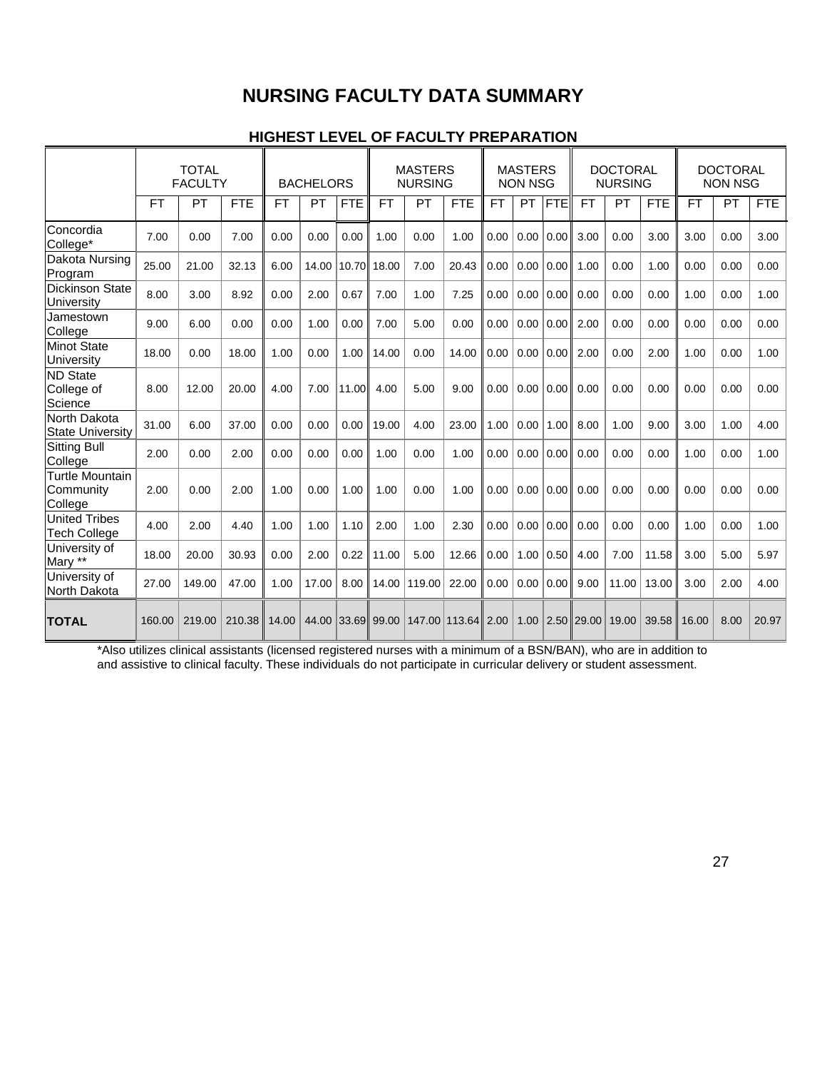# NURSING FACULTY DATA SUMMARY

## HIGHEST LEVEL OF FACULTY PREPARATION

| | TOTAL FACULTY | | | BACHELORS | | | MASTERS NURSING | | | MASTERS NON NSG | | | DOCTORAL NURSING | | | DOCTORAL NON NSG | | |
|---|---|---|---|---|---|---|---|---|---|---|---|---|---|---|---|---|---|---|
| | FT | PT | FTE | FT | PT | FTE | FT | PT | FTE | FT | PT | FTE | FT | PT | FTE | FT | PT | FTE |
| Concordia College* | 7.00 | 0.00 | 7.00 | 0.00 | 0.00 | 0.00 | 1.00 | 0.00 | 1.00 | 0.00 | 0.00 | 0.00 | 3.00 | 0.00 | 3.00 | 3.00 | 0.00 | 3.00 |
| Dakota Nursing Program | 25.00 | 21.00 | 32.13 | 6.00 | 14.00 | 10.70 | 18.00 | 7.00 | 20.43 | 0.00 | 0.00 | 0.00 | 1.00 | 0.00 | 1.00 | 0.00 | 0.00 | 0.00 |
| Dickinson State University | 8.00 | 3.00 | 8.92 | 0.00 | 2.00 | 0.67 | 7.00 | 1.00 | 7.25 | 0.00 | 0.00 | 0.00 | 0.00 | 0.00 | 0.00 | 1.00 | 0.00 | 1.00 |
| Jamestown College | 9.00 | 6.00 | 0.00 | 0.00 | 1.00 | 0.00 | 7.00 | 5.00 | 0.00 | 0.00 | 0.00 | 0.00 | 2.00 | 0.00 | 0.00 | 0.00 | 0.00 | 0.00 |
| Minot State University | 18.00 | 0.00 | 18.00 | 1.00 | 0.00 | 1.00 | 14.00 | 0.00 | 14.00 | 0.00 | 0.00 | 0.00 | 2.00 | 0.00 | 2.00 | 1.00 | 0.00 | 1.00 |
| ND State College of Science | 8.00 | 12.00 | 20.00 | 4.00 | 7.00 | 11.00 | 4.00 | 5.00 | 9.00 | 0.00 | 0.00 | 0.00 | 0.00 | 0.00 | 0.00 | 0.00 | 0.00 | 0.00 |
| North Dakota State University | 31.00 | 6.00 | 37.00 | 0.00 | 0.00 | 0.00 | 19.00 | 4.00 | 23.00 | 1.00 | 0.00 | 1.00 | 8.00 | 1.00 | 9.00 | 3.00 | 1.00 | 4.00 |
| Sitting Bull College | 2.00 | 0.00 | 2.00 | 0.00 | 0.00 | 0.00 | 1.00 | 0.00 | 1.00 | 0.00 | 0.00 | 0.00 | 0.00 | 0.00 | 0.00 | 1.00 | 0.00 | 1.00 |
| Turtle Mountain Community College | 2.00 | 0.00 | 2.00 | 1.00 | 0.00 | 1.00 | 1.00 | 0.00 | 1.00 | 0.00 | 0.00 | 0.00 | 0.00 | 0.00 | 0.00 | 0.00 | 0.00 | 0.00 |
| United Tribes Tech College | 4.00 | 2.00 | 4.40 | 1.00 | 1.00 | 1.10 | 2.00 | 1.00 | 2.30 | 0.00 | 0.00 | 0.00 | 0.00 | 0.00 | 0.00 | 1.00 | 0.00 | 1.00 |
| University of Mary ** | 18.00 | 20.00 | 30.93 | 0.00 | 2.00 | 0.22 | 11.00 | 5.00 | 12.66 | 0.00 | 1.00 | 0.50 | 4.00 | 7.00 | 11.58 | 3.00 | 5.00 | 5.97 |
| University of North Dakota | 27.00 | 149.00 | 47.00 | 1.00 | 17.00 | 8.00 | 14.00 | 119.00 | 22.00 | 0.00 | 0.00 | 0.00 | 9.00 | 11.00 | 13.00 | 3.00 | 2.00 | 4.00 |
| **TOTAL** | 160.00 | 219.00 | 210.38 | 14.00 | 44.00 | 33.69 | 99.00 | 147.00 | 113.64 | 2.00 | 1.00 | 2.50 | 29.00 | 19.00 | 39.58 | 16.00 | 8.00 | 20.97 |

*Also utilizes clinical assistants (licensed registered nurses with a minimum of a BSN/BAN), who are in addition to and assistive to clinical faculty. These individuals do not participate in curricular delivery or student assessment.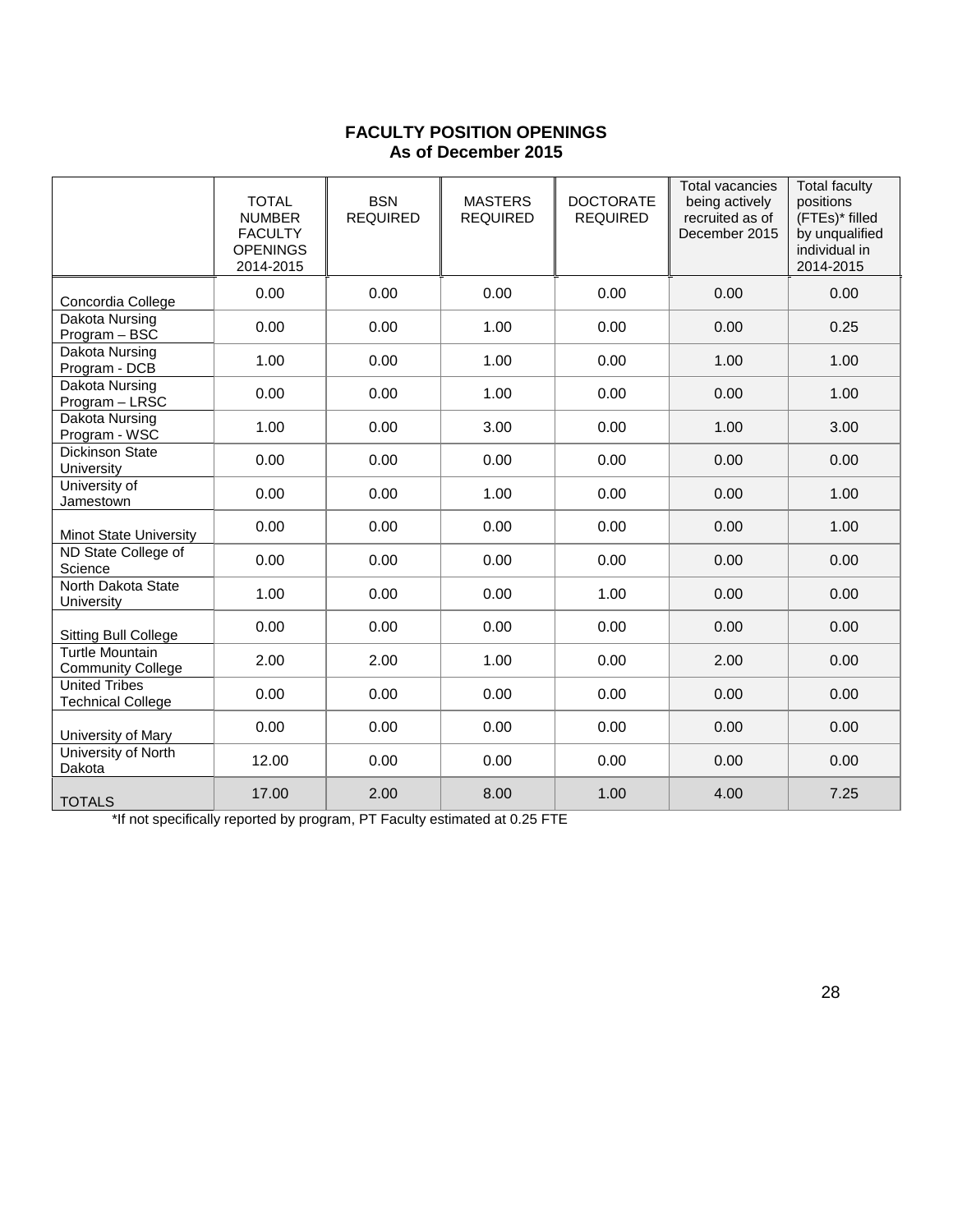## FACULTY POSITION OPENINGS
### As of December 2015

| | TOTAL NUMBER FACULTY OPENINGS 2014-2015 | BSN REQUIRED | MASTERS REQUIRED | DOCTORATE REQUIRED | Total vacancies being actively recruited as of December 2015 | Total faculty positions (FTEs)* filled by unqualified individual in 2014-2015 |
|---|---|---|---|---|---|---|
| Concordia College | 0.00 | 0.00 | 0.00 | 0.00 | 0.00 | 0.00 |
| Dakota Nursing Program – BSC | 0.00 | 0.00 | 1.00 | 0.00 | 0.00 | 0.25 |
| Dakota Nursing Program - DCB | 1.00 | 0.00 | 1.00 | 0.00 | 1.00 | 1.00 |
| Dakota Nursing Program – LRSC | 0.00 | 0.00 | 1.00 | 0.00 | 0.00 | 1.00 |
| Dakota Nursing Program - WSC | 1.00 | 0.00 | 3.00 | 0.00 | 1.00 | 3.00 |
| Dickinson State University | 0.00 | 0.00 | 0.00 | 0.00 | 0.00 | 0.00 |
| University of Jamestown | 0.00 | 0.00 | 1.00 | 0.00 | 0.00 | 1.00 |
| Minot State University | 0.00 | 0.00 | 0.00 | 0.00 | 0.00 | 1.00 |
| ND State College of Science | 0.00 | 0.00 | 0.00 | 0.00 | 0.00 | 0.00 |
| North Dakota State University | 1.00 | 0.00 | 0.00 | 1.00 | 0.00 | 0.00 |
| Sitting Bull College | 0.00 | 0.00 | 0.00 | 0.00 | 0.00 | 0.00 |
| Turtle Mountain Community College | 2.00 | 2.00 | 1.00 | 0.00 | 2.00 | 0.00 |
| United Tribes Technical College | 0.00 | 0.00 | 0.00 | 0.00 | 0.00 | 0.00 |
| University of Mary | 0.00 | 0.00 | 0.00 | 0.00 | 0.00 | 0.00 |
| University of North Dakota | 12.00 | 0.00 | 0.00 | 0.00 | 0.00 | 0.00 |
| TOTALS | 17.00 | 2.00 | 8.00 | 1.00 | 4.00 | 7.25 |

*If not specifically reported by program, PT Faculty estimated at 0.25 FTE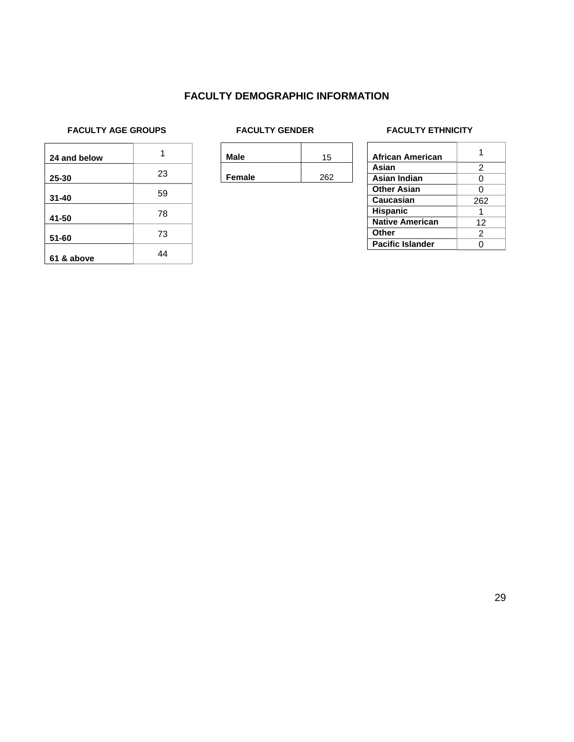## FACULTY DEMOGRAPHIC INFORMATION

### FACULTY AGE GROUPS

| Age Group | Count |
|---|---|
| **24 and below** | 1 |
| **25-30** | 23 |
| **31-40** | 59 |
| **41-50** | 78 |
| **51-60** | 73 |
| **61 & above** | 44 |

### FACULTY GENDER

| Gender | Count |
|---|---|
| **Male** | 15 |
| **Female** | 262 |

### FACULTY ETHNICITY

| Ethnicity | Count |
|---|---|
| **African American** | 1 |
| **Asian** | 2 |
| **Asian Indian** | 0 |
| **Other Asian** | 0 |
| **Caucasian** | 262 |
| **Hispanic** | 1 |
| **Native American** | 12 |
| **Other** | 2 |
| **Pacific Islander** | 0 |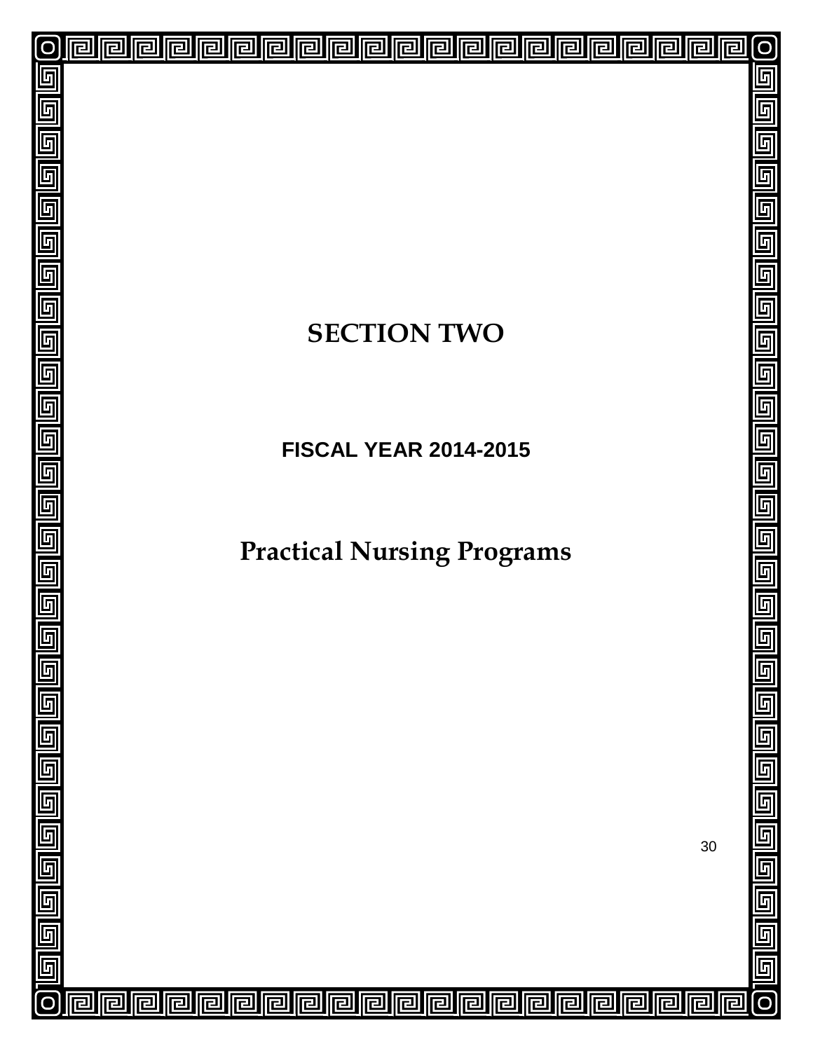# SECTION TWO

## FISCAL YEAR 2014-2015

# Practical Nursing Programs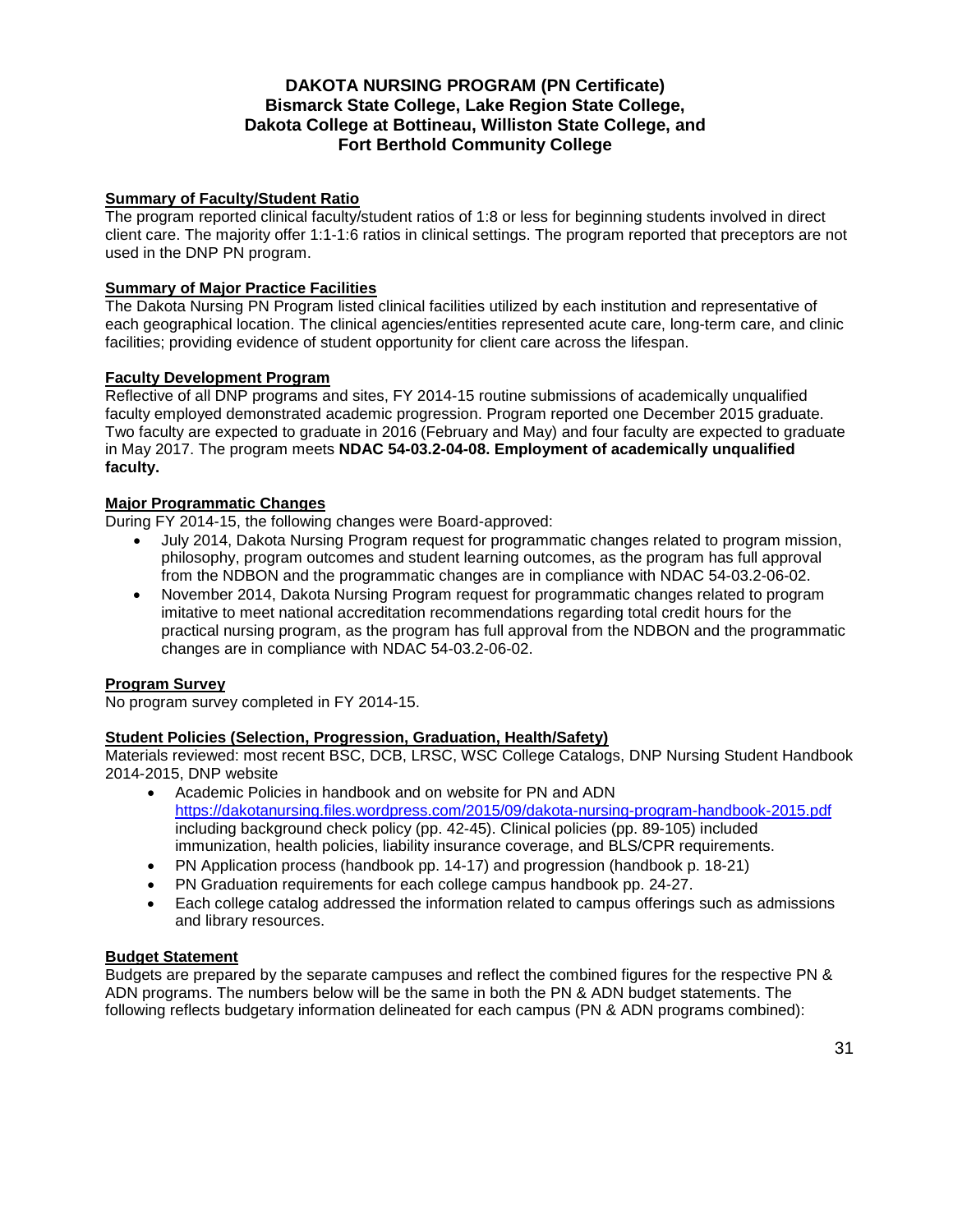## DAKOTA NURSING PROGRAM (PN Certificate)
## Bismarck State College, Lake Region State College, Dakota College at Bottineau, Williston State College, and Fort Berthold Community College

**Summary of Faculty/Student Ratio**

The program reported clinical faculty/student ratios of 1:8 or less for beginning students involved in direct client care. The majority offer 1:1-1:6 ratios in clinical settings. The program reported that preceptors are not used in the DNP PN program.

**Summary of Major Practice Facilities**

The Dakota Nursing PN Program listed clinical facilities utilized by each institution and representative of each geographical location. The clinical agencies/entities represented acute care, long-term care, and clinic facilities; providing evidence of student opportunity for client care across the lifespan.

**Faculty Development Program**

Reflective of all DNP programs and sites, FY 2014-15 routine submissions of academically unqualified faculty employed demonstrated academic progression. Program reported one December 2015 graduate. Two faculty are expected to graduate in 2016 (February and May) and four faculty are expected to graduate in May 2017. The program meets **NDAC 54-03.2-04-08. Employment of academically unqualified faculty.**

**Major Programmatic Changes**

During FY 2014-15, the following changes were Board-approved:

- July 2014, Dakota Nursing Program request for programmatic changes related to program mission, philosophy, program outcomes and student learning outcomes, as the program has full approval from the NDBON and the programmatic changes are in compliance with NDAC 54-03.2-06-02.
- November 2014, Dakota Nursing Program request for programmatic changes related to program imitative to meet national accreditation recommendations regarding total credit hours for the practical nursing program, as the program has full approval from the NDBON and the programmatic changes are in compliance with NDAC 54-03.2-06-02.

**Program Survey**

No program survey completed in FY 2014-15.

**Student Policies (Selection, Progression, Graduation, Health/Safety)**

Materials reviewed: most recent BSC, DCB, LRSC, WSC College Catalogs, DNP Nursing Student Handbook 2014-2015, DNP website

- Academic Policies in handbook and on website for PN and ADN https://dakotanursing.files.wordpress.com/2015/09/dakota-nursing-program-handbook-2015.pdf including background check policy (pp. 42-45). Clinical policies (pp. 89-105) included immunization, health policies, liability insurance coverage, and BLS/CPR requirements.
- PN Application process (handbook pp. 14-17) and progression (handbook p. 18-21)
- PN Graduation requirements for each college campus handbook pp. 24-27.
- Each college catalog addressed the information related to campus offerings such as admissions and library resources.

**Budget Statement**

Budgets are prepared by the separate campuses and reflect the combined figures for the respective PN & ADN programs. The numbers below will be the same in both the PN & ADN budget statements. The following reflects budgetary information delineated for each campus (PN & ADN programs combined):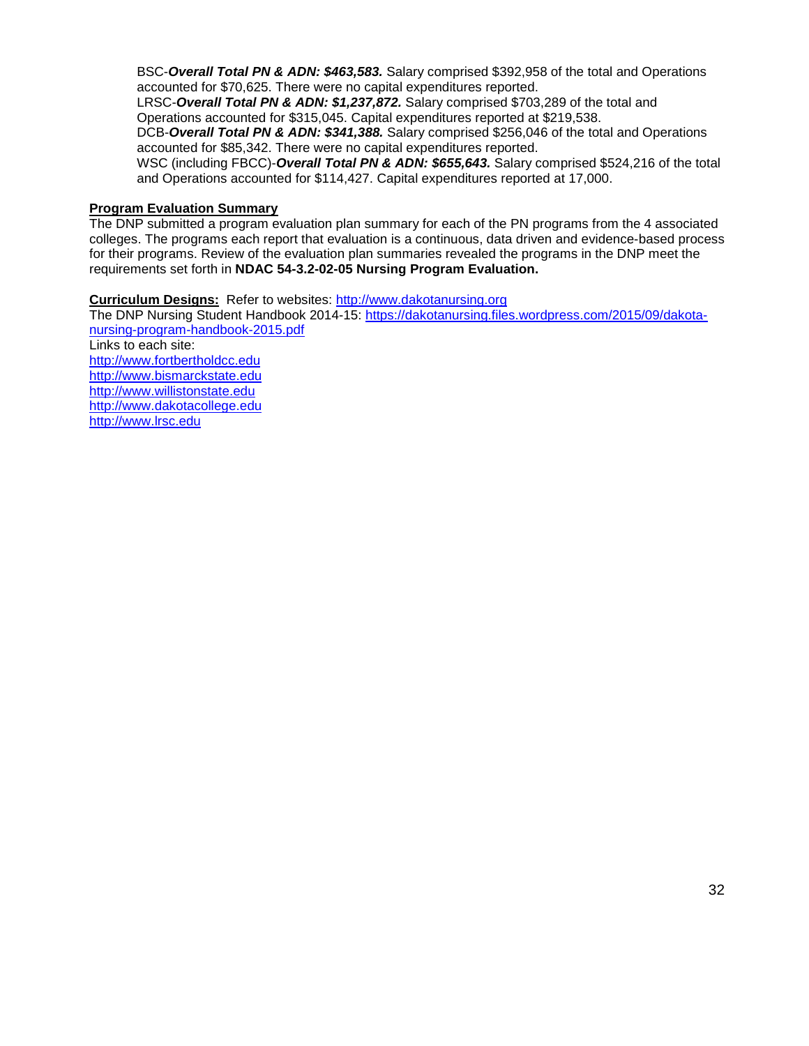BSC-***Overall Total PN & ADN: $463,583.*** Salary comprised $392,958 of the total and Operations accounted for $70,625. There were no capital expenditures reported.
LRSC-***Overall Total PN & ADN: $1,237,872.*** Salary comprised $703,289 of the total and Operations accounted for $315,045. Capital expenditures reported at $219,538.
DCB-***Overall Total PN & ADN: $341,388.*** Salary comprised $256,046 of the total and Operations accounted for $85,342. There were no capital expenditures reported.
WSC (including FBCC)-***Overall Total PN & ADN: $655,643.*** Salary comprised $524,216 of the total and Operations accounted for $114,427. Capital expenditures reported at 17,000.

**Program Evaluation Summary**
The DNP submitted a program evaluation plan summary for each of the PN programs from the 4 associated colleges. The programs each report that evaluation is a continuous, data driven and evidence-based process for their programs. Review of the evaluation plan summaries revealed the programs in the DNP meet the requirements set forth in **NDAC 54-3.2-02-05 Nursing Program Evaluation.**

**Curriculum Designs:** Refer to websites: http://www.dakotanursing.org
The DNP Nursing Student Handbook 2014-15: https://dakotanursing.files.wordpress.com/2015/09/dakota-nursing-program-handbook-2015.pdf
Links to each site:
http://www.fortbertholdcc.edu
http://www.bismarckstate.edu
http://www.willistonstate.edu
http://www.dakotacollege.edu
http://www.lrsc.edu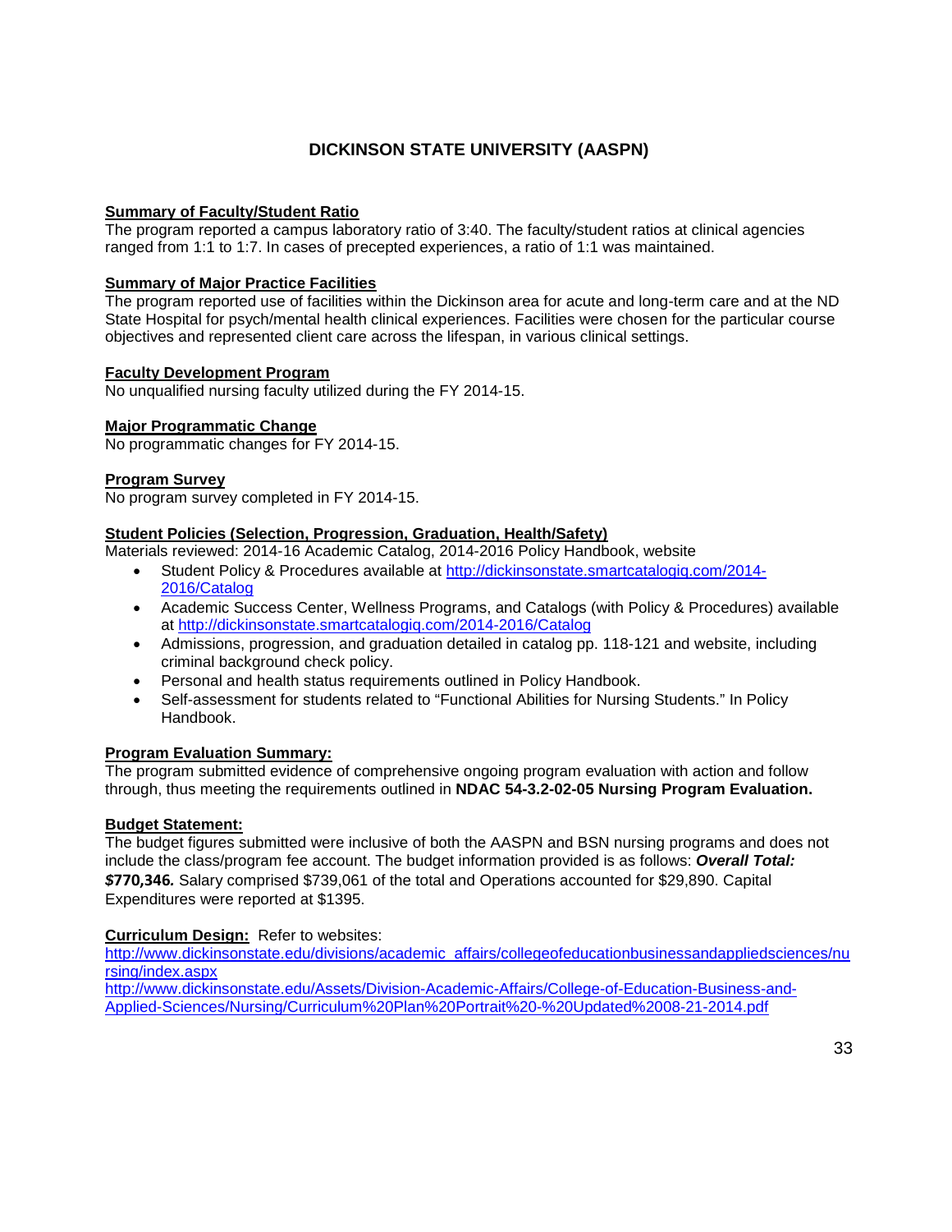# DICKINSON STATE UNIVERSITY (AASPN)

**Summary of Faculty/Student Ratio**

The program reported a campus laboratory ratio of 3:40. The faculty/student ratios at clinical agencies ranged from 1:1 to 1:7. In cases of precepted experiences, a ratio of 1:1 was maintained.

**Summary of Major Practice Facilities**

The program reported use of facilities within the Dickinson area for acute and long-term care and at the ND State Hospital for psych/mental health clinical experiences. Facilities were chosen for the particular course objectives and represented client care across the lifespan, in various clinical settings.

**Faculty Development Program**

No unqualified nursing faculty utilized during the FY 2014-15.

**Major Programmatic Change**

No programmatic changes for FY 2014-15.

**Program Survey**

No program survey completed in FY 2014-15.

**Student Policies (Selection, Progression, Graduation, Health/Safety)**

Materials reviewed: 2014-16 Academic Catalog, 2014-2016 Policy Handbook, website

- Student Policy & Procedures available at http://dickinsonstate.smartcatalogiq.com/2014-2016/Catalog
- Academic Success Center, Wellness Programs, and Catalogs (with Policy & Procedures) available at http://dickinsonstate.smartcatalogiq.com/2014-2016/Catalog
- Admissions, progression, and graduation detailed in catalog pp. 118-121 and website, including criminal background check policy.
- Personal and health status requirements outlined in Policy Handbook.
- Self-assessment for students related to "Functional Abilities for Nursing Students." In Policy Handbook.

**Program Evaluation Summary:**

The program submitted evidence of comprehensive ongoing program evaluation with action and follow through, thus meeting the requirements outlined in **NDAC 54-3.2-02-05 Nursing Program Evaluation.**

**Budget Statement:**

The budget figures submitted were inclusive of both the AASPN and BSN nursing programs and does not include the class/program fee account. The budget information provided is as follows: ***Overall Total: $770,346.*** Salary comprised $739,061 of the total and Operations accounted for $29,890. Capital Expenditures were reported at $1395.

**Curriculum Design:** Refer to websites:

http://www.dickinsonstate.edu/divisions/academic_affairs/collegeofeducationbusinessandappliedsciences/nursing/index.aspx

http://www.dickinsonstate.edu/Assets/Division-Academic-Affairs/College-of-Education-Business-and-Applied-Sciences/Nursing/Curriculum%20Plan%20Portrait%20-%20Updated%2008-21-2014.pdf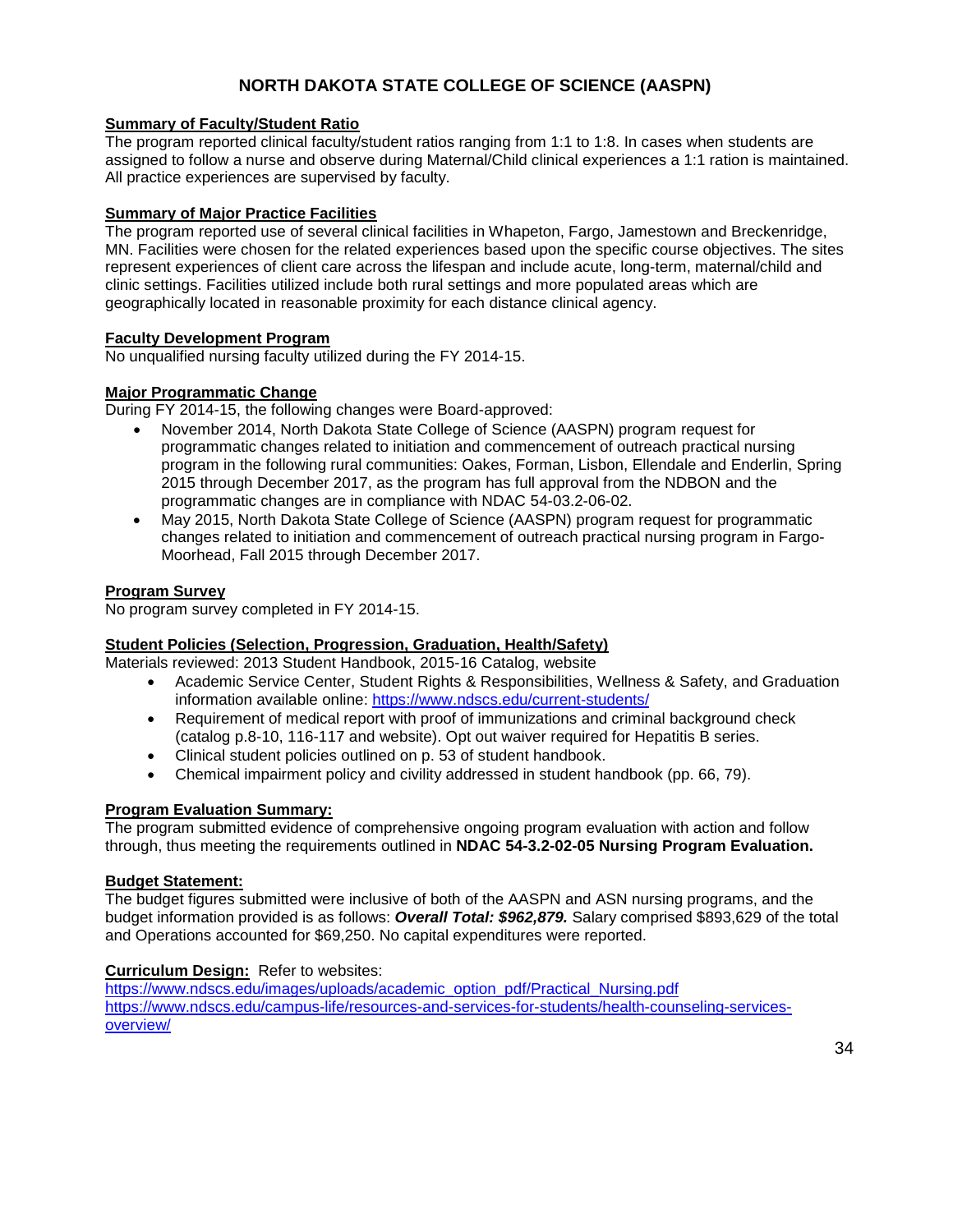# NORTH DAKOTA STATE COLLEGE OF SCIENCE (AASPN)

**Summary of Faculty/Student Ratio**

The program reported clinical faculty/student ratios ranging from 1:1 to 1:8. In cases when students are assigned to follow a nurse and observe during Maternal/Child clinical experiences a 1:1 ration is maintained. All practice experiences are supervised by faculty.

**Summary of Major Practice Facilities**

The program reported use of several clinical facilities in Whapeton, Fargo, Jamestown and Breckenridge, MN. Facilities were chosen for the related experiences based upon the specific course objectives. The sites represent experiences of client care across the lifespan and include acute, long-term, maternal/child and clinic settings. Facilities utilized include both rural settings and more populated areas which are geographically located in reasonable proximity for each distance clinical agency.

**Faculty Development Program**

No unqualified nursing faculty utilized during the FY 2014-15.

**Major Programmatic Change**

During FY 2014-15, the following changes were Board-approved:

- November 2014, North Dakota State College of Science (AASPN) program request for programmatic changes related to initiation and commencement of outreach practical nursing program in the following rural communities: Oakes, Forman, Lisbon, Ellendale and Enderlin, Spring 2015 through December 2017, as the program has full approval from the NDBON and the programmatic changes are in compliance with NDAC 54-03.2-06-02.
- May 2015, North Dakota State College of Science (AASPN) program request for programmatic changes related to initiation and commencement of outreach practical nursing program in Fargo-Moorhead, Fall 2015 through December 2017.

**Program Survey**

No program survey completed in FY 2014-15.

**Student Policies (Selection, Progression, Graduation, Health/Safety)**

Materials reviewed: 2013 Student Handbook, 2015-16 Catalog, website

- Academic Service Center, Student Rights & Responsibilities, Wellness & Safety, and Graduation information available online: https://www.ndscs.edu/current-students/
- Requirement of medical report with proof of immunizations and criminal background check (catalog p.8-10, 116-117 and website). Opt out waiver required for Hepatitis B series.
- Clinical student policies outlined on p. 53 of student handbook.
- Chemical impairment policy and civility addressed in student handbook (pp. 66, 79).

**Program Evaluation Summary:**

The program submitted evidence of comprehensive ongoing program evaluation with action and follow through, thus meeting the requirements outlined in **NDAC 54-3.2-02-05 Nursing Program Evaluation.**

**Budget Statement:**

The budget figures submitted were inclusive of both of the AASPN and ASN nursing programs, and the budget information provided is as follows: ***Overall Total: $962,879.*** Salary comprised $893,629 of the total and Operations accounted for $69,250. No capital expenditures were reported.

**Curriculum Design:** Refer to websites:

https://www.ndscs.edu/images/uploads/academic_option_pdf/Practical_Nursing.pdf
https://www.ndscs.edu/campus-life/resources-and-services-for-students/health-counseling-services-overview/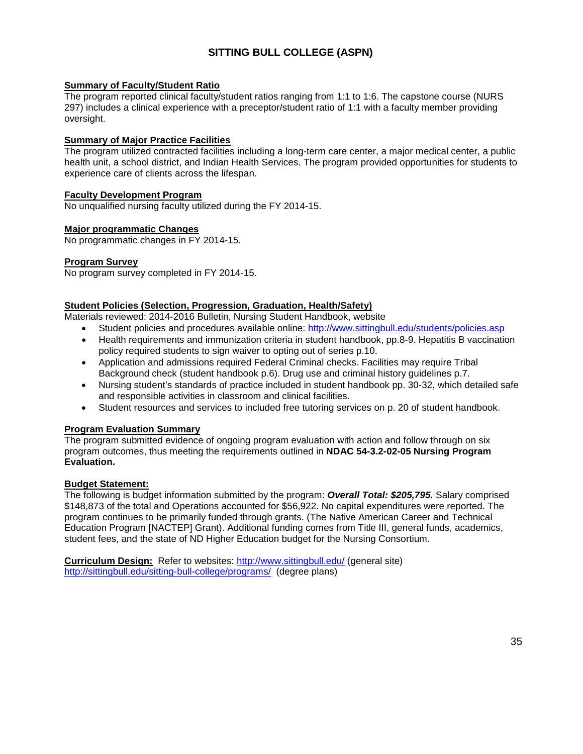# SITTING BULL COLLEGE (ASPN)

**Summary of Faculty/Student Ratio**

The program reported clinical faculty/student ratios ranging from 1:1 to 1:6. The capstone course (NURS 297) includes a clinical experience with a preceptor/student ratio of 1:1 with a faculty member providing oversight.

**Summary of Major Practice Facilities**

The program utilized contracted facilities including a long-term care center, a major medical center, a public health unit, a school district, and Indian Health Services. The program provided opportunities for students to experience care of clients across the lifespan.

**Faculty Development Program**

No unqualified nursing faculty utilized during the FY 2014-15.

**Major programmatic Changes**

No programmatic changes in FY 2014-15.

**Program Survey**

No program survey completed in FY 2014-15.

**Student Policies (Selection, Progression, Graduation, Health/Safety)**

Materials reviewed: 2014-2016 Bulletin, Nursing Student Handbook, website

- Student policies and procedures available online: http://www.sittingbull.edu/students/policies.asp
- Health requirements and immunization criteria in student handbook, pp.8-9. Hepatitis B vaccination policy required students to sign waiver to opting out of series p.10.
- Application and admissions required Federal Criminal checks. Facilities may require Tribal Background check (student handbook p.6). Drug use and criminal history guidelines p.7.
- Nursing student's standards of practice included in student handbook pp. 30-32, which detailed safe and responsible activities in classroom and clinical facilities.
- Student resources and services to included free tutoring services on p. 20 of student handbook.

**Program Evaluation Summary**

The program submitted evidence of ongoing program evaluation with action and follow through on six program outcomes, thus meeting the requirements outlined in **NDAC 54-3.2-02-05 Nursing Program Evaluation.**

**Budget Statement:**

The following is budget information submitted by the program: ***Overall Total: $205,795.*** Salary comprised $148,873 of the total and Operations accounted for $56,922. No capital expenditures were reported. The program continues to be primarily funded through grants. (The Native American Career and Technical Education Program [NACTEP] Grant). Additional funding comes from Title III, general funds, academics, student fees, and the state of ND Higher Education budget for the Nursing Consortium.

**Curriculum Design:** Refer to websites: http://www.sittingbull.edu/ (general site)
http://sittingbull.edu/sitting-bull-college/programs/ (degree plans)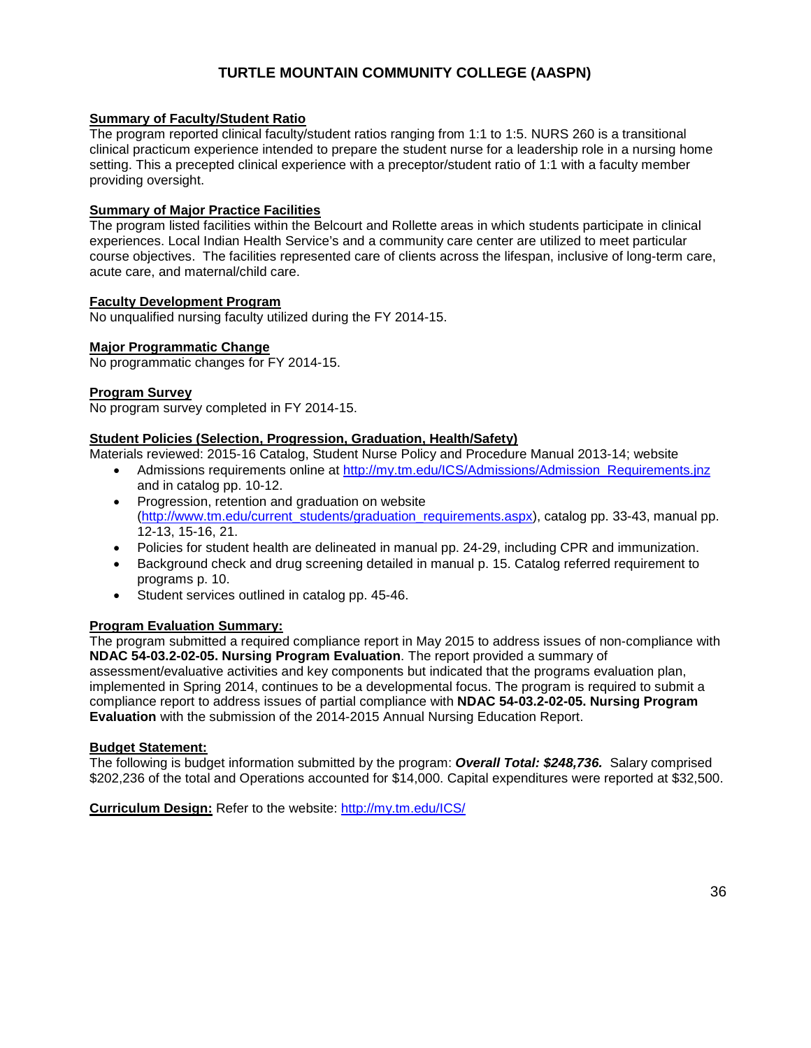# TURTLE MOUNTAIN COMMUNITY COLLEGE (AASPN)

**Summary of Faculty/Student Ratio**

The program reported clinical faculty/student ratios ranging from 1:1 to 1:5. NURS 260 is a transitional clinical practicum experience intended to prepare the student nurse for a leadership role in a nursing home setting. This a precepted clinical experience with a preceptor/student ratio of 1:1 with a faculty member providing oversight.

**Summary of Major Practice Facilities**

The program listed facilities within the Belcourt and Rollette areas in which students participate in clinical experiences. Local Indian Health Service's and a community care center are utilized to meet particular course objectives. The facilities represented care of clients across the lifespan, inclusive of long-term care, acute care, and maternal/child care.

**Faculty Development Program**

No unqualified nursing faculty utilized during the FY 2014-15.

**Major Programmatic Change**

No programmatic changes for FY 2014-15.

**Program Survey**

No program survey completed in FY 2014-15.

**Student Policies (Selection, Progression, Graduation, Health/Safety)**

Materials reviewed: 2015-16 Catalog, Student Nurse Policy and Procedure Manual 2013-14; website

- Admissions requirements online at http://my.tm.edu/ICS/Admissions/Admission_Requirements.jnz and in catalog pp. 10-12.
- Progression, retention and graduation on website (http://www.tm.edu/current_students/graduation_requirements.aspx), catalog pp. 33-43, manual pp. 12-13, 15-16, 21.
- Policies for student health are delineated in manual pp. 24-29, including CPR and immunization.
- Background check and drug screening detailed in manual p. 15. Catalog referred requirement to programs p. 10.
- Student services outlined in catalog pp. 45-46.

**Program Evaluation Summary:**

The program submitted a required compliance report in May 2015 to address issues of non-compliance with **NDAC 54-03.2-02-05. Nursing Program Evaluation**. The report provided a summary of assessment/evaluative activities and key components but indicated that the programs evaluation plan, implemented in Spring 2014, continues to be a developmental focus. The program is required to submit a compliance report to address issues of partial compliance with **NDAC 54-03.2-02-05. Nursing Program Evaluation** with the submission of the 2014-2015 Annual Nursing Education Report.

**Budget Statement:**

The following is budget information submitted by the program: ***Overall Total: $248,736.*** Salary comprised $202,236 of the total and Operations accounted for $14,000. Capital expenditures were reported at $32,500.

**Curriculum Design:** Refer to the website: http://my.tm.edu/ICS/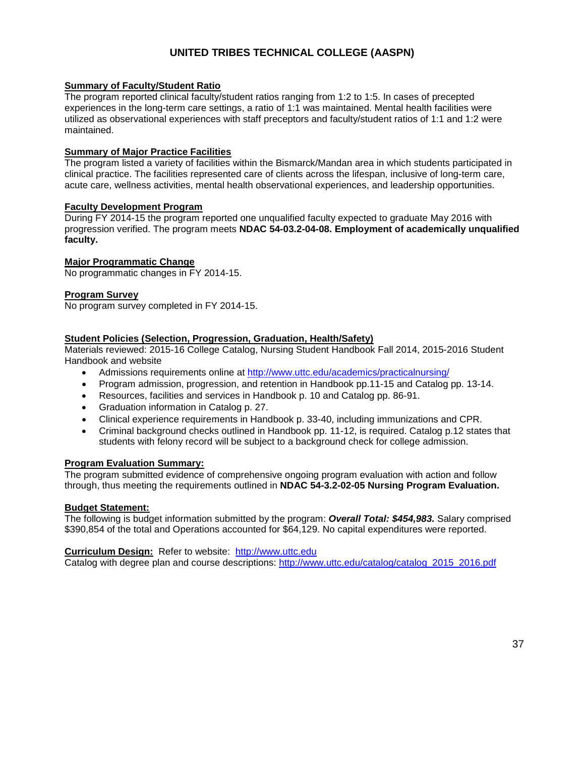## UNITED TRIBES TECHNICAL COLLEGE (AASPN)

**Summary of Faculty/Student Ratio**

The program reported clinical faculty/student ratios ranging from 1:2 to 1:5. In cases of precepted experiences in the long-term care settings, a ratio of 1:1 was maintained. Mental health facilities were utilized as observational experiences with staff preceptors and faculty/student ratios of 1:1 and 1:2 were maintained.

**Summary of Major Practice Facilities**

The program listed a variety of facilities within the Bismarck/Mandan area in which students participated in clinical practice. The facilities represented care of clients across the lifespan, inclusive of long-term care, acute care, wellness activities, mental health observational experiences, and leadership opportunities.

**Faculty Development Program**

During FY 2014-15 the program reported one unqualified faculty expected to graduate May 2016 with progression verified. The program meets **NDAC 54-03.2-04-08. Employment of academically unqualified faculty.**

**Major Programmatic Change**

No programmatic changes in FY 2014-15.

**Program Survey**

No program survey completed in FY 2014-15.

**Student Policies (Selection, Progression, Graduation, Health/Safety)**

Materials reviewed: 2015-16 College Catalog, Nursing Student Handbook Fall 2014, 2015-2016 Student Handbook and website

- Admissions requirements online at http://www.uttc.edu/academics/practicalnursing/
- Program admission, progression, and retention in Handbook pp.11-15 and Catalog pp. 13-14.
- Resources, facilities and services in Handbook p. 10 and Catalog pp. 86-91.
- Graduation information in Catalog p. 27.
- Clinical experience requirements in Handbook p. 33-40, including immunizations and CPR.
- Criminal background checks outlined in Handbook pp. 11-12, is required. Catalog p.12 states that students with felony record will be subject to a background check for college admission.

**Program Evaluation Summary:**

The program submitted evidence of comprehensive ongoing program evaluation with action and follow through, thus meeting the requirements outlined in **NDAC 54-3.2-02-05 Nursing Program Evaluation.**

**Budget Statement:**

The following is budget information submitted by the program: ***Overall Total: $454,983.*** Salary comprised $390,854 of the total and Operations accounted for $64,129. No capital expenditures were reported.

**Curriculum Design:** Refer to website: http://www.uttc.edu

Catalog with degree plan and course descriptions: http://www.uttc.edu/catalog/catalog_2015_2016.pdf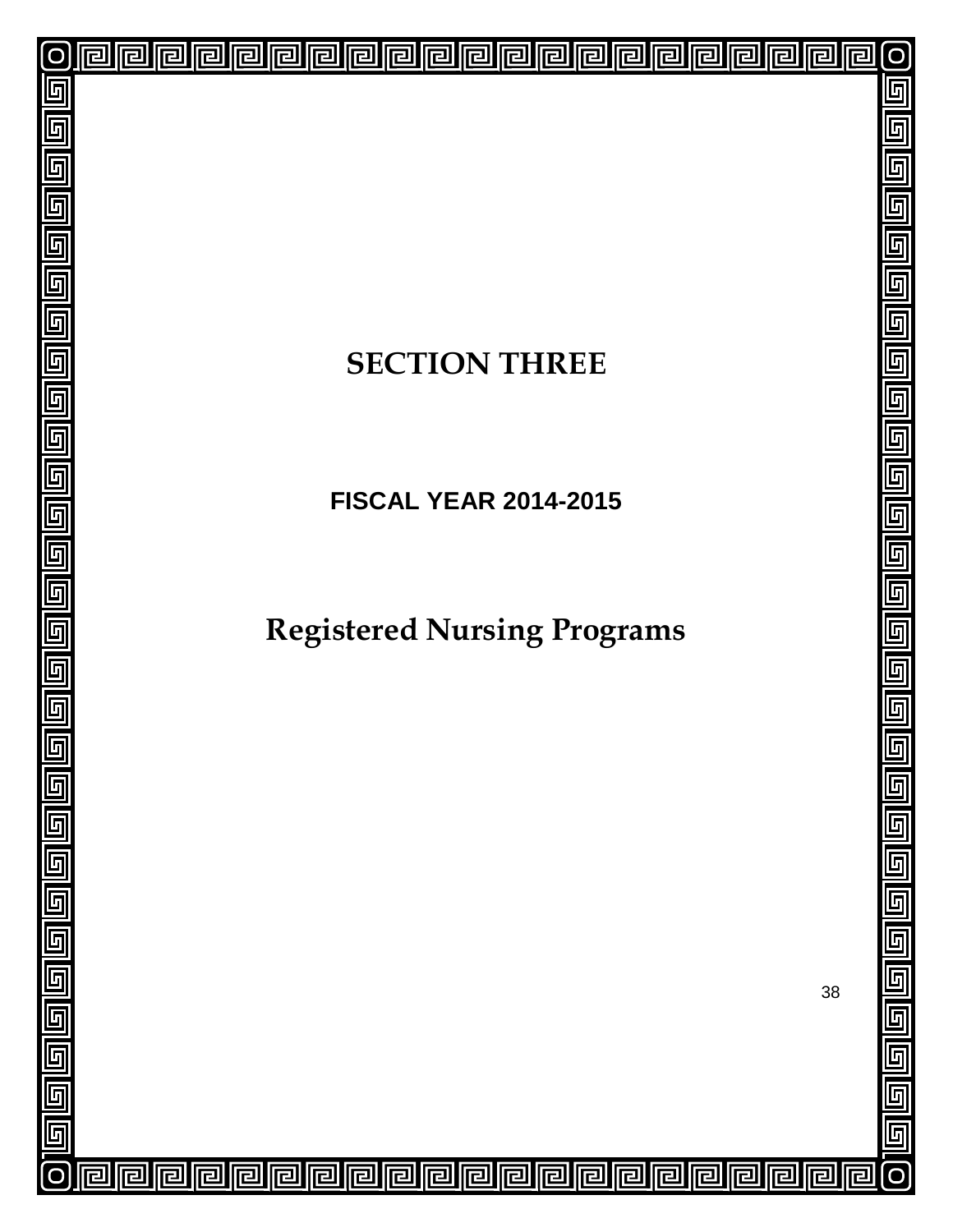# SECTION THREE

## FISCAL YEAR 2014-2015

# Registered Nursing Programs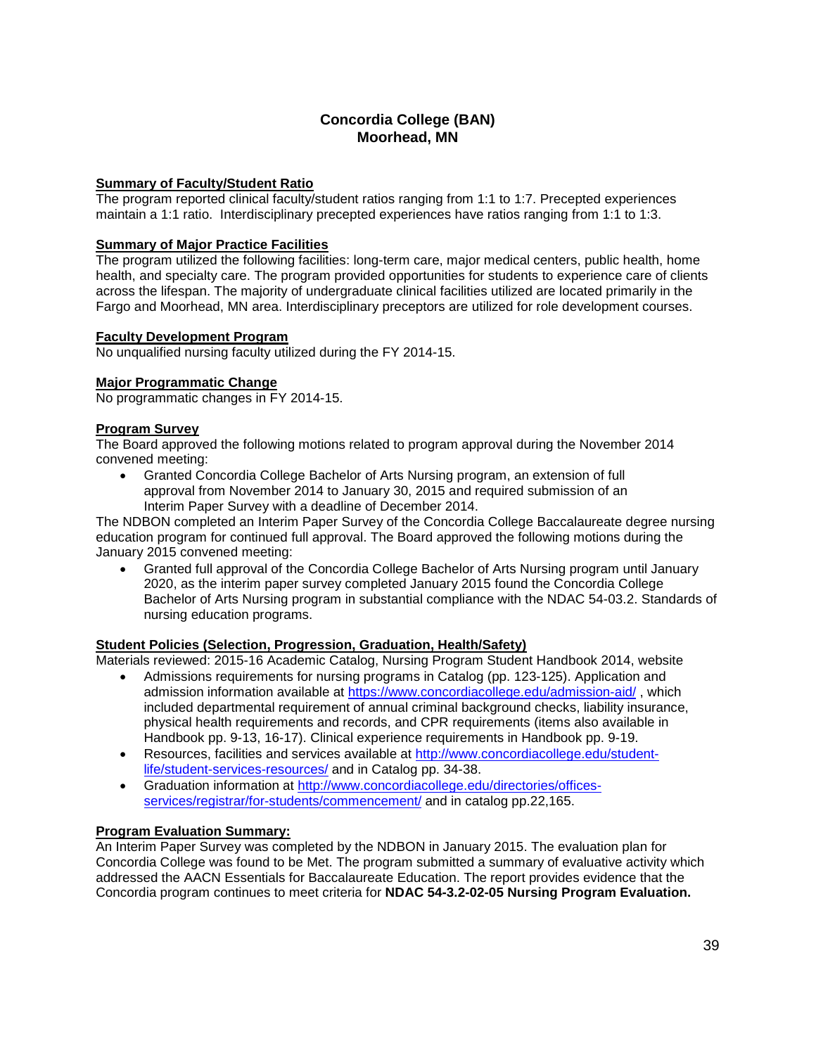## Concordia College (BAN)
## Moorhead, MN

**Summary of Faculty/Student Ratio**

The program reported clinical faculty/student ratios ranging from 1:1 to 1:7. Precepted experiences maintain a 1:1 ratio. Interdisciplinary precepted experiences have ratios ranging from 1:1 to 1:3.

**Summary of Major Practice Facilities**

The program utilized the following facilities: long-term care, major medical centers, public health, home health, and specialty care. The program provided opportunities for students to experience care of clients across the lifespan. The majority of undergraduate clinical facilities utilized are located primarily in the Fargo and Moorhead, MN area. Interdisciplinary preceptors are utilized for role development courses.

**Faculty Development Program**

No unqualified nursing faculty utilized during the FY 2014-15.

**Major Programmatic Change**

No programmatic changes in FY 2014-15.

**Program Survey**

The Board approved the following motions related to program approval during the November 2014 convened meeting:

- Granted Concordia College Bachelor of Arts Nursing program, an extension of full approval from November 2014 to January 30, 2015 and required submission of an Interim Paper Survey with a deadline of December 2014.

The NDBON completed an Interim Paper Survey of the Concordia College Baccalaureate degree nursing education program for continued full approval. The Board approved the following motions during the January 2015 convened meeting:

- Granted full approval of the Concordia College Bachelor of Arts Nursing program until January 2020, as the interim paper survey completed January 2015 found the Concordia College Bachelor of Arts Nursing program in substantial compliance with the NDAC 54-03.2. Standards of nursing education programs.

**Student Policies (Selection, Progression, Graduation, Health/Safety)**

Materials reviewed: 2015-16 Academic Catalog, Nursing Program Student Handbook 2014, website

- Admissions requirements for nursing programs in Catalog (pp. 123-125). Application and admission information available at https://www.concordiacollege.edu/admission-aid/ , which included departmental requirement of annual criminal background checks, liability insurance, physical health requirements and records, and CPR requirements (items also available in Handbook pp. 9-13, 16-17). Clinical experience requirements in Handbook pp. 9-19.
- Resources, facilities and services available at http://www.concordiacollege.edu/student-life/student-services-resources/ and in Catalog pp. 34-38.
- Graduation information at http://www.concordiacollege.edu/directories/offices-services/registrar/for-students/commencement/ and in catalog pp.22,165.

**Program Evaluation Summary:**

An Interim Paper Survey was completed by the NDBON in January 2015. The evaluation plan for Concordia College was found to be Met. The program submitted a summary of evaluative activity which addressed the AACN Essentials for Baccalaureate Education. The report provides evidence that the Concordia program continues to meet criteria for **NDAC 54-3.2-02-05 Nursing Program Evaluation.**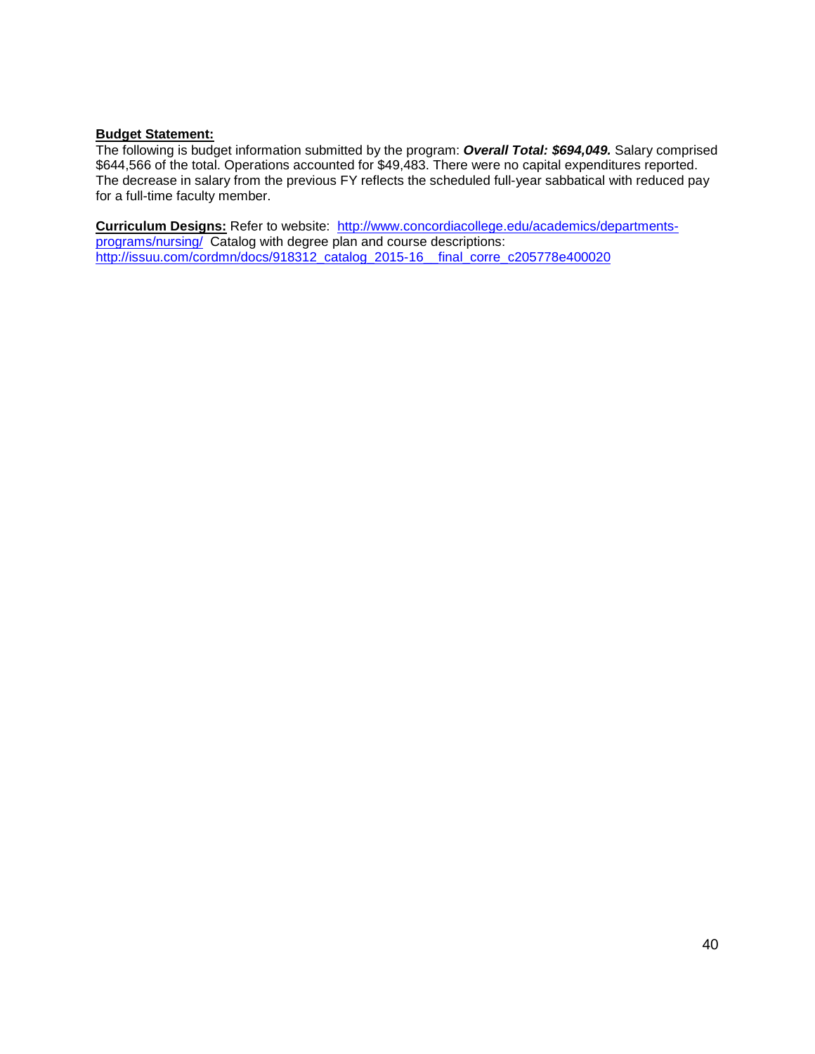**Budget Statement:**

The following is budget information submitted by the program: ***Overall Total: $694,049.*** Salary comprised $644,566 of the total. Operations accounted for $49,483. There were no capital expenditures reported. The decrease in salary from the previous FY reflects the scheduled full-year sabbatical with reduced pay for a full-time faculty member.

**Curriculum Designs:** Refer to website: [http://www.concordiacollege.edu/academics/departments-programs/nursing/](http://www.concordiacollege.edu/academics/departments-programs/nursing/) Catalog with degree plan and course descriptions: [http://issuu.com/cordmn/docs/918312_catalog_2015-16__final_corre_c205778e400020](http://issuu.com/cordmn/docs/918312_catalog_2015-16__final_corre_c205778e400020)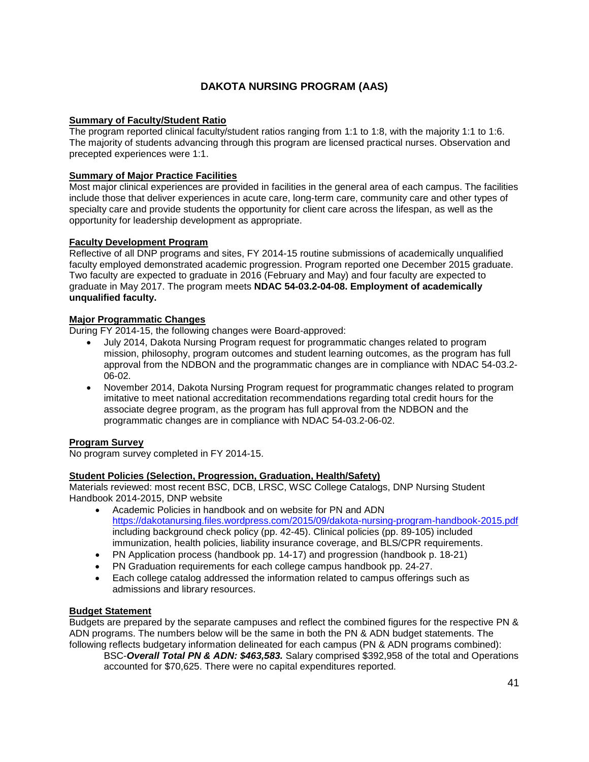# DAKOTA NURSING PROGRAM (AAS)

**Summary of Faculty/Student Ratio**

The program reported clinical faculty/student ratios ranging from 1:1 to 1:8, with the majority 1:1 to 1:6. The majority of students advancing through this program are licensed practical nurses. Observation and precepted experiences were 1:1.

**Summary of Major Practice Facilities**

Most major clinical experiences are provided in facilities in the general area of each campus. The facilities include those that deliver experiences in acute care, long-term care, community care and other types of specialty care and provide students the opportunity for client care across the lifespan, as well as the opportunity for leadership development as appropriate.

**Faculty Development Program**

Reflective of all DNP programs and sites, FY 2014-15 routine submissions of academically unqualified faculty employed demonstrated academic progression. Program reported one December 2015 graduate. Two faculty are expected to graduate in 2016 (February and May) and four faculty are expected to graduate in May 2017. The program meets **NDAC 54-03.2-04-08. Employment of academically unqualified faculty.**

**Major Programmatic Changes**

During FY 2014-15, the following changes were Board-approved:

- July 2014, Dakota Nursing Program request for programmatic changes related to program mission, philosophy, program outcomes and student learning outcomes, as the program has full approval from the NDBON and the programmatic changes are in compliance with NDAC 54-03.2-06-02.
- November 2014, Dakota Nursing Program request for programmatic changes related to program imitative to meet national accreditation recommendations regarding total credit hours for the associate degree program, as the program has full approval from the NDBON and the programmatic changes are in compliance with NDAC 54-03.2-06-02.

**Program Survey**

No program survey completed in FY 2014-15.

**Student Policies (Selection, Progression, Graduation, Health/Safety)**

Materials reviewed: most recent BSC, DCB, LRSC, WSC College Catalogs, DNP Nursing Student Handbook 2014-2015, DNP website

- Academic Policies in handbook and on website for PN and ADN https://dakotanursing.files.wordpress.com/2015/09/dakota-nursing-program-handbook-2015.pdf including background check policy (pp. 42-45). Clinical policies (pp. 89-105) included immunization, health policies, liability insurance coverage, and BLS/CPR requirements.
- PN Application process (handbook pp. 14-17) and progression (handbook p. 18-21)
- PN Graduation requirements for each college campus handbook pp. 24-27.
- Each college catalog addressed the information related to campus offerings such as admissions and library resources.

**Budget Statement**

Budgets are prepared by the separate campuses and reflect the combined figures for the respective PN & ADN programs. The numbers below will be the same in both the PN & ADN budget statements. The following reflects budgetary information delineated for each campus (PN & ADN programs combined):

BSC-***Overall Total PN & ADN: $463,583.*** Salary comprised $392,958 of the total and Operations accounted for $70,625. There were no capital expenditures reported.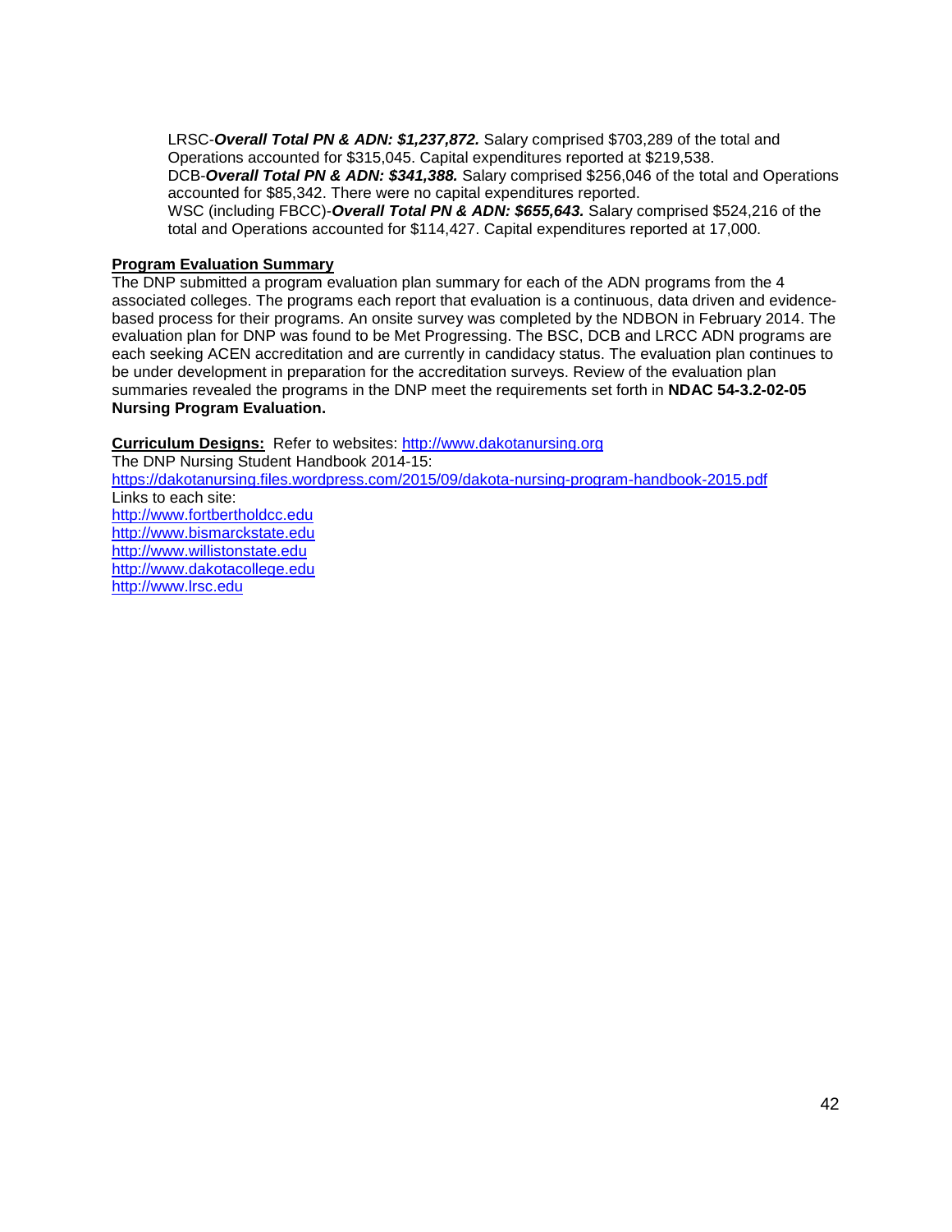LRSC-***Overall Total PN & ADN: $1,237,872.*** Salary comprised $703,289 of the total and Operations accounted for $315,045. Capital expenditures reported at $219,538.
DCB-***Overall Total PN & ADN: $341,388.*** Salary comprised $256,046 of the total and Operations accounted for $85,342. There were no capital expenditures reported.
WSC (including FBCC)-***Overall Total PN & ADN: $655,643.*** Salary comprised $524,216 of the total and Operations accounted for $114,427. Capital expenditures reported at 17,000.

**Program Evaluation Summary**

The DNP submitted a program evaluation plan summary for each of the ADN programs from the 4 associated colleges. The programs each report that evaluation is a continuous, data driven and evidence-based process for their programs. An onsite survey was completed by the NDBON in February 2014. The evaluation plan for DNP was found to be Met Progressing. The BSC, DCB and LRCC ADN programs are each seeking ACEN accreditation and are currently in candidacy status. The evaluation plan continues to be under development in preparation for the accreditation surveys. Review of the evaluation plan summaries revealed the programs in the DNP meet the requirements set forth in **NDAC 54-3.2-02-05 Nursing Program Evaluation.**

**Curriculum Designs:** Refer to websites: http://www.dakotanursing.org
The DNP Nursing Student Handbook 2014-15:
https://dakotanursing.files.wordpress.com/2015/09/dakota-nursing-program-handbook-2015.pdf
Links to each site:
http://www.fortbertholdcc.edu
http://www.bismarckstate.edu
http://www.willistonstate.edu
http://www.dakotacollege.edu
http://www.lrsc.edu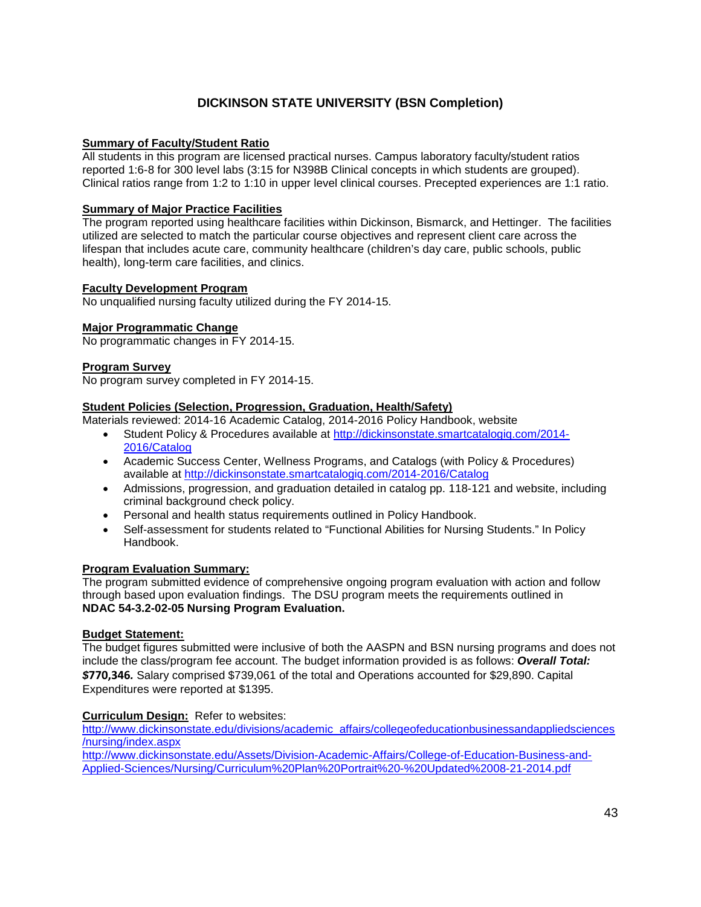# DICKINSON STATE UNIVERSITY (BSN Completion)

**Summary of Faculty/Student Ratio**

All students in this program are licensed practical nurses. Campus laboratory faculty/student ratios reported 1:6-8 for 300 level labs (3:15 for N398B Clinical concepts in which students are grouped). Clinical ratios range from 1:2 to 1:10 in upper level clinical courses. Precepted experiences are 1:1 ratio.

**Summary of Major Practice Facilities**

The program reported using healthcare facilities within Dickinson, Bismarck, and Hettinger. The facilities utilized are selected to match the particular course objectives and represent client care across the lifespan that includes acute care, community healthcare (children's day care, public schools, public health), long-term care facilities, and clinics.

**Faculty Development Program**

No unqualified nursing faculty utilized during the FY 2014-15.

**Major Programmatic Change**

No programmatic changes in FY 2014-15.

**Program Survey**

No program survey completed in FY 2014-15.

**Student Policies (Selection, Progression, Graduation, Health/Safety)**

Materials reviewed: 2014-16 Academic Catalog, 2014-2016 Policy Handbook, website

- Student Policy & Procedures available at http://dickinsonstate.smartcatalogiq.com/2014-2016/Catalog
- Academic Success Center, Wellness Programs, and Catalogs (with Policy & Procedures) available at http://dickinsonstate.smartcatalogiq.com/2014-2016/Catalog
- Admissions, progression, and graduation detailed in catalog pp. 118-121 and website, including criminal background check policy.
- Personal and health status requirements outlined in Policy Handbook.
- Self-assessment for students related to "Functional Abilities for Nursing Students." In Policy Handbook.

**Program Evaluation Summary:**

The program submitted evidence of comprehensive ongoing program evaluation with action and follow through based upon evaluation findings. The DSU program meets the requirements outlined in **NDAC 54-3.2-02-05 Nursing Program Evaluation.**

**Budget Statement:**

The budget figures submitted were inclusive of both the AASPN and BSN nursing programs and does not include the class/program fee account. The budget information provided is as follows: ***Overall Total: $770,346.*** Salary comprised $739,061 of the total and Operations accounted for $29,890. Capital Expenditures were reported at $1395.

**Curriculum Design:** Refer to websites:

http://www.dickinsonstate.edu/divisions/academic_affairs/collegeofeducationbusinessandappliedsciences/nursing/index.aspx

http://www.dickinsonstate.edu/Assets/Division-Academic-Affairs/College-of-Education-Business-and-Applied-Sciences/Nursing/Curriculum%20Plan%20Portrait%20-%20Updated%2008-21-2014.pdf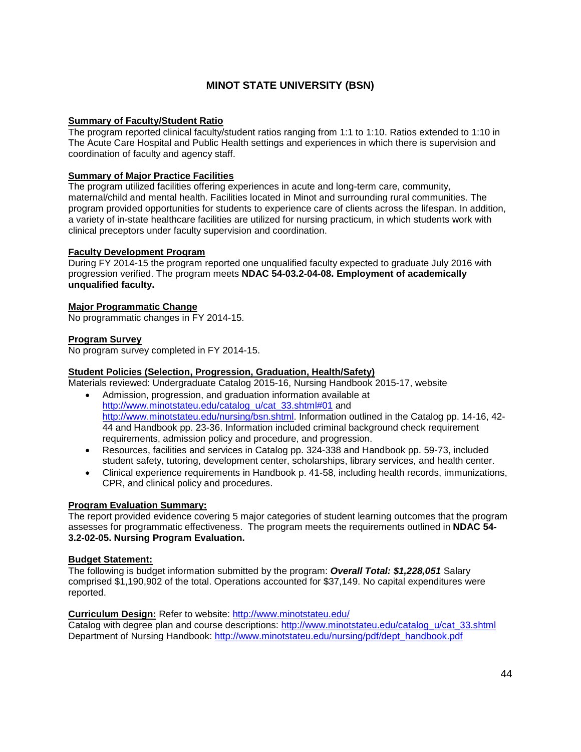# MINOT STATE UNIVERSITY (BSN)

**Summary of Faculty/Student Ratio**

The program reported clinical faculty/student ratios ranging from 1:1 to 1:10. Ratios extended to 1:10 in The Acute Care Hospital and Public Health settings and experiences in which there is supervision and coordination of faculty and agency staff.

**Summary of Major Practice Facilities**

The program utilized facilities offering experiences in acute and long-term care, community, maternal/child and mental health. Facilities located in Minot and surrounding rural communities. The program provided opportunities for students to experience care of clients across the lifespan. In addition, a variety of in-state healthcare facilities are utilized for nursing practicum, in which students work with clinical preceptors under faculty supervision and coordination.

**Faculty Development Program**

During FY 2014-15 the program reported one unqualified faculty expected to graduate July 2016 with progression verified. The program meets **NDAC 54-03.2-04-08. Employment of academically unqualified faculty.**

**Major Programmatic Change**

No programmatic changes in FY 2014-15.

**Program Survey**

No program survey completed in FY 2014-15.

**Student Policies (Selection, Progression, Graduation, Health/Safety)**

Materials reviewed: Undergraduate Catalog 2015-16, Nursing Handbook 2015-17, website

- Admission, progression, and graduation information available at http://www.minotstateu.edu/catalog_u/cat_33.shtml#01 and http://www.minotstateu.edu/nursing/bsn.shtml. Information outlined in the Catalog pp. 14-16, 42-44 and Handbook pp. 23-36. Information included criminal background check requirement requirements, admission policy and procedure, and progression.
- Resources, facilities and services in Catalog pp. 324-338 and Handbook pp. 59-73, included student safety, tutoring, development center, scholarships, library services, and health center.
- Clinical experience requirements in Handbook p. 41-58, including health records, immunizations, CPR, and clinical policy and procedures.

**Program Evaluation Summary:**

The report provided evidence covering 5 major categories of student learning outcomes that the program assesses for programmatic effectiveness. The program meets the requirements outlined in **NDAC 54-3.2-02-05. Nursing Program Evaluation.**

**Budget Statement:**

The following is budget information submitted by the program: ***Overall Total: $1,228,051*** Salary comprised $1,190,902 of the total. Operations accounted for $37,149. No capital expenditures were reported.

**Curriculum Design:** Refer to website: http://www.minotstateu.edu/

Catalog with degree plan and course descriptions: http://www.minotstateu.edu/catalog_u/cat_33.shtml

Department of Nursing Handbook: http://www.minotstateu.edu/nursing/pdf/dept_handbook.pdf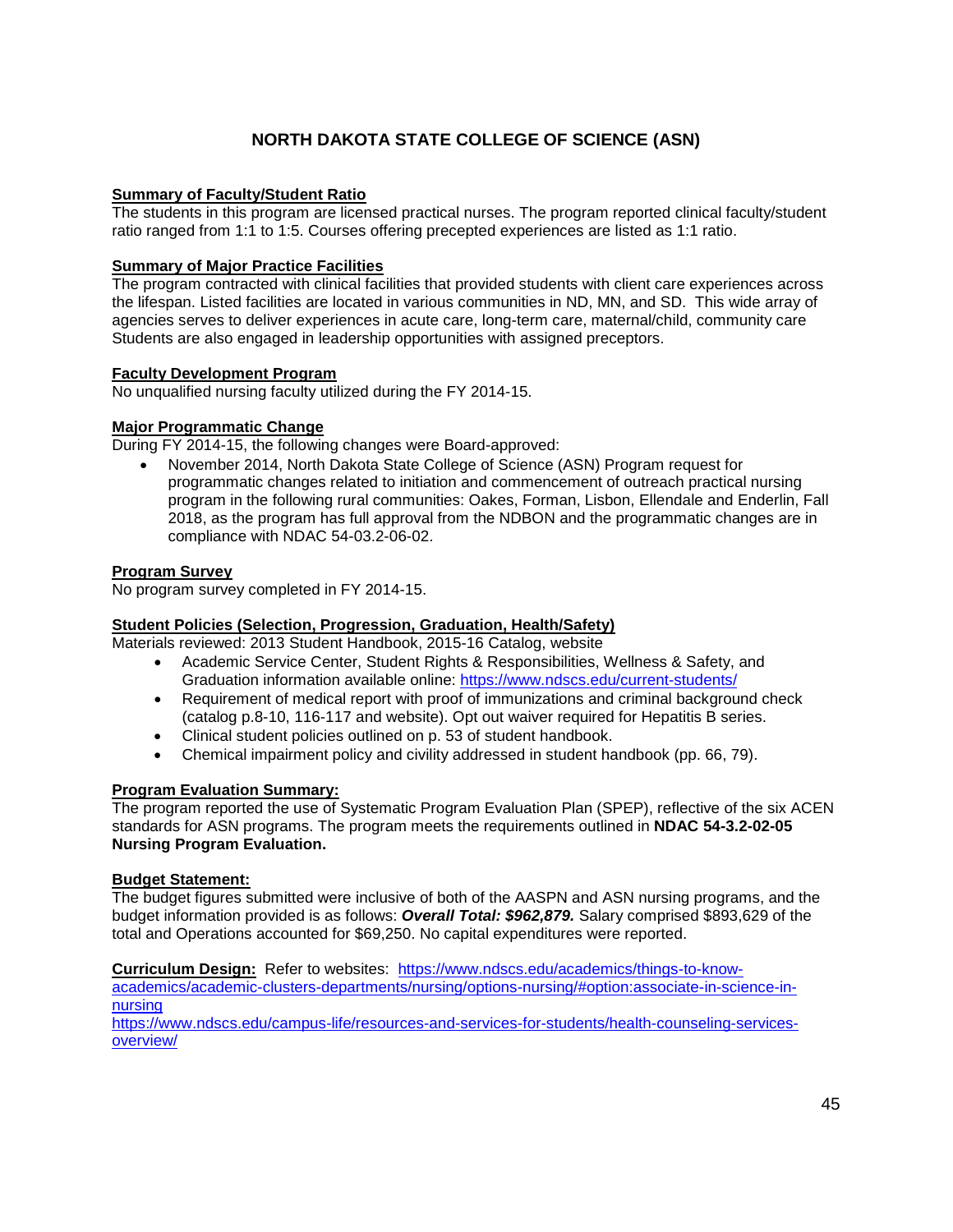# NORTH DAKOTA STATE COLLEGE OF SCIENCE (ASN)

**Summary of Faculty/Student Ratio**

The students in this program are licensed practical nurses. The program reported clinical faculty/student ratio ranged from 1:1 to 1:5. Courses offering precepted experiences are listed as 1:1 ratio.

**Summary of Major Practice Facilities**

The program contracted with clinical facilities that provided students with client care experiences across the lifespan. Listed facilities are located in various communities in ND, MN, and SD. This wide array of agencies serves to deliver experiences in acute care, long-term care, maternal/child, community care Students are also engaged in leadership opportunities with assigned preceptors.

**Faculty Development Program**

No unqualified nursing faculty utilized during the FY 2014-15.

**Major Programmatic Change**

During FY 2014-15, the following changes were Board-approved:

- November 2014, North Dakota State College of Science (ASN) Program request for programmatic changes related to initiation and commencement of outreach practical nursing program in the following rural communities: Oakes, Forman, Lisbon, Ellendale and Enderlin, Fall 2018, as the program has full approval from the NDBON and the programmatic changes are in compliance with NDAC 54-03.2-06-02.

**Program Survey**

No program survey completed in FY 2014-15.

**Student Policies (Selection, Progression, Graduation, Health/Safety)**

Materials reviewed: 2013 Student Handbook, 2015-16 Catalog, website

- Academic Service Center, Student Rights & Responsibilities, Wellness & Safety, and Graduation information available online: https://www.ndscs.edu/current-students/
- Requirement of medical report with proof of immunizations and criminal background check (catalog p.8-10, 116-117 and website). Opt out waiver required for Hepatitis B series.
- Clinical student policies outlined on p. 53 of student handbook.
- Chemical impairment policy and civility addressed in student handbook (pp. 66, 79).

**Program Evaluation Summary:**

The program reported the use of Systematic Program Evaluation Plan (SPEP), reflective of the six ACEN standards for ASN programs. The program meets the requirements outlined in **NDAC 54-3.2-02-05 Nursing Program Evaluation.**

**Budget Statement:**

The budget figures submitted were inclusive of both of the AASPN and ASN nursing programs, and the budget information provided is as follows: ***Overall Total: $962,879.*** Salary comprised $893,629 of the total and Operations accounted for $69,250. No capital expenditures were reported.

**Curriculum Design:** Refer to websites: https://www.ndscs.edu/academics/things-to-know-academics/academic-clusters-departments/nursing/options-nursing/#option:associate-in-science-in-nursing
https://www.ndscs.edu/campus-life/resources-and-services-for-students/health-counseling-services-overview/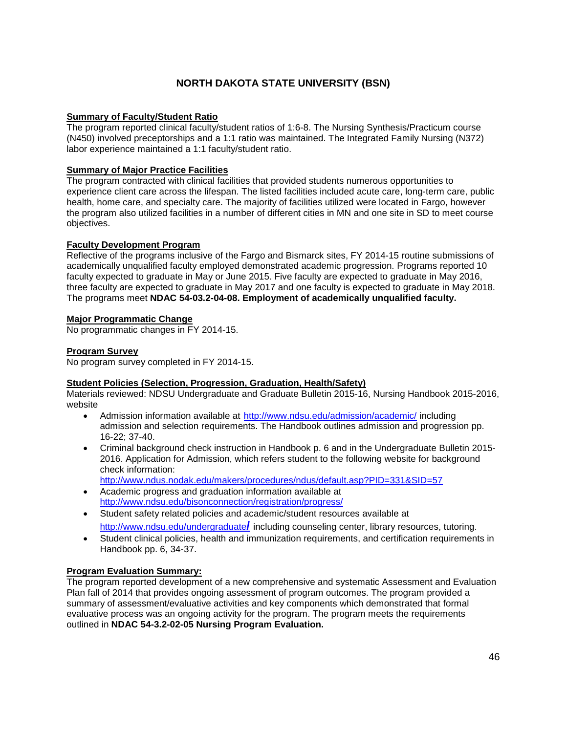## NORTH DAKOTA STATE UNIVERSITY (BSN)

**Summary of Faculty/Student Ratio**

The program reported clinical faculty/student ratios of 1:6-8. The Nursing Synthesis/Practicum course (N450) involved preceptorships and a 1:1 ratio was maintained. The Integrated Family Nursing (N372) labor experience maintained a 1:1 faculty/student ratio.

**Summary of Major Practice Facilities**

The program contracted with clinical facilities that provided students numerous opportunities to experience client care across the lifespan. The listed facilities included acute care, long-term care, public health, home care, and specialty care. The majority of facilities utilized were located in Fargo, however the program also utilized facilities in a number of different cities in MN and one site in SD to meet course objectives.

**Faculty Development Program**

Reflective of the programs inclusive of the Fargo and Bismarck sites, FY 2014-15 routine submissions of academically unqualified faculty employed demonstrated academic progression. Programs reported 10 faculty expected to graduate in May or June 2015. Five faculty are expected to graduate in May 2016, three faculty are expected to graduate in May 2017 and one faculty is expected to graduate in May 2018. The programs meet **NDAC 54-03.2-04-08. Employment of academically unqualified faculty.**

**Major Programmatic Change**

No programmatic changes in FY 2014-15.

**Program Survey**

No program survey completed in FY 2014-15.

**Student Policies (Selection, Progression, Graduation, Health/Safety)**

Materials reviewed: NDSU Undergraduate and Graduate Bulletin 2015-16, Nursing Handbook 2015-2016, website

- Admission information available at http://www.ndsu.edu/admission/academic/ including admission and selection requirements. The Handbook outlines admission and progression pp. 16-22; 37-40.
- Criminal background check instruction in Handbook p. 6 and in the Undergraduate Bulletin 2015-2016. Application for Admission, which refers student to the following website for background check information: http://www.ndus.nodak.edu/makers/procedures/ndus/default.asp?PID=331&SID=57
- Academic progress and graduation information available at http://www.ndsu.edu/bisonconnection/registration/progress/
- Student safety related policies and academic/student resources available at http://www.ndsu.edu/undergraduate/ including counseling center, library resources, tutoring.
- Student clinical policies, health and immunization requirements, and certification requirements in Handbook pp. 6, 34-37.

**Program Evaluation Summary:**

The program reported development of a new comprehensive and systematic Assessment and Evaluation Plan fall of 2014 that provides ongoing assessment of program outcomes. The program provided a summary of assessment/evaluative activities and key components which demonstrated that formal evaluative process was an ongoing activity for the program. The program meets the requirements outlined in **NDAC 54-3.2-02-05 Nursing Program Evaluation.**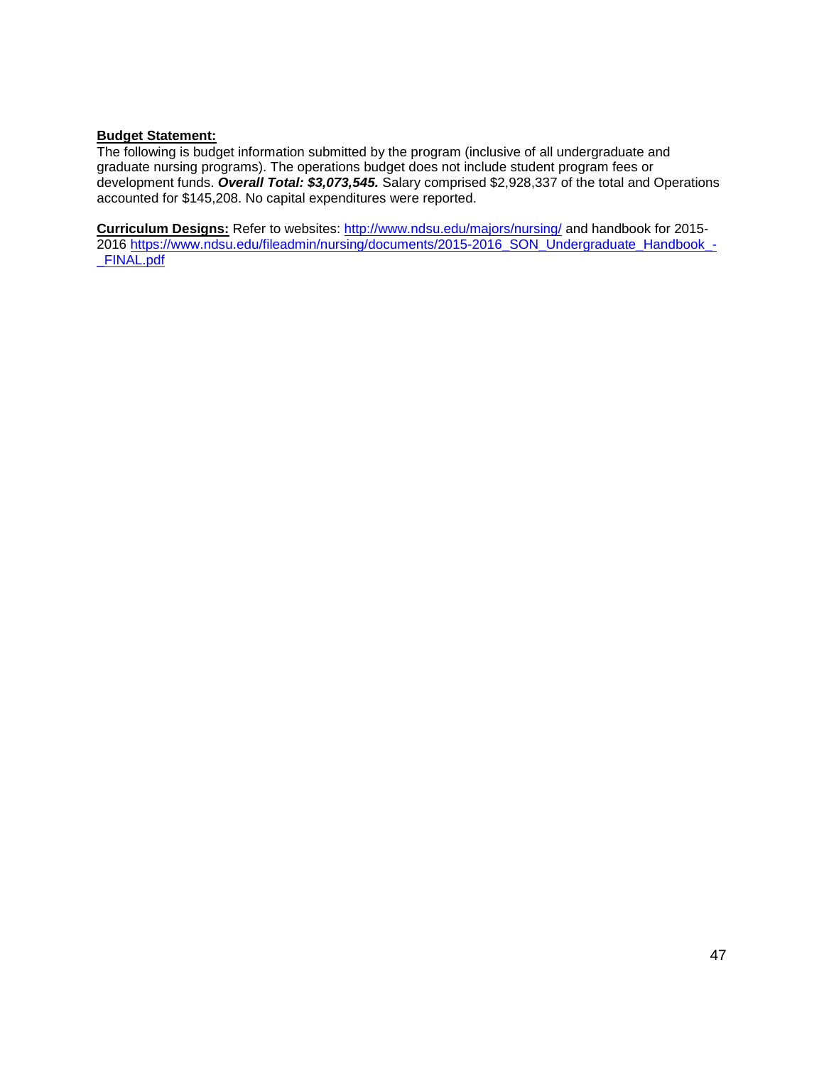**Budget Statement:**

The following is budget information submitted by the program (inclusive of all undergraduate and graduate nursing programs). The operations budget does not include student program fees or development funds. ***Overall Total: $3,073,545.*** Salary comprised $2,928,337 of the total and Operations accounted for $145,208. No capital expenditures were reported.

**Curriculum Designs:** Refer to websites: http://www.ndsu.edu/majors/nursing/ and handbook for 2015-2016 https://www.ndsu.edu/fileadmin/nursing/documents/2015-2016_SON_Undergraduate_Handbook_-_FINAL.pdf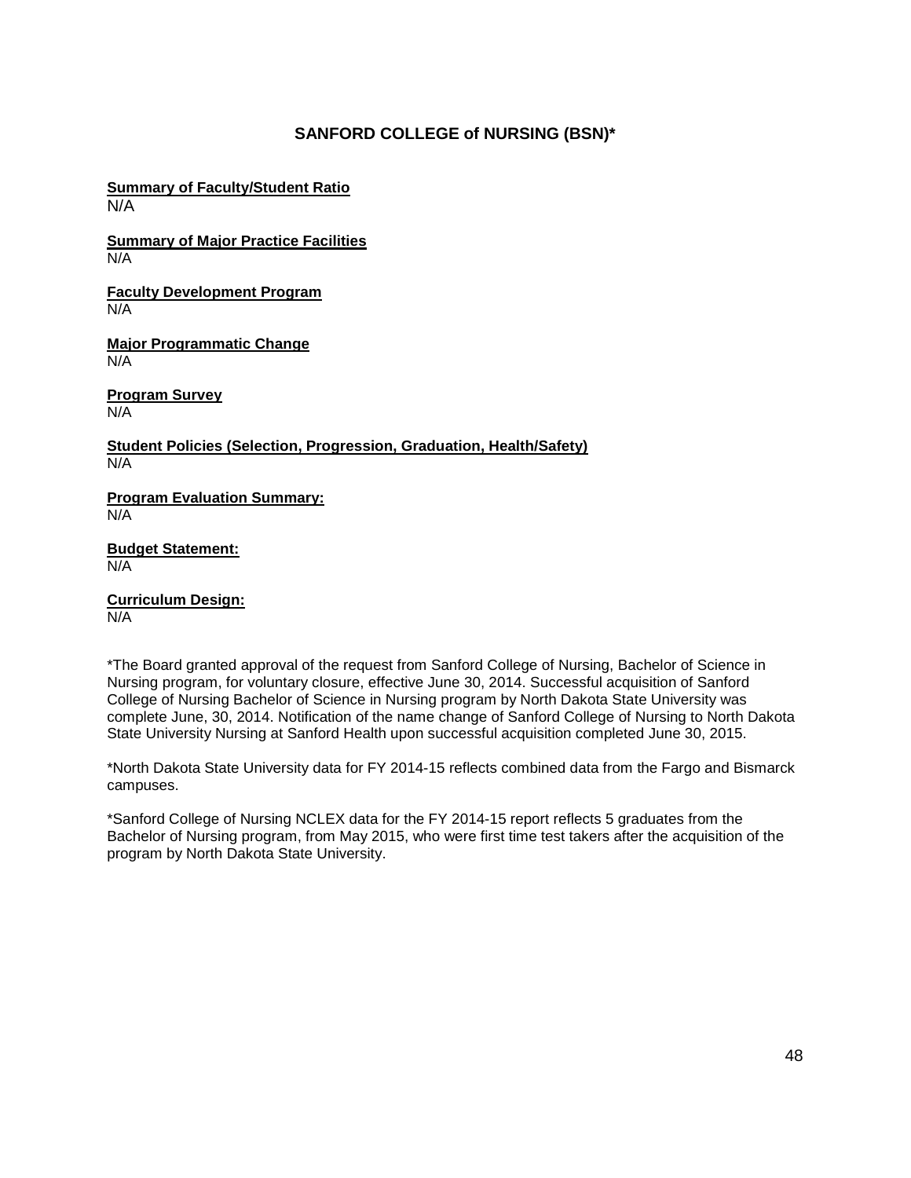## SANFORD COLLEGE of NURSING (BSN)*

**Summary of Faculty/Student Ratio**
N/A

**Summary of Major Practice Facilities**
N/A

**Faculty Development Program**
N/A

**Major Programmatic Change**
N/A

**Program Survey**
N/A

**Student Policies (Selection, Progression, Graduation, Health/Safety)**
N/A

**Program Evaluation Summary:**
N/A

**Budget Statement:**
N/A

**Curriculum Design:**
N/A

*The Board granted approval of the request from Sanford College of Nursing, Bachelor of Science in Nursing program, for voluntary closure, effective June 30, 2014. Successful acquisition of Sanford College of Nursing Bachelor of Science in Nursing program by North Dakota State University was complete June, 30, 2014. Notification of the name change of Sanford College of Nursing to North Dakota State University Nursing at Sanford Health upon successful acquisition completed June 30, 2015.

*North Dakota State University data for FY 2014-15 reflects combined data from the Fargo and Bismarck campuses.

*Sanford College of Nursing NCLEX data for the FY 2014-15 report reflects 5 graduates from the Bachelor of Nursing program, from May 2015, who were first time test takers after the acquisition of the program by North Dakota State University.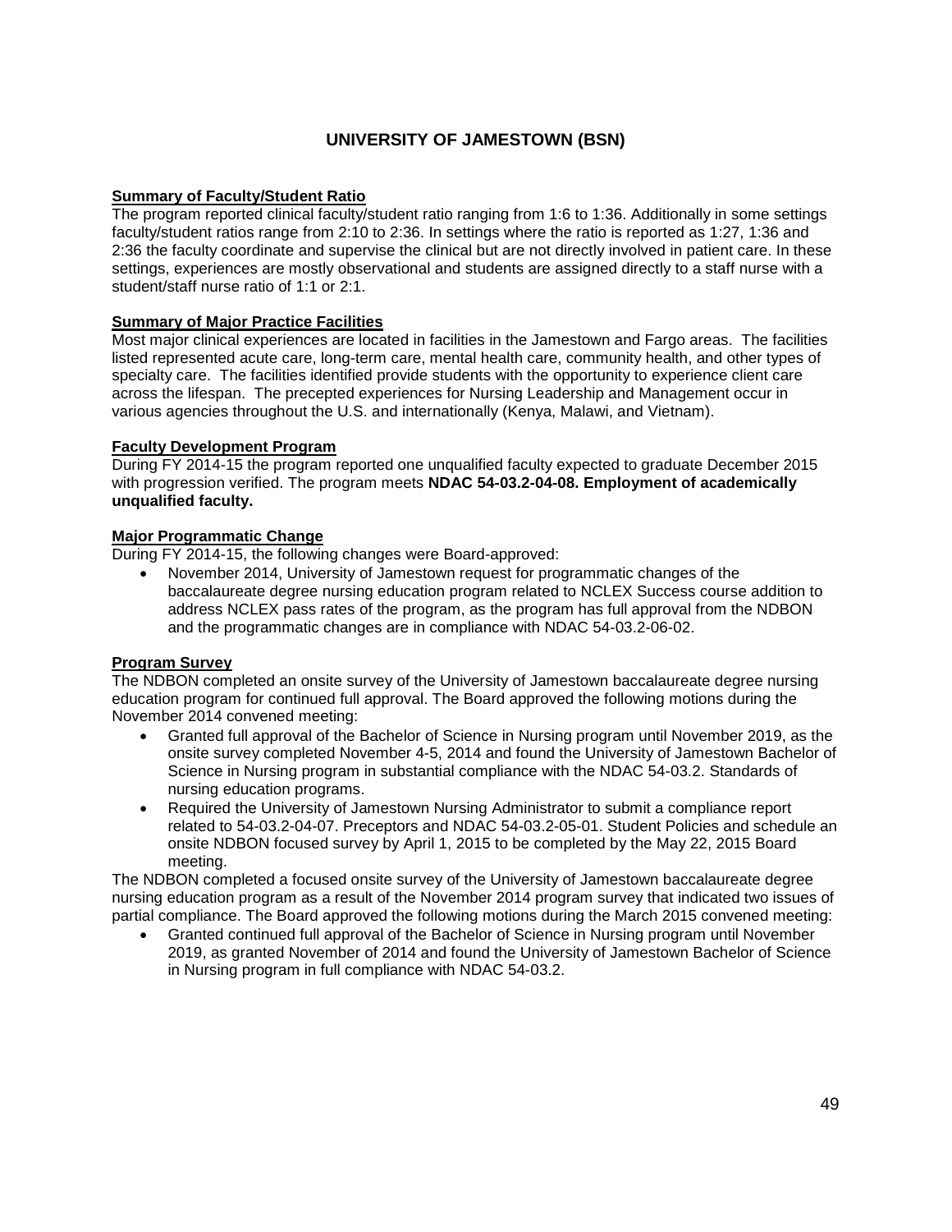# UNIVERSITY OF JAMESTOWN (BSN)

**Summary of Faculty/Student Ratio**

The program reported clinical faculty/student ratio ranging from 1:6 to 1:36. Additionally in some settings faculty/student ratios range from 2:10 to 2:36. In settings where the ratio is reported as 1:27, 1:36 and 2:36 the faculty coordinate and supervise the clinical but are not directly involved in patient care. In these settings, experiences are mostly observational and students are assigned directly to a staff nurse with a student/staff nurse ratio of 1:1 or 2:1.

**Summary of Major Practice Facilities**

Most major clinical experiences are located in facilities in the Jamestown and Fargo areas. The facilities listed represented acute care, long-term care, mental health care, community health, and other types of specialty care. The facilities identified provide students with the opportunity to experience client care across the lifespan. The precepted experiences for Nursing Leadership and Management occur in various agencies throughout the U.S. and internationally (Kenya, Malawi, and Vietnam).

**Faculty Development Program**

During FY 2014-15 the program reported one unqualified faculty expected to graduate December 2015 with progression verified. The program meets **NDAC 54-03.2-04-08. Employment of academically unqualified faculty.**

**Major Programmatic Change**

During FY 2014-15, the following changes were Board-approved:

- November 2014, University of Jamestown request for programmatic changes of the baccalaureate degree nursing education program related to NCLEX Success course addition to address NCLEX pass rates of the program, as the program has full approval from the NDBON and the programmatic changes are in compliance with NDAC 54-03.2-06-02.

**Program Survey**

The NDBON completed an onsite survey of the University of Jamestown baccalaureate degree nursing education program for continued full approval. The Board approved the following motions during the November 2014 convened meeting:

- Granted full approval of the Bachelor of Science in Nursing program until November 2019, as the onsite survey completed November 4-5, 2014 and found the University of Jamestown Bachelor of Science in Nursing program in substantial compliance with the NDAC 54-03.2. Standards of nursing education programs.
- Required the University of Jamestown Nursing Administrator to submit a compliance report related to 54-03.2-04-07. Preceptors and NDAC 54-03.2-05-01. Student Policies and schedule an onsite NDBON focused survey by April 1, 2015 to be completed by the May 22, 2015 Board meeting.

The NDBON completed a focused onsite survey of the University of Jamestown baccalaureate degree nursing education program as a result of the November 2014 program survey that indicated two issues of partial compliance. The Board approved the following motions during the March 2015 convened meeting:

- Granted continued full approval of the Bachelor of Science in Nursing program until November 2019, as granted November of 2014 and found the University of Jamestown Bachelor of Science in Nursing program in full compliance with NDAC 54-03.2.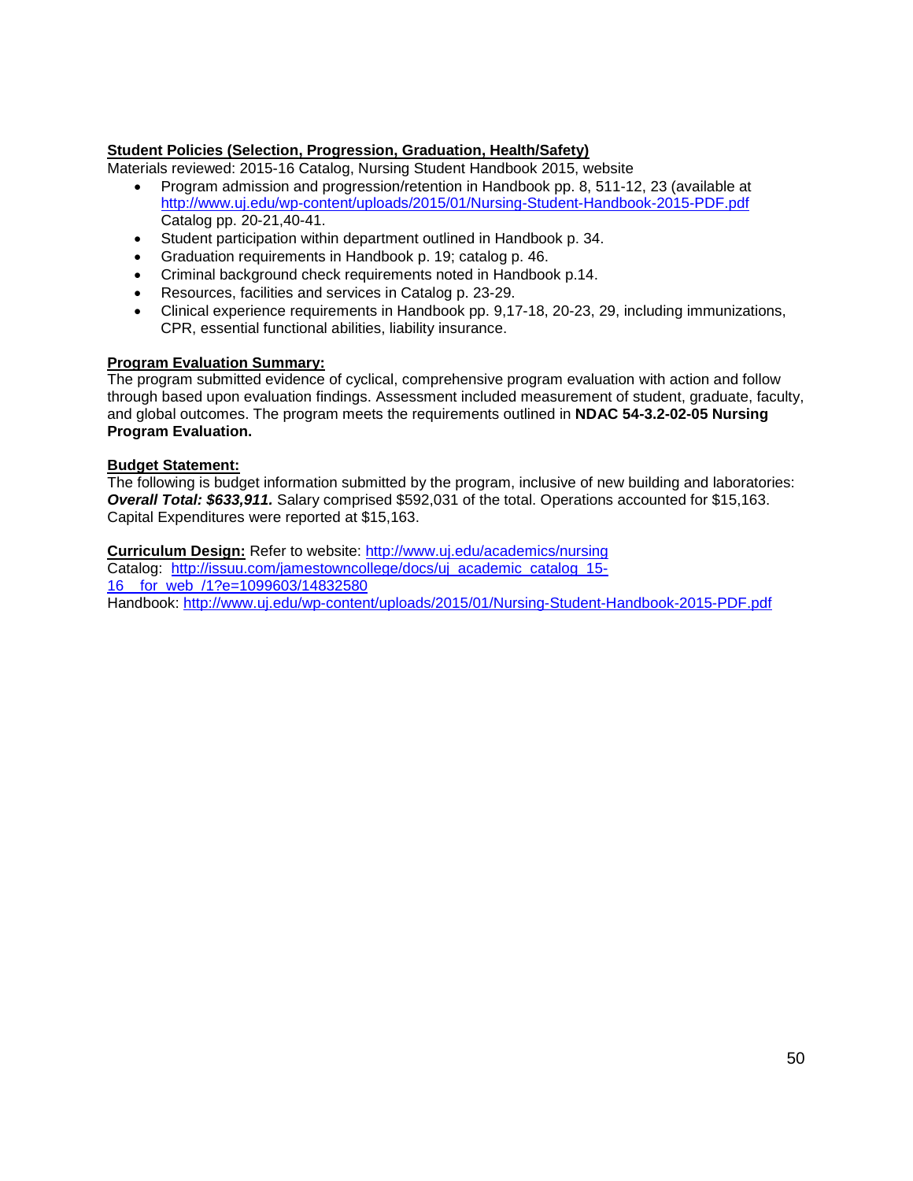**Student Policies (Selection, Progression, Graduation, Health/Safety)**

Materials reviewed: 2015-16 Catalog, Nursing Student Handbook 2015, website

- Program admission and progression/retention in Handbook pp. 8, 511-12, 23 (available at http://www.uj.edu/wp-content/uploads/2015/01/Nursing-Student-Handbook-2015-PDF.pdf Catalog pp. 20-21,40-41.
- Student participation within department outlined in Handbook p. 34.
- Graduation requirements in Handbook p. 19; catalog p. 46.
- Criminal background check requirements noted in Handbook p.14.
- Resources, facilities and services in Catalog p. 23-29.
- Clinical experience requirements in Handbook pp. 9,17-18, 20-23, 29, including immunizations, CPR, essential functional abilities, liability insurance.

**Program Evaluation Summary:**

The program submitted evidence of cyclical, comprehensive program evaluation with action and follow through based upon evaluation findings. Assessment included measurement of student, graduate, faculty, and global outcomes. The program meets the requirements outlined in **NDAC 54-3.2-02-05 Nursing Program Evaluation.**

**Budget Statement:**

The following is budget information submitted by the program, inclusive of new building and laboratories: ***Overall Total: $633,911.*** Salary comprised $592,031 of the total. Operations accounted for $15,163. Capital Expenditures were reported at $15,163.

**Curriculum Design:** Refer to website: http://www.uj.edu/academics/nursing
Catalog: http://issuu.com/jamestowncollege/docs/uj_academic_catalog_15-16__for_web_/1?e=1099603/14832580
Handbook: http://www.uj.edu/wp-content/uploads/2015/01/Nursing-Student-Handbook-2015-PDF.pdf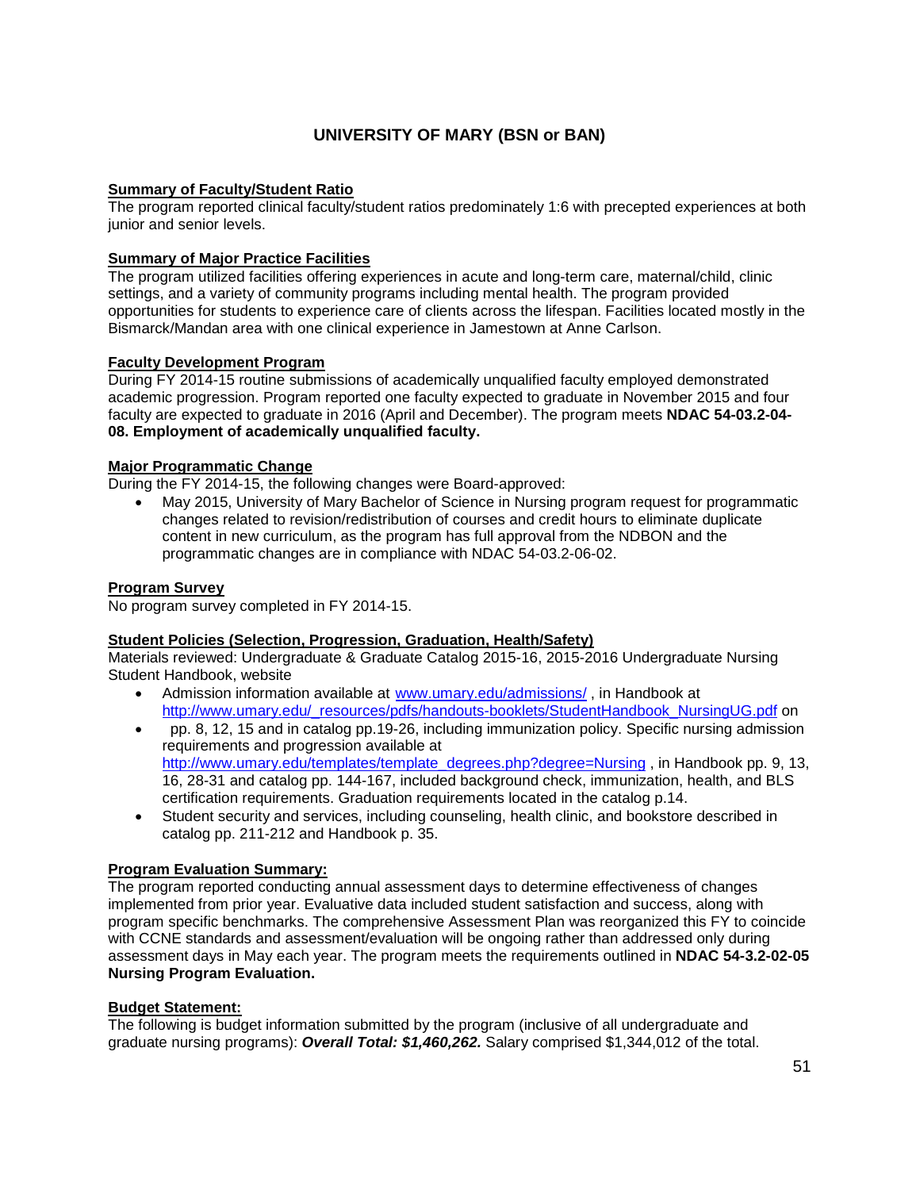## UNIVERSITY OF MARY (BSN or BAN)

**Summary of Faculty/Student Ratio**

The program reported clinical faculty/student ratios predominately 1:6 with precepted experiences at both junior and senior levels.

**Summary of Major Practice Facilities**

The program utilized facilities offering experiences in acute and long-term care, maternal/child, clinic settings, and a variety of community programs including mental health. The program provided opportunities for students to experience care of clients across the lifespan. Facilities located mostly in the Bismarck/Mandan area with one clinical experience in Jamestown at Anne Carlson.

**Faculty Development Program**

During FY 2014-15 routine submissions of academically unqualified faculty employed demonstrated academic progression. Program reported one faculty expected to graduate in November 2015 and four faculty are expected to graduate in 2016 (April and December). The program meets **NDAC 54-03.2-04-08. Employment of academically unqualified faculty.**

**Major Programmatic Change**

During the FY 2014-15, the following changes were Board-approved:

- May 2015, University of Mary Bachelor of Science in Nursing program request for programmatic changes related to revision/redistribution of courses and credit hours to eliminate duplicate content in new curriculum, as the program has full approval from the NDBON and the programmatic changes are in compliance with NDAC 54-03.2-06-02.

**Program Survey**

No program survey completed in FY 2014-15.

**Student Policies (Selection, Progression, Graduation, Health/Safety)**

Materials reviewed: Undergraduate & Graduate Catalog 2015-16, 2015-2016 Undergraduate Nursing Student Handbook, website

- Admission information available at www.umary.edu/admissions/ , in Handbook at http://www.umary.edu/_resources/pdfs/handouts-booklets/StudentHandbook_NursingUG.pdf on
- pp. 8, 12, 15 and in catalog pp.19-26, including immunization policy. Specific nursing admission requirements and progression available at http://www.umary.edu/templates/template_degrees.php?degree=Nursing , in Handbook pp. 9, 13, 16, 28-31 and catalog pp. 144-167, included background check, immunization, health, and BLS certification requirements. Graduation requirements located in the catalog p.14.
- Student security and services, including counseling, health clinic, and bookstore described in catalog pp. 211-212 and Handbook p. 35.

**Program Evaluation Summary:**

The program reported conducting annual assessment days to determine effectiveness of changes implemented from prior year. Evaluative data included student satisfaction and success, along with program specific benchmarks. The comprehensive Assessment Plan was reorganized this FY to coincide with CCNE standards and assessment/evaluation will be ongoing rather than addressed only during assessment days in May each year. The program meets the requirements outlined in **NDAC 54-3.2-02-05 Nursing Program Evaluation.**

**Budget Statement:**

The following is budget information submitted by the program (inclusive of all undergraduate and graduate nursing programs): ***Overall Total: $1,460,262.*** Salary comprised $1,344,012 of the total.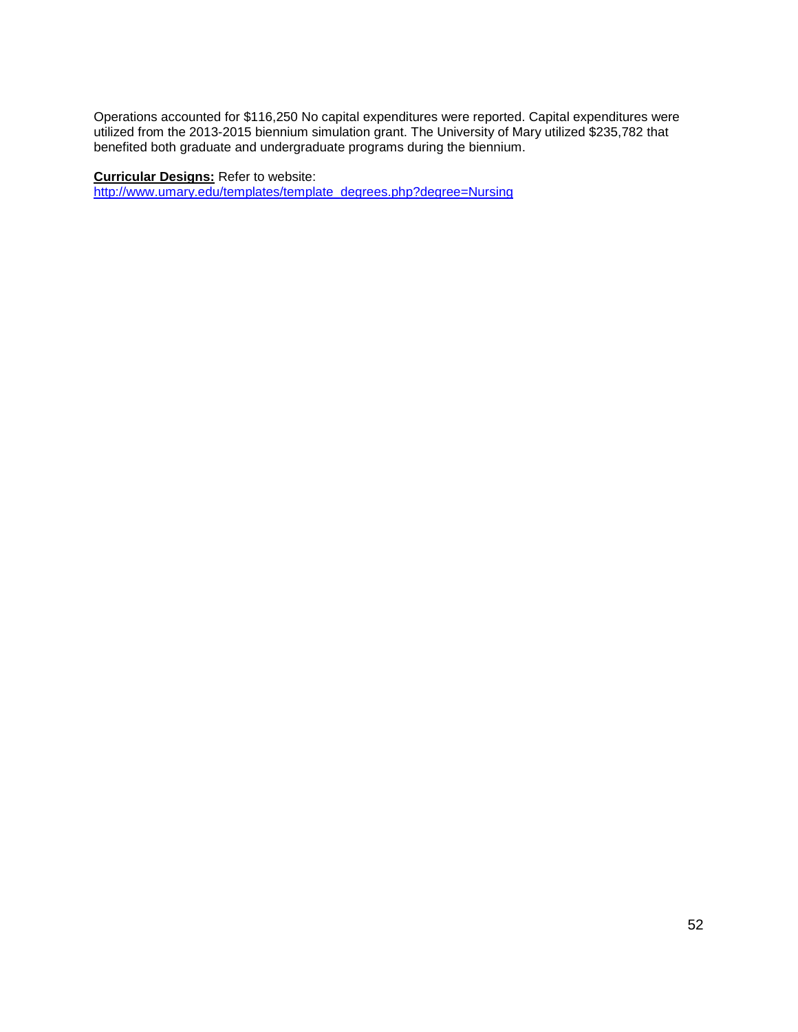Operations accounted for $116,250 No capital expenditures were reported. Capital expenditures were utilized from the 2013-2015 biennium simulation grant. The University of Mary utilized $235,782 that benefited both graduate and undergraduate programs during the biennium.

**Curricular Designs:** Refer to website: http://www.umary.edu/templates/template_degrees.php?degree=Nursing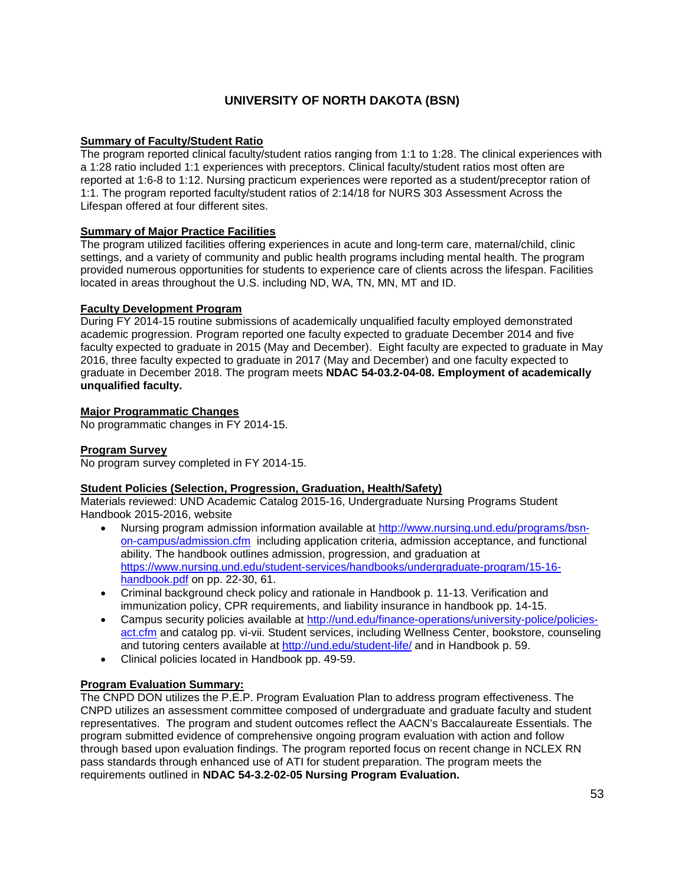# UNIVERSITY OF NORTH DAKOTA (BSN)

**Summary of Faculty/Student Ratio**

The program reported clinical faculty/student ratios ranging from 1:1 to 1:28. The clinical experiences with a 1:28 ratio included 1:1 experiences with preceptors. Clinical faculty/student ratios most often are reported at 1:6-8 to 1:12. Nursing practicum experiences were reported as a student/preceptor ration of 1:1. The program reported faculty/student ratios of 2:14/18 for NURS 303 Assessment Across the Lifespan offered at four different sites.

**Summary of Major Practice Facilities**

The program utilized facilities offering experiences in acute and long-term care, maternal/child, clinic settings, and a variety of community and public health programs including mental health. The program provided numerous opportunities for students to experience care of clients across the lifespan. Facilities located in areas throughout the U.S. including ND, WA, TN, MN, MT and ID.

**Faculty Development Program**

During FY 2014-15 routine submissions of academically unqualified faculty employed demonstrated academic progression. Program reported one faculty expected to graduate December 2014 and five faculty expected to graduate in 2015 (May and December). Eight faculty are expected to graduate in May 2016, three faculty expected to graduate in 2017 (May and December) and one faculty expected to graduate in December 2018. The program meets **NDAC 54-03.2-04-08. Employment of academically unqualified faculty.**

**Major Programmatic Changes**

No programmatic changes in FY 2014-15.

**Program Survey**

No program survey completed in FY 2014-15.

**Student Policies (Selection, Progression, Graduation, Health/Safety)**

Materials reviewed: UND Academic Catalog 2015-16, Undergraduate Nursing Programs Student Handbook 2015-2016, website

- Nursing program admission information available at http://www.nursing.und.edu/programs/bsn-on-campus/admission.cfm including application criteria, admission acceptance, and functional ability. The handbook outlines admission, progression, and graduation at https://www.nursing.und.edu/student-services/handbooks/undergraduate-program/15-16-handbook.pdf on pp. 22-30, 61.
- Criminal background check policy and rationale in Handbook p. 11-13. Verification and immunization policy, CPR requirements, and liability insurance in handbook pp. 14-15.
- Campus security policies available at http://und.edu/finance-operations/university-police/policies-act.cfm and catalog pp. vi-vii. Student services, including Wellness Center, bookstore, counseling and tutoring centers available at http://und.edu/student-life/ and in Handbook p. 59.
- Clinical policies located in Handbook pp. 49-59.

**Program Evaluation Summary:**

The CNPD DON utilizes the P.E.P. Program Evaluation Plan to address program effectiveness. The CNPD utilizes an assessment committee composed of undergraduate and graduate faculty and student representatives. The program and student outcomes reflect the AACN's Baccalaureate Essentials. The program submitted evidence of comprehensive ongoing program evaluation with action and follow through based upon evaluation findings. The program reported focus on recent change in NCLEX RN pass standards through enhanced use of ATI for student preparation. The program meets the requirements outlined in **NDAC 54-3.2-02-05 Nursing Program Evaluation.**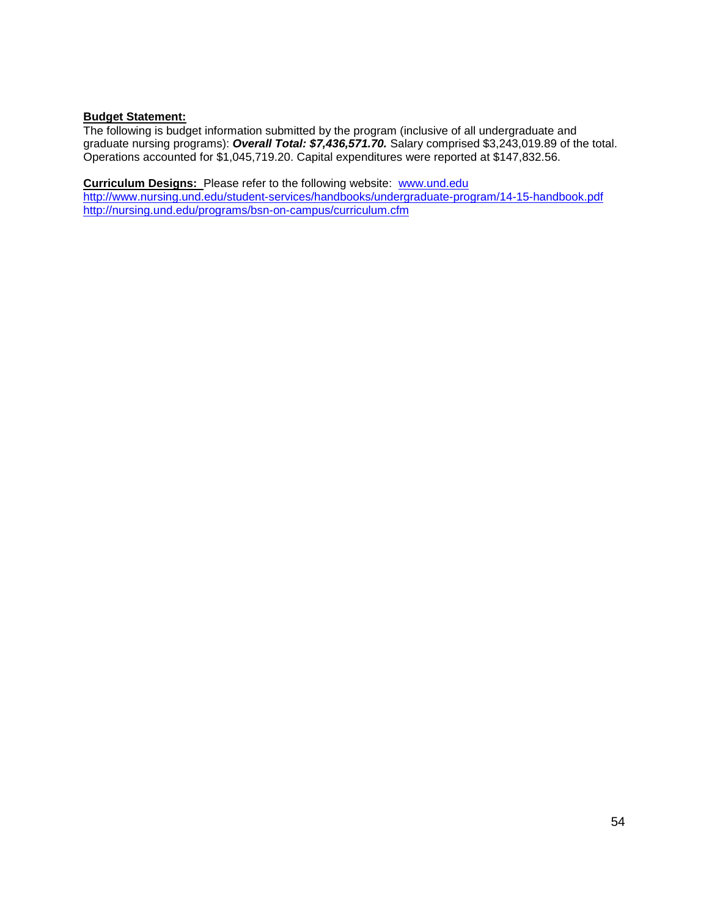**Budget Statement:**

The following is budget information submitted by the program (inclusive of all undergraduate and graduate nursing programs): ***Overall Total: $7,436,571.70.*** Salary comprised $3,243,019.89 of the total. Operations accounted for $1,045,719.20. Capital expenditures were reported at $147,832.56.

**Curriculum Designs:** Please refer to the following website: www.und.edu
http://www.nursing.und.edu/student-services/handbooks/undergraduate-program/14-15-handbook.pdf
http://nursing.und.edu/programs/bsn-on-campus/curriculum.cfm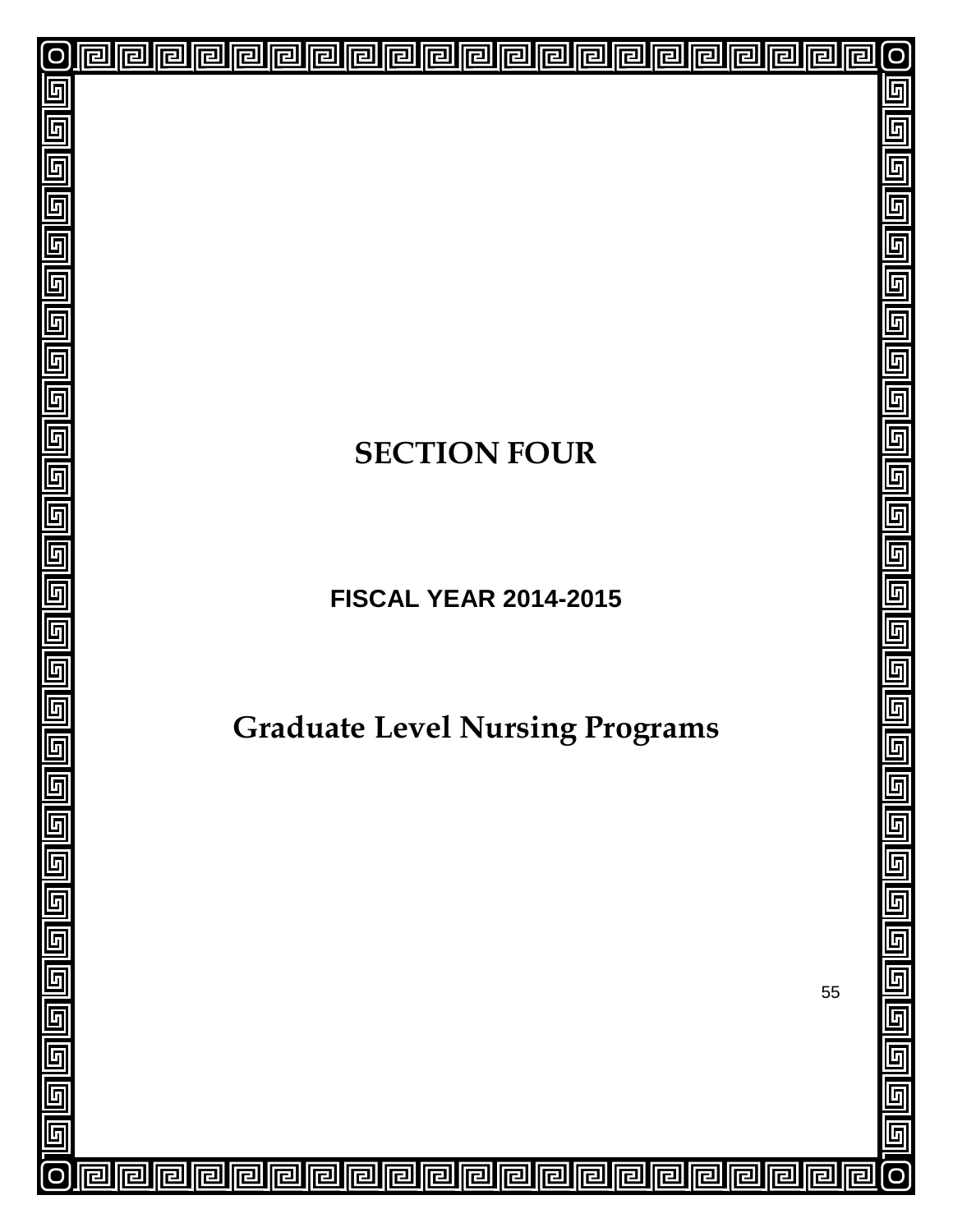# SECTION FOUR

## FISCAL YEAR 2014-2015

# Graduate Level Nursing Programs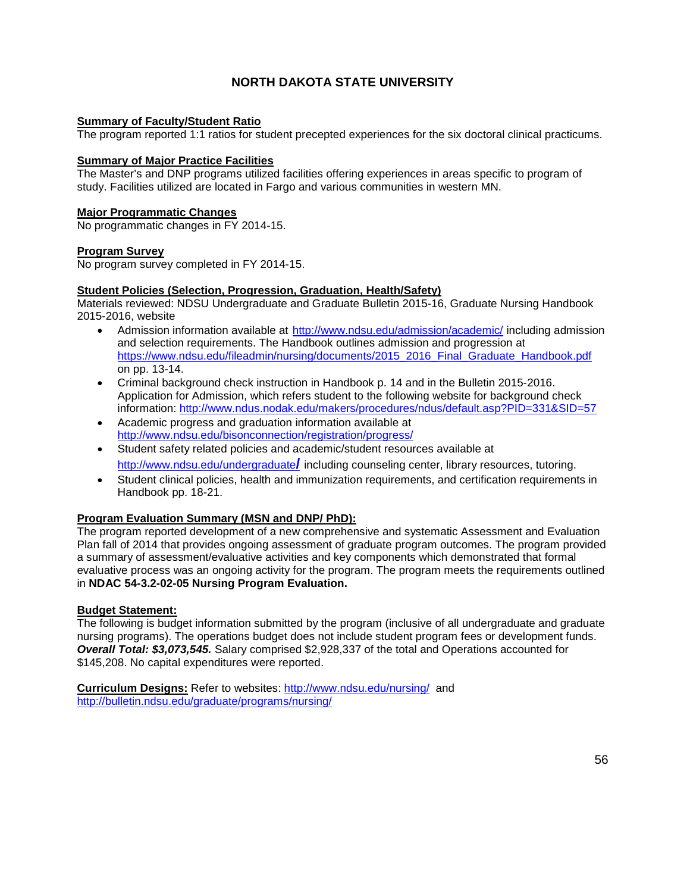# NORTH DAKOTA STATE UNIVERSITY

**Summary of Faculty/Student Ratio**

The program reported 1:1 ratios for student precepted experiences for the six doctoral clinical practicums.

**Summary of Major Practice Facilities**

The Master's and DNP programs utilized facilities offering experiences in areas specific to program of study. Facilities utilized are located in Fargo and various communities in western MN.

**Major Programmatic Changes**

No programmatic changes in FY 2014-15.

**Program Survey**

No program survey completed in FY 2014-15.

**Student Policies (Selection, Progression, Graduation, Health/Safety)**

Materials reviewed: NDSU Undergraduate and Graduate Bulletin 2015-16, Graduate Nursing Handbook 2015-2016, website

- Admission information available at http://www.ndsu.edu/admission/academic/ including admission and selection requirements. The Handbook outlines admission and progression at https://www.ndsu.edu/fileadmin/nursing/documents/2015_2016_Final_Graduate_Handbook.pdf on pp. 13-14.
- Criminal background check instruction in Handbook p. 14 and in the Bulletin 2015-2016. Application for Admission, which refers student to the following website for background check information: http://www.ndus.nodak.edu/makers/procedures/ndus/default.asp?PID=331&SID=57
- Academic progress and graduation information available at http://www.ndsu.edu/bisonconnection/registration/progress/
- Student safety related policies and academic/student resources available at http://www.ndsu.edu/undergraduate/ including counseling center, library resources, tutoring.
- Student clinical policies, health and immunization requirements, and certification requirements in Handbook pp. 18-21.

**Program Evaluation Summary (MSN and DNP/ PhD):**

The program reported development of a new comprehensive and systematic Assessment and Evaluation Plan fall of 2014 that provides ongoing assessment of graduate program outcomes. The program provided a summary of assessment/evaluative activities and key components which demonstrated that formal evaluative process was an ongoing activity for the program. The program meets the requirements outlined in **NDAC 54-3.2-02-05 Nursing Program Evaluation.**

**Budget Statement:**

The following is budget information submitted by the program (inclusive of all undergraduate and graduate nursing programs). The operations budget does not include student program fees or development funds. ***Overall Total: $3,073,545.*** Salary comprised $2,928,337 of the total and Operations accounted for $145,208. No capital expenditures were reported.

**Curriculum Designs:** Refer to websites: http://www.ndsu.edu/nursing/ and http://bulletin.ndsu.edu/graduate/programs/nursing/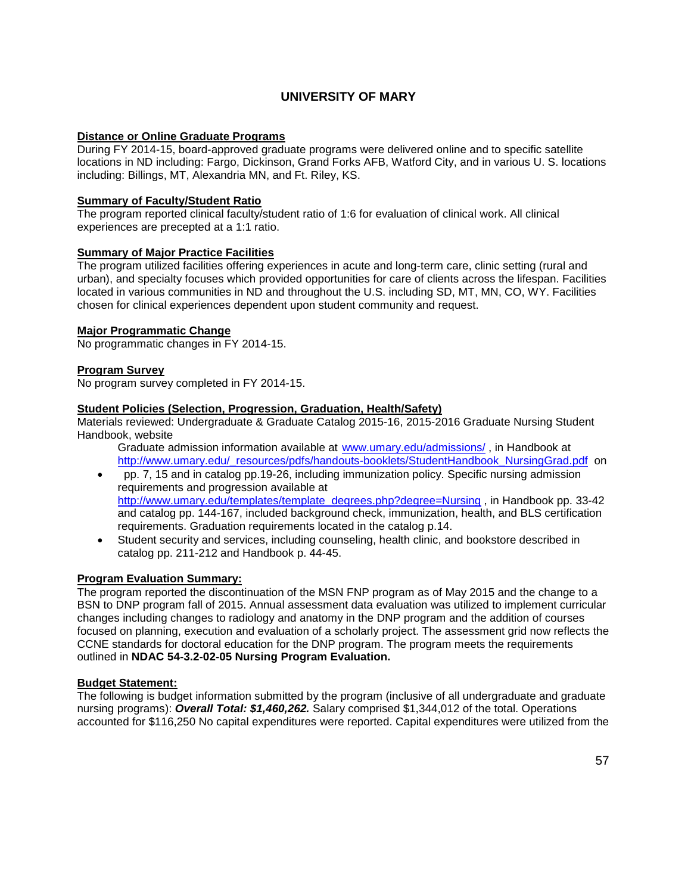## UNIVERSITY OF MARY

**Distance or Online Graduate Programs**

During FY 2014-15, board-approved graduate programs were delivered online and to specific satellite locations in ND including: Fargo, Dickinson, Grand Forks AFB, Watford City, and in various U. S. locations including: Billings, MT, Alexandria MN, and Ft. Riley, KS.

**Summary of Faculty/Student Ratio**

The program reported clinical faculty/student ratio of 1:6 for evaluation of clinical work. All clinical experiences are precepted at a 1:1 ratio.

**Summary of Major Practice Facilities**

The program utilized facilities offering experiences in acute and long-term care, clinic setting (rural and urban), and specialty focuses which provided opportunities for care of clients across the lifespan. Facilities located in various communities in ND and throughout the U.S. including SD, MT, MN, CO, WY. Facilities chosen for clinical experiences dependent upon student community and request.

**Major Programmatic Change**

No programmatic changes in FY 2014-15.

**Program Survey**

No program survey completed in FY 2014-15.

**Student Policies (Selection, Progression, Graduation, Health/Safety)**

Materials reviewed: Undergraduate & Graduate Catalog 2015-16, 2015-2016 Graduate Nursing Student Handbook, website

Graduate admission information available at www.umary.edu/admissions/ , in Handbook at http://www.umary.edu/_resources/pdfs/handouts-booklets/StudentHandbook_NursingGrad.pdf on

- pp. 7, 15 and in catalog pp.19-26, including immunization policy. Specific nursing admission requirements and progression available at http://www.umary.edu/templates/template_degrees.php?degree=Nursing , in Handbook pp. 33-42 and catalog pp. 144-167, included background check, immunization, health, and BLS certification requirements. Graduation requirements located in the catalog p.14.
- Student security and services, including counseling, health clinic, and bookstore described in catalog pp. 211-212 and Handbook p. 44-45.

**Program Evaluation Summary:**

The program reported the discontinuation of the MSN FNP program as of May 2015 and the change to a BSN to DNP program fall of 2015. Annual assessment data evaluation was utilized to implement curricular changes including changes to radiology and anatomy in the DNP program and the addition of courses focused on planning, execution and evaluation of a scholarly project. The assessment grid now reflects the CCNE standards for doctoral education for the DNP program. The program meets the requirements outlined in **NDAC 54-3.2-02-05 Nursing Program Evaluation.**

**Budget Statement:**

The following is budget information submitted by the program (inclusive of all undergraduate and graduate nursing programs): ***Overall Total: $1,460,262.*** Salary comprised $1,344,012 of the total. Operations accounted for $116,250 No capital expenditures were reported. Capital expenditures were utilized from the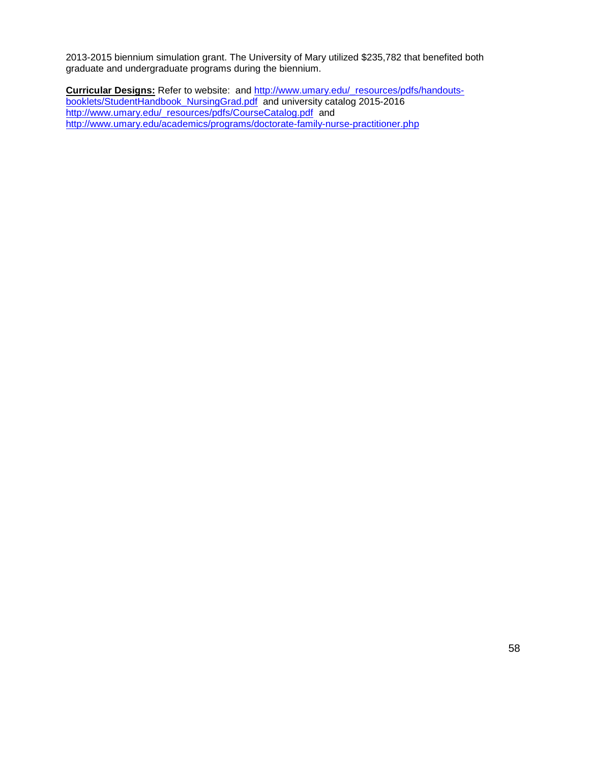2013-2015 biennium simulation grant. The University of Mary utilized $235,782 that benefited both graduate and undergraduate programs during the biennium.

**Curricular Designs:** Refer to website: and http://www.umary.edu/_resources/pdfs/handouts-booklets/StudentHandbook_NursingGrad.pdf and university catalog 2015-2016 http://www.umary.edu/_resources/pdfs/CourseCatalog.pdf and http://www.umary.edu/academics/programs/doctorate-family-nurse-practitioner.php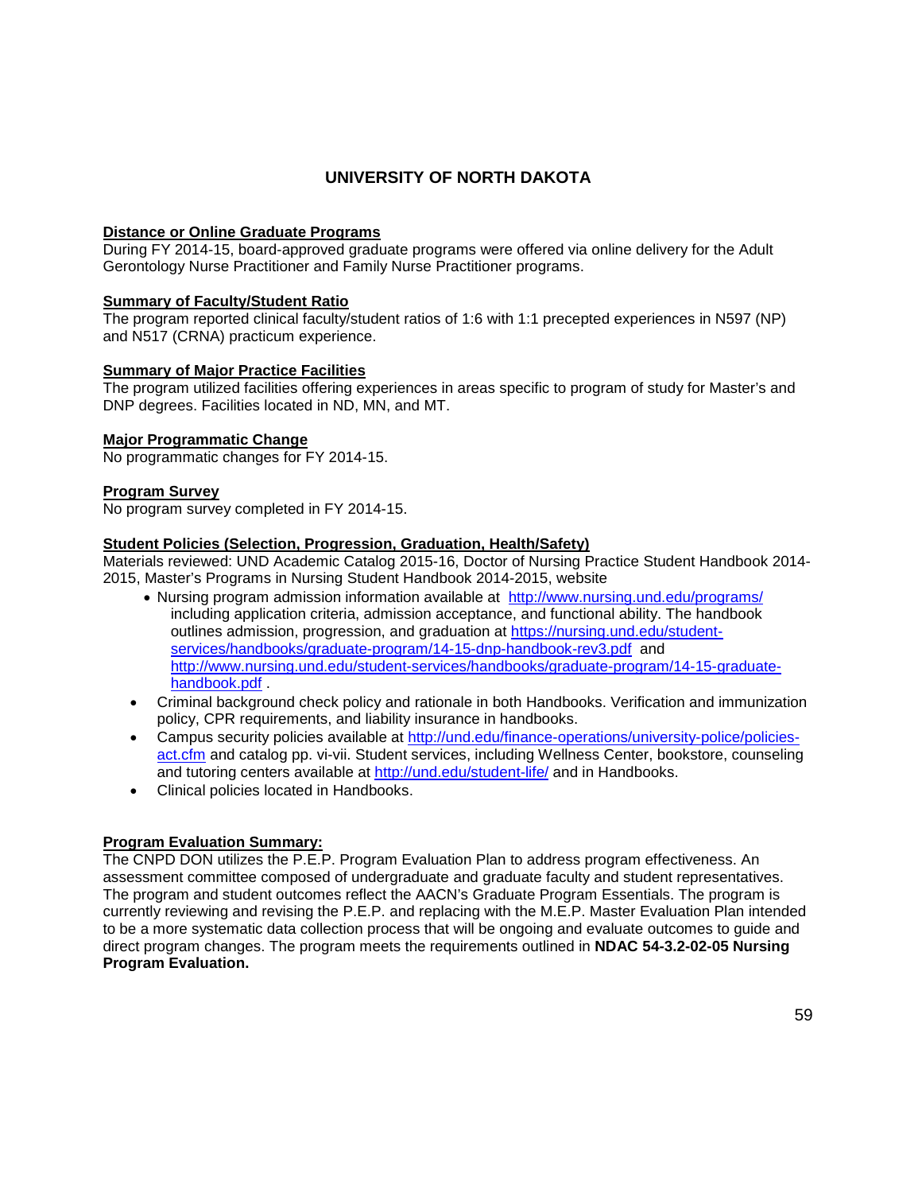## UNIVERSITY OF NORTH DAKOTA

**Distance or Online Graduate Programs**

During FY 2014-15, board-approved graduate programs were offered via online delivery for the Adult Gerontology Nurse Practitioner and Family Nurse Practitioner programs.

**Summary of Faculty/Student Ratio**

The program reported clinical faculty/student ratios of 1:6 with 1:1 precepted experiences in N597 (NP) and N517 (CRNA) practicum experience.

**Summary of Major Practice Facilities**

The program utilized facilities offering experiences in areas specific to program of study for Master's and DNP degrees. Facilities located in ND, MN, and MT.

**Major Programmatic Change**

No programmatic changes for FY 2014-15.

**Program Survey**

No program survey completed in FY 2014-15.

**Student Policies (Selection, Progression, Graduation, Health/Safety)**

Materials reviewed: UND Academic Catalog 2015-16, Doctor of Nursing Practice Student Handbook 2014-2015, Master's Programs in Nursing Student Handbook 2014-2015, website

- Nursing program admission information available at http://www.nursing.und.edu/programs/ including application criteria, admission acceptance, and functional ability. The handbook outlines admission, progression, and graduation at https://nursing.und.edu/student-services/handbooks/graduate-program/14-15-dnp-handbook-rev3.pdf and http://www.nursing.und.edu/student-services/handbooks/graduate-program/14-15-graduate-handbook.pdf .
- Criminal background check policy and rationale in both Handbooks. Verification and immunization policy, CPR requirements, and liability insurance in handbooks.
- Campus security policies available at http://und.edu/finance-operations/university-police/policies-act.cfm and catalog pp. vi-vii. Student services, including Wellness Center, bookstore, counseling and tutoring centers available at http://und.edu/student-life/ and in Handbooks.
- Clinical policies located in Handbooks.

**Program Evaluation Summary:**

The CNPD DON utilizes the P.E.P. Program Evaluation Plan to address program effectiveness. An assessment committee composed of undergraduate and graduate faculty and student representatives. The program and student outcomes reflect the AACN's Graduate Program Essentials. The program is currently reviewing and revising the P.E.P. and replacing with the M.E.P. Master Evaluation Plan intended to be a more systematic data collection process that will be ongoing and evaluate outcomes to guide and direct program changes. The program meets the requirements outlined in **NDAC 54-3.2-02-05 Nursing Program Evaluation.**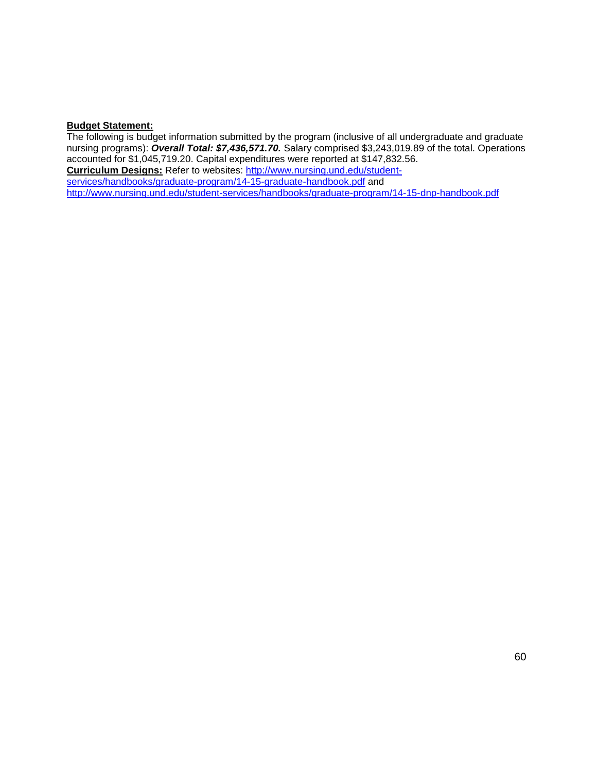**Budget Statement:**

The following is budget information submitted by the program (inclusive of all undergraduate and graduate nursing programs): ***Overall Total: $7,436,571.70.*** Salary comprised $3,243,019.89 of the total. Operations accounted for $1,045,719.20. Capital expenditures were reported at $147,832.56.

**Curriculum Designs:** Refer to websites: http://www.nursing.und.edu/student-services/handbooks/graduate-program/14-15-graduate-handbook.pdf and http://www.nursing.und.edu/student-services/handbooks/graduate-program/14-15-dnp-handbook.pdf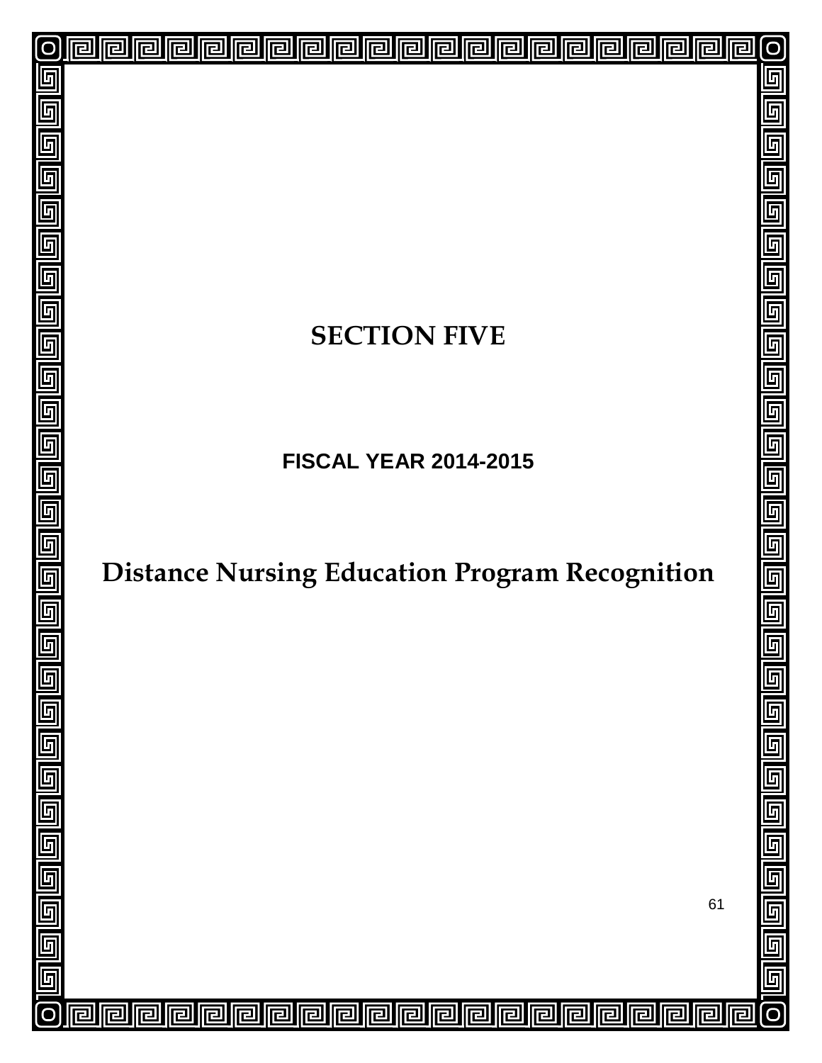# SECTION FIVE

## FISCAL YEAR 2014-2015

# Distance Nursing Education Program Recognition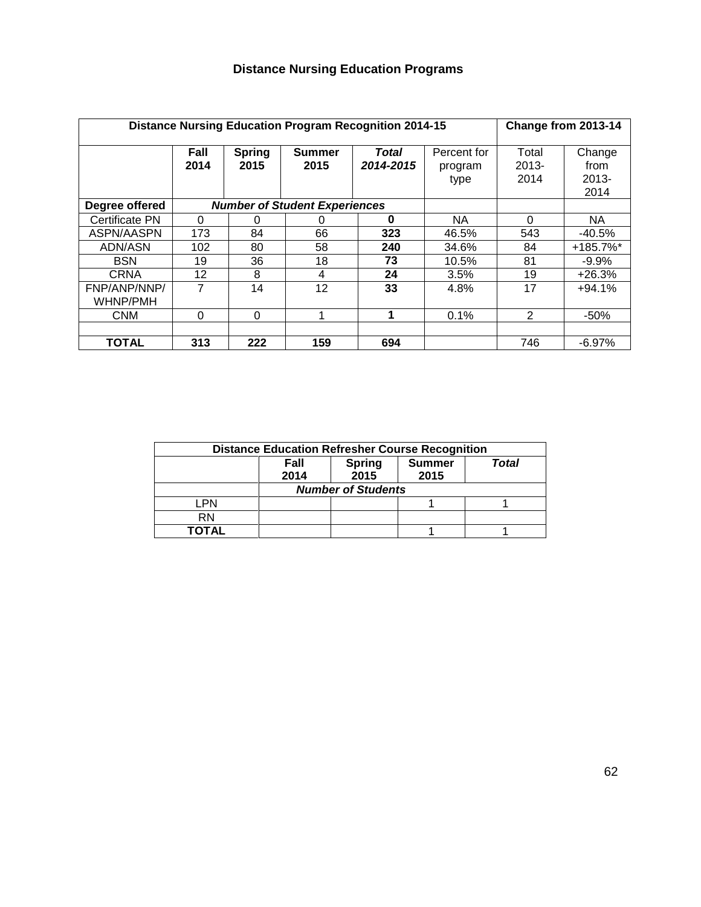# Distance Nursing Education Programs

| Distance Nursing Education Program Recognition 2014-15 | | | | | | Change from 2013-14 | |
|---|---|---|---|---|---|---|---|
| | **Fall 2014** | **Spring 2015** | **Summer 2015** | ***Total 2014-2015*** | Percent for program type | Total 2013-2014 | Change from 2013-2014 |
| **Degree offered** | ***Number of Student Experiences*** | | | | | | |
| Certificate PN | 0 | 0 | 0 | **0** | NA | 0 | NA |
| ASPN/AASPN | 173 | 84 | 66 | **323** | 46.5% | 543 | -40.5% |
| ADN/ASN | 102 | 80 | 58 | **240** | 34.6% | 84 | +185.7%* |
| BSN | 19 | 36 | 18 | **73** | 10.5% | 81 | -9.9% |
| CRNA | 12 | 8 | 4 | **24** | 3.5% | 19 | +26.3% |
| FNP/ANP/NNP/ WHNP/PMH | 7 | 14 | 12 | **33** | 4.8% | 17 | +94.1% |
| CNM | 0 | 0 | 1 | **1** | 0.1% | 2 | -50% |
| | | | | | | | |
| **TOTAL** | **313** | **222** | **159** | **694** | | 746 | -6.97% |

| Distance Education Refresher Course Recognition | | | | |
|---|---|---|---|---|
| | **Fall 2014** | **Spring 2015** | **Summer 2015** | ***Total*** |
| | ***Number of Students*** | | | |
| LPN | | | 1 | 1 |
| RN | | | | |
| **TOTAL** | | | 1 | 1 |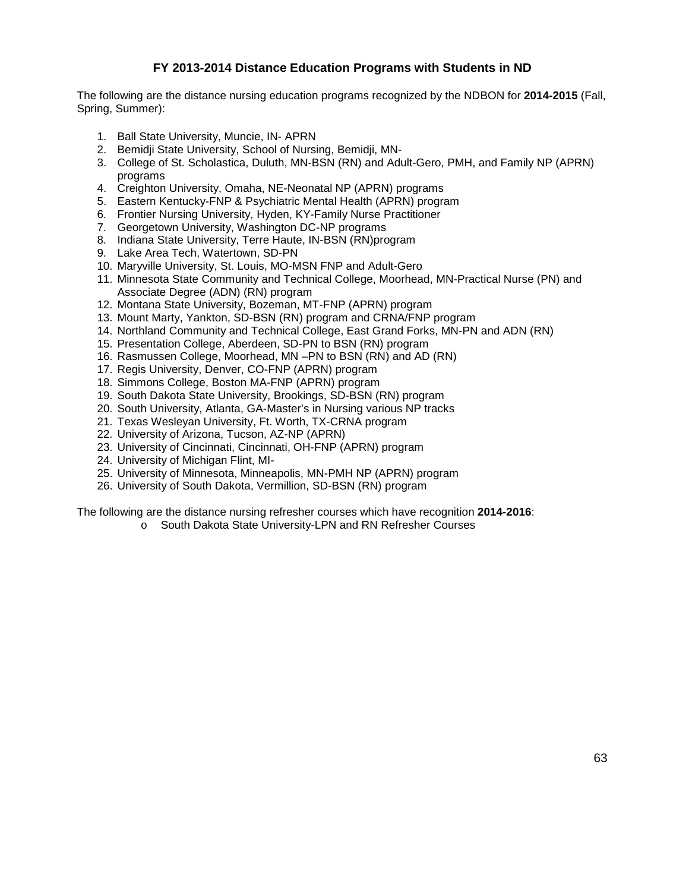### FY 2013-2014 Distance Education Programs with Students in ND

The following are the distance nursing education programs recognized by the NDBON for **2014-2015** (Fall, Spring, Summer):

1. Ball State University, Muncie, IN- APRN
2. Bemidji State University, School of Nursing, Bemidji, MN-
3. College of St. Scholastica, Duluth, MN-BSN (RN) and Adult-Gero, PMH, and Family NP (APRN) programs
4. Creighton University, Omaha, NE-Neonatal NP (APRN) programs
5. Eastern Kentucky-FNP & Psychiatric Mental Health (APRN) program
6. Frontier Nursing University, Hyden, KY-Family Nurse Practitioner
7. Georgetown University, Washington DC-NP programs
8. Indiana State University, Terre Haute, IN-BSN (RN)program
9. Lake Area Tech, Watertown, SD-PN
10. Maryville University, St. Louis, MO-MSN FNP and Adult-Gero
11. Minnesota State Community and Technical College, Moorhead, MN-Practical Nurse (PN) and Associate Degree (ADN) (RN) program
12. Montana State University, Bozeman, MT-FNP (APRN) program
13. Mount Marty, Yankton, SD-BSN (RN) program and CRNA/FNP program
14. Northland Community and Technical College, East Grand Forks, MN-PN and ADN (RN)
15. Presentation College, Aberdeen, SD-PN to BSN (RN) program
16. Rasmussen College, Moorhead, MN –PN to BSN (RN) and AD (RN)
17. Regis University, Denver, CO-FNP (APRN) program
18. Simmons College, Boston MA-FNP (APRN) program
19. South Dakota State University, Brookings, SD-BSN (RN) program
20. South University, Atlanta, GA-Master's in Nursing various NP tracks
21. Texas Wesleyan University, Ft. Worth, TX-CRNA program
22. University of Arizona, Tucson, AZ-NP (APRN)
23. University of Cincinnati, Cincinnati, OH-FNP (APRN) program
24. University of Michigan Flint, MI-
25. University of Minnesota, Minneapolis, MN-PMH NP (APRN) program
26. University of South Dakota, Vermillion, SD-BSN (RN) program

The following are the distance nursing refresher courses which have recognition **2014-2016**:

- South Dakota State University-LPN and RN Refresher Courses